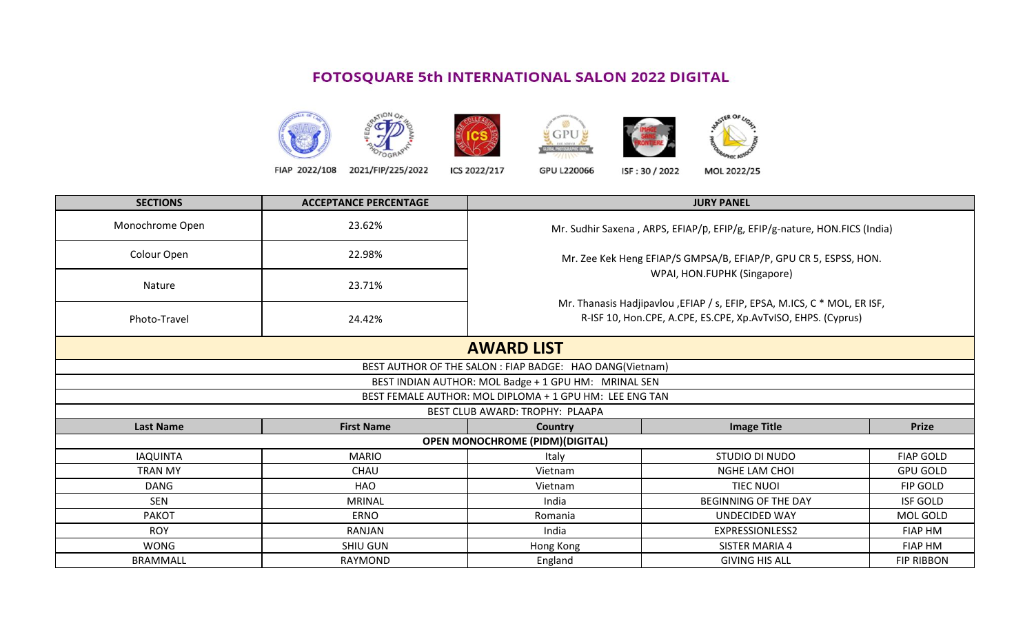# FOTOSQUARE 5th INTERNATIONAL SALON 2022 DIGITAL

FIAP 2022/108 | 2021/FIP/225/2022 | ICS 2022/217 | GPU L220066 | ISF : 30 / 2022 | MOL 2022/25

| SECTIONS | ACCEPTANCE PERCENTAGE | JURY PANEL |
|---|---|---|
| Monochrome Open | 23.62% | Mr. Sudhir Saxena , ARPS, EFIAP/p, EFIP/g, EFIP/g-nature, HON.FICS (India) |
| Colour Open | 22.98% | Mr. Zee Kek Heng EFIAP/S GMPSA/B, EFIAP/P, GPU CR 5, ESPSS, HON. WPAI, HON.FUPHK (Singapore) |
| Nature | 23.71% | |
| Photo-Travel | 24.42% | Mr. Thanasis Hadjipavlou ,EFIAP / s, EFIP, EPSA, M.ICS, C * MOL, ER ISF, R-ISF 10, Hon.CPE, A.CPE, ES.CPE, Xp.AvTvISO, EHPS. (Cyprus) |

## AWARD LIST

BEST AUTHOR OF THE SALON : FIAP BADGE: HAO DANG(Vietnam)

BEST INDIAN AUTHOR: MOL Badge + 1 GPU HM: MRINAL SEN

BEST FEMALE AUTHOR: MOL DIPLOMA + 1 GPU HM: LEE ENG TAN

BEST CLUB AWARD: TROPHY: PLAAPA

| Last Name | First Name | Country | Image Title | Prize |
|---|---|---|---|---|
| **OPEN MONOCHROME (PIDM)(DIGITAL)** | | | | |
| IAQUINTA | MARIO | Italy | STUDIO DI NUDO | FIAP GOLD |
| TRAN MY | CHAU | Vietnam | NGHE LAM CHOI | GPU GOLD |
| DANG | HAO | Vietnam | TIEC NUOI | FIP GOLD |
| SEN | MRINAL | India | BEGINNING OF THE DAY | ISF GOLD |
| PAKOT | ERNO | Romania | UNDECIDED WAY | MOL GOLD |
| ROY | RANJAN | India | EXPRESSIONLESS2 | FIAP HM |
| WONG | SHIU GUN | Hong Kong | SISTER MARIA 4 | FIAP HM |
| BRAMMALL | RAYMOND | England | GIVING HIS ALL | FIP RIBBON |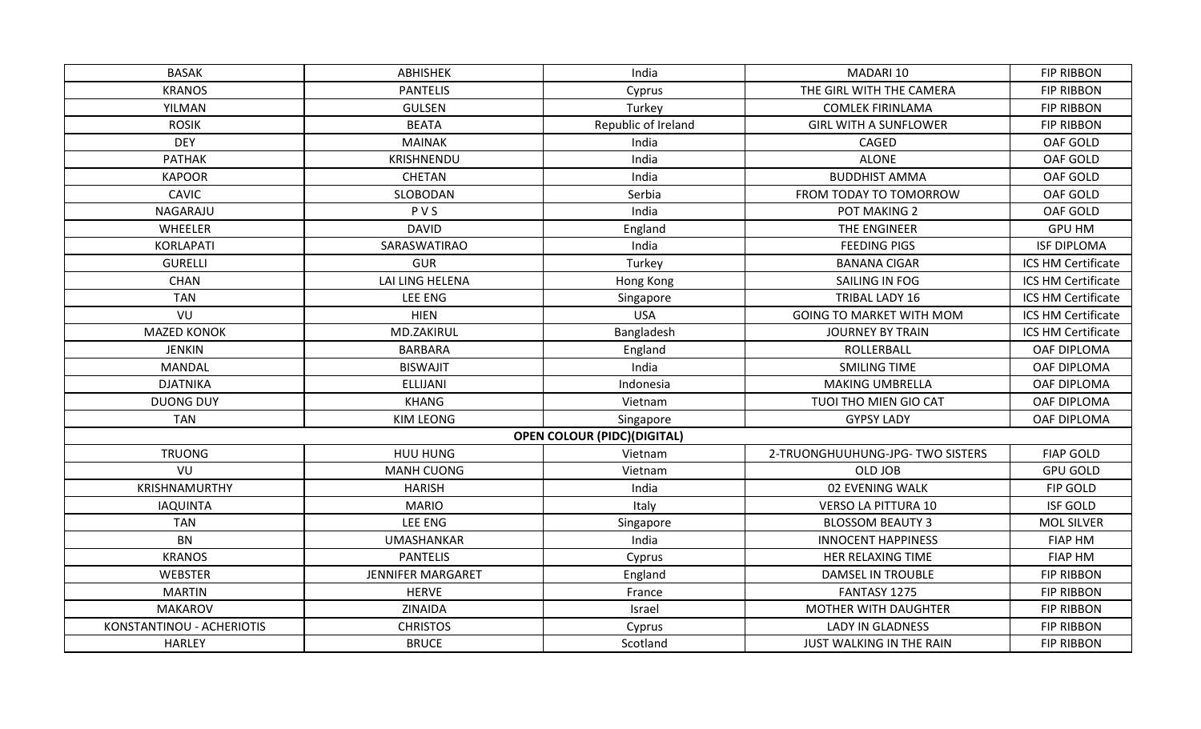| | | | | |
|---|---|---|---|---|
| BASAK | ABHISHEK | India | MADARI 10 | FIP RIBBON |
| KRANOS | PANTELIS | Cyprus | THE GIRL WITH THE CAMERA | FIP RIBBON |
| YILMAN | GULSEN | Turkey | COMLEK FIRINLAMA | FIP RIBBON |
| ROSIK | BEATA | Republic of Ireland | GIRL WITH A SUNFLOWER | FIP RIBBON |
| DEY | MAINAK | India | CAGED | OAF GOLD |
| PATHAK | KRISHNENDU | India | ALONE | OAF GOLD |
| KAPOOR | CHETAN | India | BUDDHIST AMMA | OAF GOLD |
| CAVIC | SLOBODAN | Serbia | FROM TODAY TO TOMORROW | OAF GOLD |
| NAGARAJU | P V S | India | POT MAKING 2 | OAF GOLD |
| WHEELER | DAVID | England | THE ENGINEER | GPU HM |
| KORLAPATI | SARASWATIRAO | India | FEEDING PIGS | ISF DIPLOMA |
| GURELLI | GUR | Turkey | BANANA CIGAR | ICS HM Certificate |
| CHAN | LAI LING HELENA | Hong Kong | SAILING IN FOG | ICS HM Certificate |
| TAN | LEE ENG | Singapore | TRIBAL LADY 16 | ICS HM Certificate |
| VU | HIEN | USA | GOING TO MARKET WITH MOM | ICS HM Certificate |
| MAZED KONOK | MD.ZAKIRUL | Bangladesh | JOURNEY BY TRAIN | ICS HM Certificate |
| JENKIN | BARBARA | England | ROLLERBALL | OAF DIPLOMA |
| MANDAL | BISWAJIT | India | SMILING TIME | OAF DIPLOMA |
| DJATNIKA | ELLIJANI | Indonesia | MAKING UMBRELLA | OAF DIPLOMA |
| DUONG DUY | KHANG | Vietnam | TUOI THO MIEN GIO CAT | OAF DIPLOMA |
| TAN | KIM LEONG | Singapore | GYPSY LADY | OAF DIPLOMA |
| **OPEN COLOUR (PIDC)(DIGITAL)** | | | | |
| TRUONG | HUU HUNG | Vietnam | 2-TRUONGHUUHUNG-JPG- TWO SISTERS | FIAP GOLD |
| VU | MANH CUONG | Vietnam | OLD JOB | GPU GOLD |
| KRISHNAMURTHY | HARISH | India | 02 EVENING WALK | FIP GOLD |
| IAQUINTA | MARIO | Italy | VERSO LA PITTURA 10 | ISF GOLD |
| TAN | LEE ENG | Singapore | BLOSSOM BEAUTY 3 | MOL SILVER |
| BN | UMASHANKAR | India | INNOCENT HAPPINESS | FIAP HM |
| KRANOS | PANTELIS | Cyprus | HER RELAXING TIME | FIAP HM |
| WEBSTER | JENNIFER MARGARET | England | DAMSEL IN TROUBLE | FIP RIBBON |
| MARTIN | HERVE | France | FANTASY 1275 | FIP RIBBON |
| MAKAROV | ZINAIDA | Israel | MOTHER WITH DAUGHTER | FIP RIBBON |
| KONSTANTINOU - ACHERIOTIS | CHRISTOS | Cyprus | LADY IN GLADNESS | FIP RIBBON |
| HARLEY | BRUCE | Scotland | JUST WALKING IN THE RAIN | FIP RIBBON |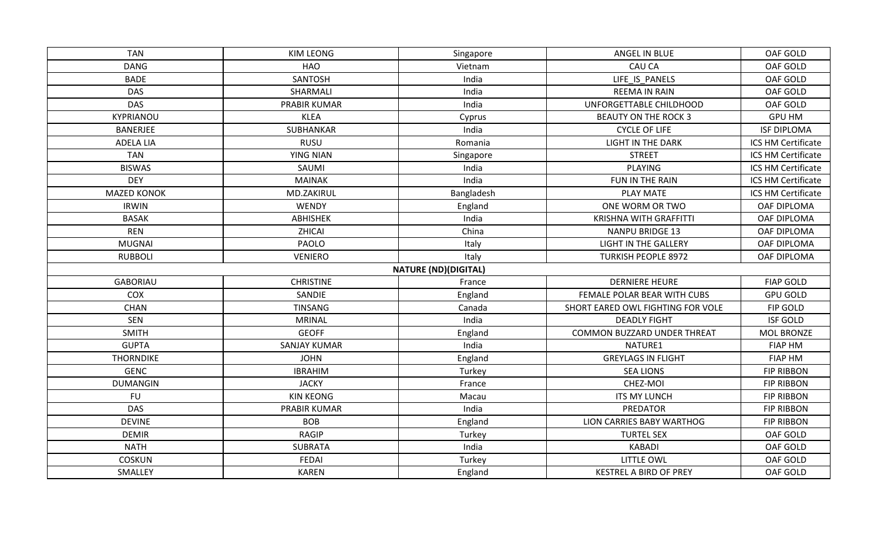| TAN | KIM LEONG | Singapore | ANGEL IN BLUE | OAF GOLD |
|---|---|---|---|---|
| DANG | HAO | Vietnam | CAU CA | OAF GOLD |
| BADE | SANTOSH | India | LIFE_IS_PANELS | OAF GOLD |
| DAS | SHARMALI | India | REEMA IN RAIN | OAF GOLD |
| DAS | PRABIR KUMAR | India | UNFORGETTABLE CHILDHOOD | OAF GOLD |
| KYPRIANOU | KLEA | Cyprus | BEAUTY ON THE ROCK 3 | GPU HM |
| BANERJEE | SUBHANKAR | India | CYCLE OF LIFE | ISF DIPLOMA |
| ADELA LIA | RUSU | Romania | LIGHT IN THE DARK | ICS HM Certificate |
| TAN | YING NIAN | Singapore | STREET | ICS HM Certificate |
| BISWAS | SAUMI | India | PLAYING | ICS HM Certificate |
| DEY | MAINAK | India | FUN IN THE RAIN | ICS HM Certificate |
| MAZED KONOK | MD.ZAKIRUL | Bangladesh | PLAY MATE | ICS HM Certificate |
| IRWIN | WENDY | England | ONE WORM OR TWO | OAF DIPLOMA |
| BASAK | ABHISHEK | India | KRISHNA WITH GRAFFITTI | OAF DIPLOMA |
| REN | ZHICAI | China | NANPU BRIDGE 13 | OAF DIPLOMA |
| MUGNAI | PAOLO | Italy | LIGHT IN THE GALLERY | OAF DIPLOMA |
| RUBBOLI | VENIERO | Italy | TURKISH PEOPLE 8972 | OAF DIPLOMA |
| | | **NATURE (ND)(DIGITAL)** | | |
| GABORIAU | CHRISTINE | France | DERNIERE HEURE | FIAP GOLD |
| COX | SANDIE | England | FEMALE POLAR BEAR WITH CUBS | GPU GOLD |
| CHAN | TINSANG | Canada | SHORT EARED OWL FIGHTING FOR VOLE | FIP GOLD |
| SEN | MRINAL | India | DEADLY FIGHT | ISF GOLD |
| SMITH | GEOFF | England | COMMON BUZZARD UNDER THREAT | MOL BRONZE |
| GUPTA | SANJAY KUMAR | India | NATURE1 | FIAP HM |
| THORNDIKE | JOHN | England | GREYLAGS IN FLIGHT | FIAP HM |
| GENC | IBRAHIM | Turkey | SEA LIONS | FIP RIBBON |
| DUMANGIN | JACKY | France | CHEZ-MOI | FIP RIBBON |
| FU | KIN KEONG | Macau | ITS MY LUNCH | FIP RIBBON |
| DAS | PRABIR KUMAR | India | PREDATOR | FIP RIBBON |
| DEVINE | BOB | England | LION CARRIES BABY WARTHOG | FIP RIBBON |
| DEMIR | RAGIP | Turkey | TURTEL SEX | OAF GOLD |
| NATH | SUBRATA | India | KABADI | OAF GOLD |
| COSKUN | FEDAI | Turkey | LITTLE OWL | OAF GOLD |
| SMALLEY | KAREN | England | KESTREL A BIRD OF PREY | OAF GOLD |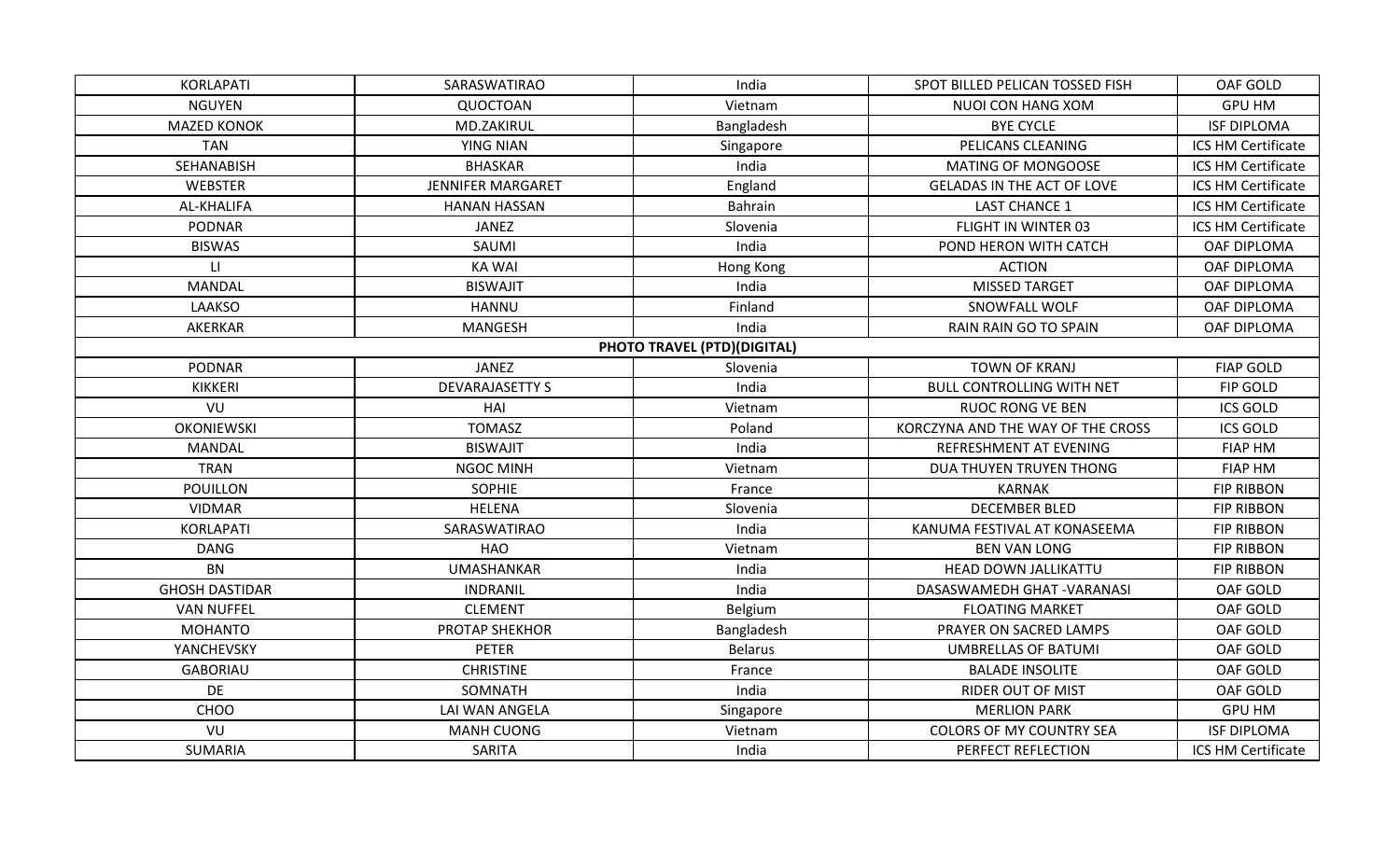| KORLAPATI | SARASWATIRAO | India | SPOT BILLED PELICAN TOSSED FISH | OAF GOLD |
|---|---|---|---|---|
| NGUYEN | QUOCTOAN | Vietnam | NUOI CON HANG XOM | GPU HM |
| MAZED KONOK | MD.ZAKIRUL | Bangladesh | BYE CYCLE | ISF DIPLOMA |
| TAN | YING NIAN | Singapore | PELICANS CLEANING | ICS HM Certificate |
| SEHANABISH | BHASKAR | India | MATING OF MONGOOSE | ICS HM Certificate |
| WEBSTER | JENNIFER MARGARET | England | GELADAS IN THE ACT OF LOVE | ICS HM Certificate |
| AL-KHALIFA | HANAN HASSAN | Bahrain | LAST CHANCE 1 | ICS HM Certificate |
| PODNAR | JANEZ | Slovenia | FLIGHT IN WINTER 03 | ICS HM Certificate |
| BISWAS | SAUMI | India | POND HERON WITH CATCH | OAF DIPLOMA |
| LI | KA WAI | Hong Kong | ACTION | OAF DIPLOMA |
| MANDAL | BISWAJIT | India | MISSED TARGET | OAF DIPLOMA |
| LAAKSO | HANNU | Finland | SNOWFALL WOLF | OAF DIPLOMA |
| AKERKAR | MANGESH | India | RAIN RAIN GO TO SPAIN | OAF DIPLOMA |
| | | **PHOTO TRAVEL (PTD)(DIGITAL)** | | |
| PODNAR | JANEZ | Slovenia | TOWN OF KRANJ | FIAP GOLD |
| KIKKERI | DEVARAJASETTY S | India | BULL CONTROLLING WITH NET | FIP GOLD |
| VU | HAI | Vietnam | RUOC RONG VE BEN | ICS GOLD |
| OKONIEWSKI | TOMASZ | Poland | KORCZYNA AND THE WAY OF THE CROSS | ICS GOLD |
| MANDAL | BISWAJIT | India | REFRESHMENT AT EVENING | FIAP HM |
| TRAN | NGOC MINH | Vietnam | DUA THUYEN TRUYEN THONG | FIAP HM |
| POUILLON | SOPHIE | France | KARNAK | FIP RIBBON |
| VIDMAR | HELENA | Slovenia | DECEMBER BLED | FIP RIBBON |
| KORLAPATI | SARASWATIRAO | India | KANUMA FESTIVAL AT KONASEEMA | FIP RIBBON |
| DANG | HAO | Vietnam | BEN VAN LONG | FIP RIBBON |
| BN | UMASHANKAR | India | HEAD DOWN JALLIKATTU | FIP RIBBON |
| GHOSH DASTIDAR | INDRANIL | India | DASASWAMEDH GHAT -VARANASI | OAF GOLD |
| VAN NUFFEL | CLEMENT | Belgium | FLOATING MARKET | OAF GOLD |
| MOHANTO | PROTAP SHEKHOR | Bangladesh | PRAYER ON SACRED LAMPS | OAF GOLD |
| YANCHEVSKY | PETER | Belarus | UMBRELLAS OF BATUMI | OAF GOLD |
| GABORIAU | CHRISTINE | France | BALADE INSOLITE | OAF GOLD |
| DE | SOMNATH | India | RIDER OUT OF MIST | OAF GOLD |
| CHOO | LAI WAN ANGELA | Singapore | MERLION PARK | GPU HM |
| VU | MANH CUONG | Vietnam | COLORS OF MY COUNTRY SEA | ISF DIPLOMA |
| SUMARIA | SARITA | India | PERFECT REFLECTION | ICS HM Certificate |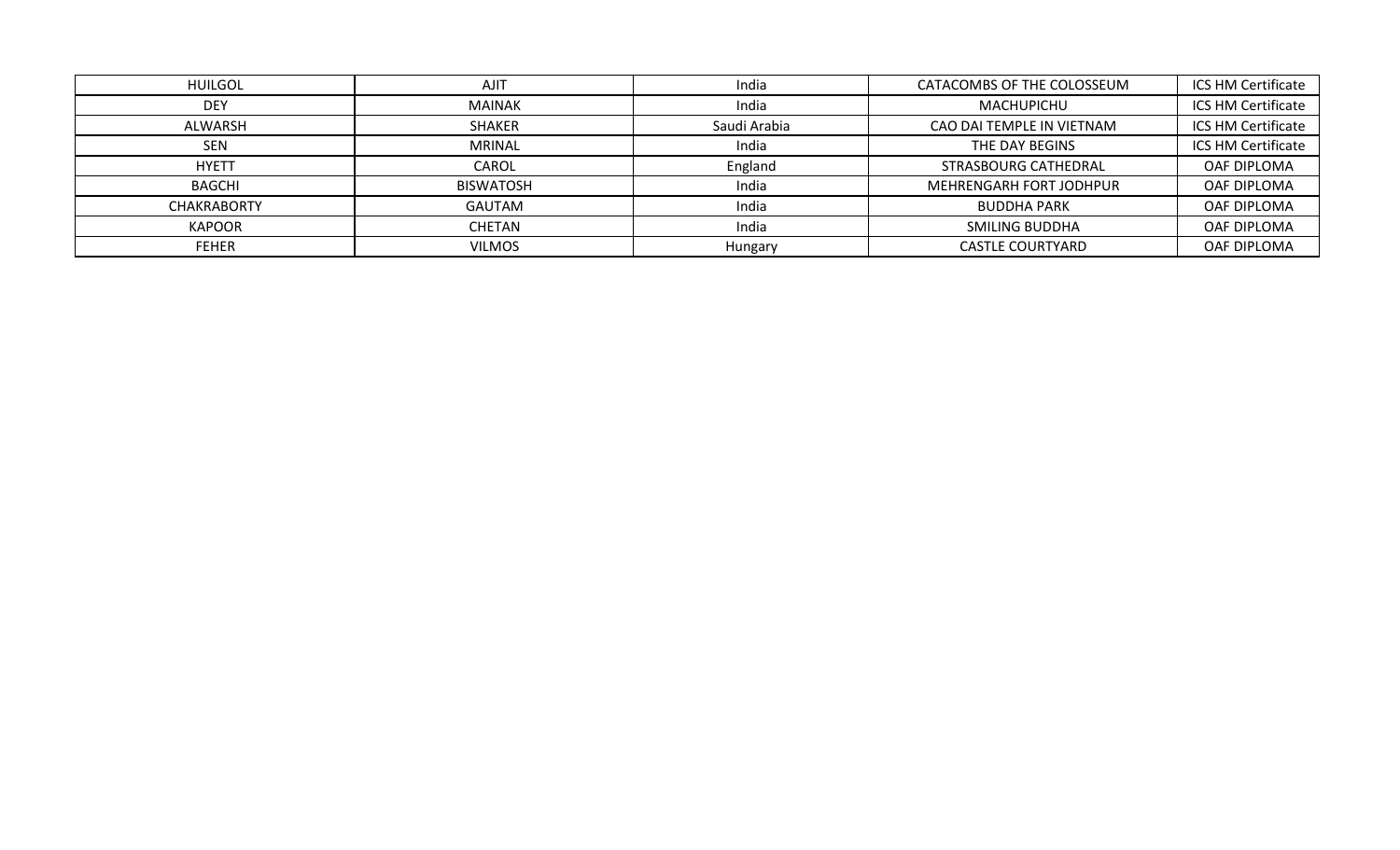| | | | | |
|---|---|---|---|---|
| HUILGOL | AJIT | India | CATACOMBS OF THE COLOSSEUM | ICS HM Certificate |
| DEY | MAINAK | India | MACHUPICHU | ICS HM Certificate |
| ALWARSH | SHAKER | Saudi Arabia | CAO DAI TEMPLE IN VIETNAM | ICS HM Certificate |
| SEN | MRINAL | India | THE DAY BEGINS | ICS HM Certificate |
| HYETT | CAROL | England | STRASBOURG CATHEDRAL | OAF DIPLOMA |
| BAGCHI | BISWATOSH | India | MEHRENGARH FORT JODHPUR | OAF DIPLOMA |
| CHAKRABORTY | GAUTAM | India | BUDDHA PARK | OAF DIPLOMA |
| KAPOOR | CHETAN | India | SMILING BUDDHA | OAF DIPLOMA |
| FEHER | VILMOS | Hungary | CASTLE COURTYARD | OAF DIPLOMA |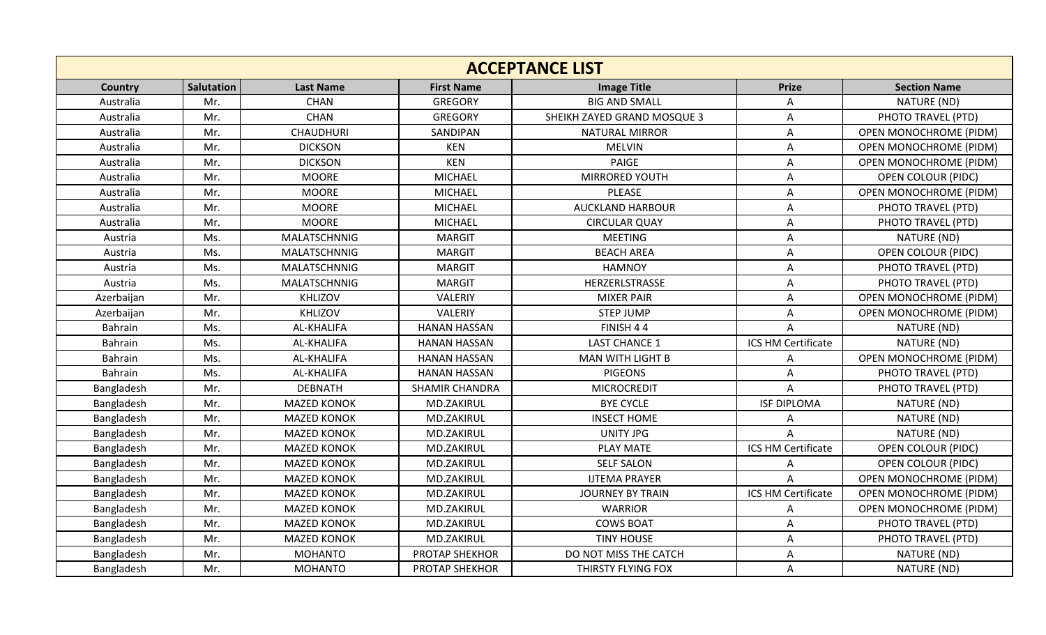## ACCEPTANCE LIST

| Country | Salutation | Last Name | First Name | Image Title | Prize | Section Name |
|---|---|---|---|---|---|---|
| Australia | Mr. | CHAN | GREGORY | BIG AND SMALL | A | NATURE (ND) |
| Australia | Mr. | CHAN | GREGORY | SHEIKH ZAYED GRAND MOSQUE 3 | A | PHOTO TRAVEL (PTD) |
| Australia | Mr. | CHAUDHURI | SANDIPAN | NATURAL MIRROR | A | OPEN MONOCHROME (PIDM) |
| Australia | Mr. | DICKSON | KEN | MELVIN | A | OPEN MONOCHROME (PIDM) |
| Australia | Mr. | DICKSON | KEN | PAIGE | A | OPEN MONOCHROME (PIDM) |
| Australia | Mr. | MOORE | MICHAEL | MIRRORED YOUTH | A | OPEN COLOUR (PIDC) |
| Australia | Mr. | MOORE | MICHAEL | PLEASE | A | OPEN MONOCHROME (PIDM) |
| Australia | Mr. | MOORE | MICHAEL | AUCKLAND HARBOUR | A | PHOTO TRAVEL (PTD) |
| Australia | Mr. | MOORE | MICHAEL | CIRCULAR QUAY | A | PHOTO TRAVEL (PTD) |
| Austria | Ms. | MALATSCHNNIG | MARGIT | MEETING | A | NATURE (ND) |
| Austria | Ms. | MALATSCHNNIG | MARGIT | BEACH AREA | A | OPEN COLOUR (PIDC) |
| Austria | Ms. | MALATSCHNNIG | MARGIT | HAMNOY | A | PHOTO TRAVEL (PTD) |
| Austria | Ms. | MALATSCHNNIG | MARGIT | HERZERLSTRASSE | A | PHOTO TRAVEL (PTD) |
| Azerbaijan | Mr. | KHLIZOV | VALERIY | MIXER PAIR | A | OPEN MONOCHROME (PIDM) |
| Azerbaijan | Mr. | KHLIZOV | VALERIY | STEP JUMP | A | OPEN MONOCHROME (PIDM) |
| Bahrain | Ms. | AL-KHALIFA | HANAN HASSAN | FINISH 4 4 | A | NATURE (ND) |
| Bahrain | Ms. | AL-KHALIFA | HANAN HASSAN | LAST CHANCE 1 | ICS HM Certificate | NATURE (ND) |
| Bahrain | Ms. | AL-KHALIFA | HANAN HASSAN | MAN WITH LIGHT B | A | OPEN MONOCHROME (PIDM) |
| Bahrain | Ms. | AL-KHALIFA | HANAN HASSAN | PIGEONS | A | PHOTO TRAVEL (PTD) |
| Bangladesh | Mr. | DEBNATH | SHAMIR CHANDRA | MICROCREDIT | A | PHOTO TRAVEL (PTD) |
| Bangladesh | Mr. | MAZED KONOK | MD.ZAKIRUL | BYE CYCLE | ISF DIPLOMA | NATURE (ND) |
| Bangladesh | Mr. | MAZED KONOK | MD.ZAKIRUL | INSECT HOME | A | NATURE (ND) |
| Bangladesh | Mr. | MAZED KONOK | MD.ZAKIRUL | UNITY JPG | A | NATURE (ND) |
| Bangladesh | Mr. | MAZED KONOK | MD.ZAKIRUL | PLAY MATE | ICS HM Certificate | OPEN COLOUR (PIDC) |
| Bangladesh | Mr. | MAZED KONOK | MD.ZAKIRUL | SELF SALON | A | OPEN COLOUR (PIDC) |
| Bangladesh | Mr. | MAZED KONOK | MD.ZAKIRUL | IJTEMA PRAYER | A | OPEN MONOCHROME (PIDM) |
| Bangladesh | Mr. | MAZED KONOK | MD.ZAKIRUL | JOURNEY BY TRAIN | ICS HM Certificate | OPEN MONOCHROME (PIDM) |
| Bangladesh | Mr. | MAZED KONOK | MD.ZAKIRUL | WARRIOR | A | OPEN MONOCHROME (PIDM) |
| Bangladesh | Mr. | MAZED KONOK | MD.ZAKIRUL | COWS BOAT | A | PHOTO TRAVEL (PTD) |
| Bangladesh | Mr. | MAZED KONOK | MD.ZAKIRUL | TINY HOUSE | A | PHOTO TRAVEL (PTD) |
| Bangladesh | Mr. | MOHANTO | PROTAP SHEKHOR | DO NOT MISS THE CATCH | A | NATURE (ND) |
| Bangladesh | Mr. | MOHANTO | PROTAP SHEKHOR | THIRSTY FLYING FOX | A | NATURE (ND) |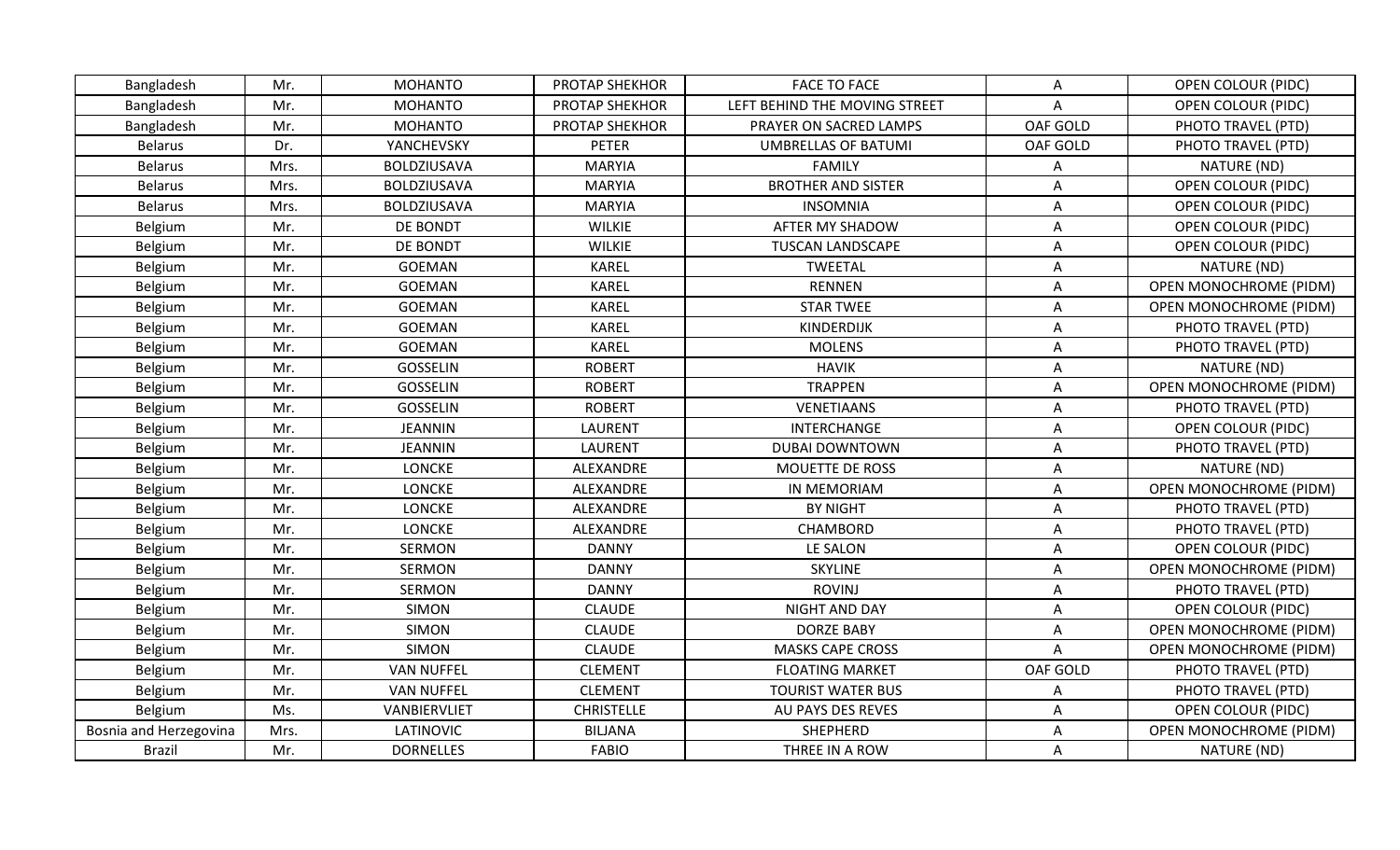| Bangladesh | Mr. | MOHANTO | PROTAP SHEKHOR | FACE TO FACE | A | OPEN COLOUR (PIDC) |
|---|---|---|---|---|---|---|
| Bangladesh | Mr. | MOHANTO | PROTAP SHEKHOR | LEFT BEHIND THE MOVING STREET | A | OPEN COLOUR (PIDC) |
| Bangladesh | Mr. | MOHANTO | PROTAP SHEKHOR | PRAYER ON SACRED LAMPS | OAF GOLD | PHOTO TRAVEL (PTD) |
| Belarus | Dr. | YANCHEVSKY | PETER | UMBRELLAS OF BATUMI | OAF GOLD | PHOTO TRAVEL (PTD) |
| Belarus | Mrs. | BOLDZIUSAVA | MARYIA | FAMILY | A | NATURE (ND) |
| Belarus | Mrs. | BOLDZIUSAVA | MARYIA | BROTHER AND SISTER | A | OPEN COLOUR (PIDC) |
| Belarus | Mrs. | BOLDZIUSAVA | MARYIA | INSOMNIA | A | OPEN COLOUR (PIDC) |
| Belgium | Mr. | DE BONDT | WILKIE | AFTER MY SHADOW | A | OPEN COLOUR (PIDC) |
| Belgium | Mr. | DE BONDT | WILKIE | TUSCAN LANDSCAPE | A | OPEN COLOUR (PIDC) |
| Belgium | Mr. | GOEMAN | KAREL | TWEETAL | A | NATURE (ND) |
| Belgium | Mr. | GOEMAN | KAREL | RENNEN | A | OPEN MONOCHROME (PIDM) |
| Belgium | Mr. | GOEMAN | KAREL | STAR TWEE | A | OPEN MONOCHROME (PIDM) |
| Belgium | Mr. | GOEMAN | KAREL | KINDERDIJK | A | PHOTO TRAVEL (PTD) |
| Belgium | Mr. | GOEMAN | KAREL | MOLENS | A | PHOTO TRAVEL (PTD) |
| Belgium | Mr. | GOSSELIN | ROBERT | HAVIK | A | NATURE (ND) |
| Belgium | Mr. | GOSSELIN | ROBERT | TRAPPEN | A | OPEN MONOCHROME (PIDM) |
| Belgium | Mr. | GOSSELIN | ROBERT | VENETIAANS | A | PHOTO TRAVEL (PTD) |
| Belgium | Mr. | JEANNIN | LAURENT | INTERCHANGE | A | OPEN COLOUR (PIDC) |
| Belgium | Mr. | JEANNIN | LAURENT | DUBAI DOWNTOWN | A | PHOTO TRAVEL (PTD) |
| Belgium | Mr. | LONCKE | ALEXANDRE | MOUETTE DE ROSS | A | NATURE (ND) |
| Belgium | Mr. | LONCKE | ALEXANDRE | IN MEMORIAM | A | OPEN MONOCHROME (PIDM) |
| Belgium | Mr. | LONCKE | ALEXANDRE | BY NIGHT | A | PHOTO TRAVEL (PTD) |
| Belgium | Mr. | LONCKE | ALEXANDRE | CHAMBORD | A | PHOTO TRAVEL (PTD) |
| Belgium | Mr. | SERMON | DANNY | LE SALON | A | OPEN COLOUR (PIDC) |
| Belgium | Mr. | SERMON | DANNY | SKYLINE | A | OPEN MONOCHROME (PIDM) |
| Belgium | Mr. | SERMON | DANNY | ROVINJ | A | PHOTO TRAVEL (PTD) |
| Belgium | Mr. | SIMON | CLAUDE | NIGHT AND DAY | A | OPEN COLOUR (PIDC) |
| Belgium | Mr. | SIMON | CLAUDE | DORZE BABY | A | OPEN MONOCHROME (PIDM) |
| Belgium | Mr. | SIMON | CLAUDE | MASKS CAPE CROSS | A | OPEN MONOCHROME (PIDM) |
| Belgium | Mr. | VAN NUFFEL | CLEMENT | FLOATING MARKET | OAF GOLD | PHOTO TRAVEL (PTD) |
| Belgium | Mr. | VAN NUFFEL | CLEMENT | TOURIST WATER BUS | A | PHOTO TRAVEL (PTD) |
| Belgium | Ms. | VANBIERVLIET | CHRISTELLE | AU PAYS DES REVES | A | OPEN COLOUR (PIDC) |
| Bosnia and Herzegovina | Mrs. | LATINOVIC | BILJANA | SHEPHERD | A | OPEN MONOCHROME (PIDM) |
| Brazil | Mr. | DORNELLES | FABIO | THREE IN A ROW | A | NATURE (ND) |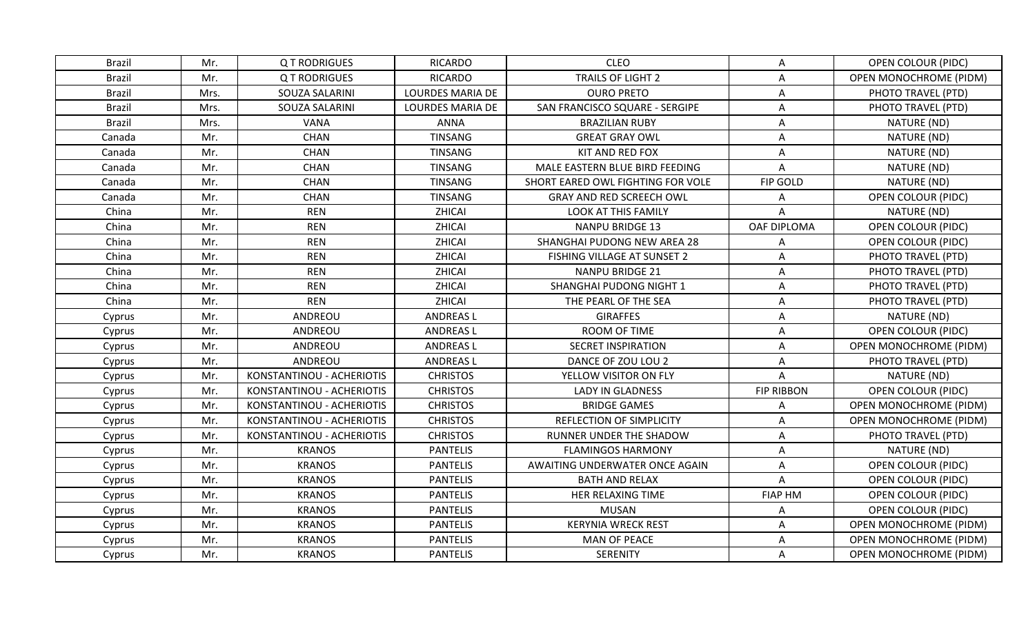| Brazil | Mr. | Q T RODRIGUES | RICARDO | CLEO | A | OPEN COLOUR (PIDC) |
|---|---|---|---|---|---|---|
| Brazil | Mr. | Q T RODRIGUES | RICARDO | TRAILS OF LIGHT 2 | A | OPEN MONOCHROME (PIDM) |
| Brazil | Mrs. | SOUZA SALARINI | LOURDES MARIA DE | OURO PRETO | A | PHOTO TRAVEL (PTD) |
| Brazil | Mrs. | SOUZA SALARINI | LOURDES MARIA DE | SAN FRANCISCO SQUARE - SERGIPE | A | PHOTO TRAVEL (PTD) |
| Brazil | Mrs. | VANA | ANNA | BRAZILIAN RUBY | A | NATURE (ND) |
| Canada | Mr. | CHAN | TINSANG | GREAT GRAY OWL | A | NATURE (ND) |
| Canada | Mr. | CHAN | TINSANG | KIT AND RED FOX | A | NATURE (ND) |
| Canada | Mr. | CHAN | TINSANG | MALE EASTERN BLUE BIRD FEEDING | A | NATURE (ND) |
| Canada | Mr. | CHAN | TINSANG | SHORT EARED OWL FIGHTING FOR VOLE | FIP GOLD | NATURE (ND) |
| Canada | Mr. | CHAN | TINSANG | GRAY AND RED SCREECH OWL | A | OPEN COLOUR (PIDC) |
| China | Mr. | REN | ZHICAI | LOOK AT THIS FAMILY | A | NATURE (ND) |
| China | Mr. | REN | ZHICAI | NANPU BRIDGE 13 | OAF DIPLOMA | OPEN COLOUR (PIDC) |
| China | Mr. | REN | ZHICAI | SHANGHAI PUDONG NEW AREA 28 | A | OPEN COLOUR (PIDC) |
| China | Mr. | REN | ZHICAI | FISHING VILLAGE AT SUNSET 2 | A | PHOTO TRAVEL (PTD) |
| China | Mr. | REN | ZHICAI | NANPU BRIDGE 21 | A | PHOTO TRAVEL (PTD) |
| China | Mr. | REN | ZHICAI | SHANGHAI PUDONG NIGHT 1 | A | PHOTO TRAVEL (PTD) |
| China | Mr. | REN | ZHICAI | THE PEARL OF THE SEA | A | PHOTO TRAVEL (PTD) |
| Cyprus | Mr. | ANDREOU | ANDREAS L | GIRAFFES | A | NATURE (ND) |
| Cyprus | Mr. | ANDREOU | ANDREAS L | ROOM OF TIME | A | OPEN COLOUR (PIDC) |
| Cyprus | Mr. | ANDREOU | ANDREAS L | SECRET INSPIRATION | A | OPEN MONOCHROME (PIDM) |
| Cyprus | Mr. | ANDREOU | ANDREAS L | DANCE OF ZOU LOU 2 | A | PHOTO TRAVEL (PTD) |
| Cyprus | Mr. | KONSTANTINOU - ACHERIOTIS | CHRISTOS | YELLOW VISITOR ON FLY | A | NATURE (ND) |
| Cyprus | Mr. | KONSTANTINOU - ACHERIOTIS | CHRISTOS | LADY IN GLADNESS | FIP RIBBON | OPEN COLOUR (PIDC) |
| Cyprus | Mr. | KONSTANTINOU - ACHERIOTIS | CHRISTOS | BRIDGE GAMES | A | OPEN MONOCHROME (PIDM) |
| Cyprus | Mr. | KONSTANTINOU - ACHERIOTIS | CHRISTOS | REFLECTION OF SIMPLICITY | A | OPEN MONOCHROME (PIDM) |
| Cyprus | Mr. | KONSTANTINOU - ACHERIOTIS | CHRISTOS | RUNNER UNDER THE SHADOW | A | PHOTO TRAVEL (PTD) |
| Cyprus | Mr. | KRANOS | PANTELIS | FLAMINGOS HARMONY | A | NATURE (ND) |
| Cyprus | Mr. | KRANOS | PANTELIS | AWAITING UNDERWATER ONCE AGAIN | A | OPEN COLOUR (PIDC) |
| Cyprus | Mr. | KRANOS | PANTELIS | BATH AND RELAX | A | OPEN COLOUR (PIDC) |
| Cyprus | Mr. | KRANOS | PANTELIS | HER RELAXING TIME | FIAP HM | OPEN COLOUR (PIDC) |
| Cyprus | Mr. | KRANOS | PANTELIS | MUSAN | A | OPEN COLOUR (PIDC) |
| Cyprus | Mr. | KRANOS | PANTELIS | KERYNIA WRECK REST | A | OPEN MONOCHROME (PIDM) |
| Cyprus | Mr. | KRANOS | PANTELIS | MAN OF PEACE | A | OPEN MONOCHROME (PIDM) |
| Cyprus | Mr. | KRANOS | PANTELIS | SERENITY | A | OPEN MONOCHROME (PIDM) |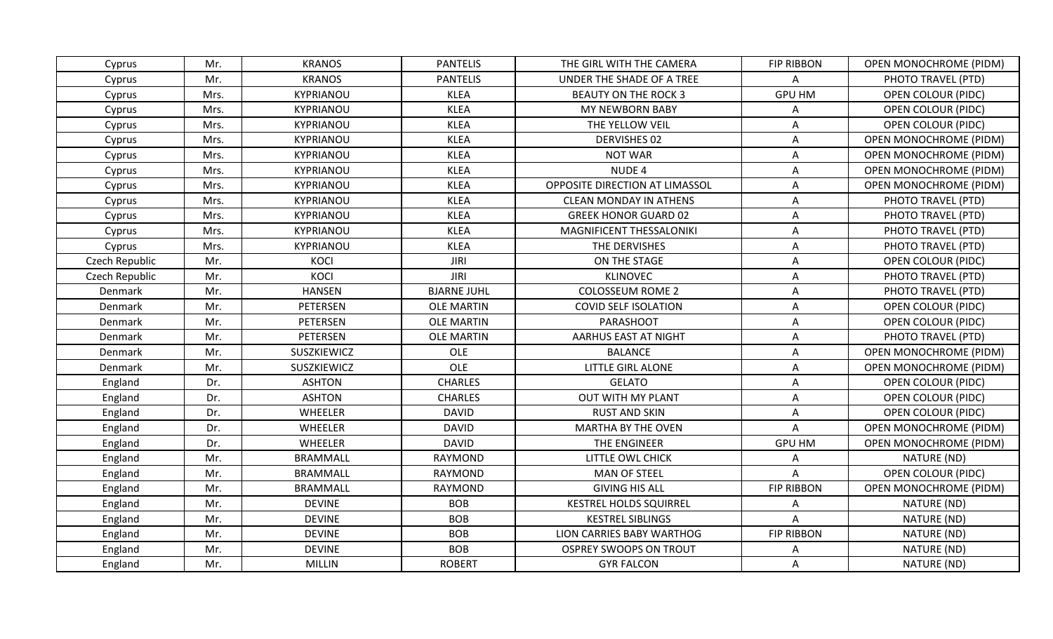| Cyprus | Mr. | KRANOS | PANTELIS | THE GIRL WITH THE CAMERA | FIP RIBBON | OPEN MONOCHROME (PIDM) |
|---|---|---|---|---|---|---|
| Cyprus | Mr. | KRANOS | PANTELIS | UNDER THE SHADE OF A TREE | A | PHOTO TRAVEL (PTD) |
| Cyprus | Mrs. | KYPRIANOU | KLEA | BEAUTY ON THE ROCK 3 | GPU HM | OPEN COLOUR (PIDC) |
| Cyprus | Mrs. | KYPRIANOU | KLEA | MY NEWBORN BABY | A | OPEN COLOUR (PIDC) |
| Cyprus | Mrs. | KYPRIANOU | KLEA | THE YELLOW VEIL | A | OPEN COLOUR (PIDC) |
| Cyprus | Mrs. | KYPRIANOU | KLEA | DERVISHES 02 | A | OPEN MONOCHROME (PIDM) |
| Cyprus | Mrs. | KYPRIANOU | KLEA | NOT WAR | A | OPEN MONOCHROME (PIDM) |
| Cyprus | Mrs. | KYPRIANOU | KLEA | NUDE 4 | A | OPEN MONOCHROME (PIDM) |
| Cyprus | Mrs. | KYPRIANOU | KLEA | OPPOSITE DIRECTION AT LIMASSOL | A | OPEN MONOCHROME (PIDM) |
| Cyprus | Mrs. | KYPRIANOU | KLEA | CLEAN MONDAY IN ATHENS | A | PHOTO TRAVEL (PTD) |
| Cyprus | Mrs. | KYPRIANOU | KLEA | GREEK HONOR GUARD 02 | A | PHOTO TRAVEL (PTD) |
| Cyprus | Mrs. | KYPRIANOU | KLEA | MAGNIFICENT THESSALONIKI | A | PHOTO TRAVEL (PTD) |
| Cyprus | Mrs. | KYPRIANOU | KLEA | THE DERVISHES | A | PHOTO TRAVEL (PTD) |
| Czech Republic | Mr. | KOCI | JIRI | ON THE STAGE | A | OPEN COLOUR (PIDC) |
| Czech Republic | Mr. | KOCI | JIRI | KLINOVEC | A | PHOTO TRAVEL (PTD) |
| Denmark | Mr. | HANSEN | BJARNE JUHL | COLOSSEUM ROME 2 | A | PHOTO TRAVEL (PTD) |
| Denmark | Mr. | PETERSEN | OLE MARTIN | COVID SELF ISOLATION | A | OPEN COLOUR (PIDC) |
| Denmark | Mr. | PETERSEN | OLE MARTIN | PARASHOOT | A | OPEN COLOUR (PIDC) |
| Denmark | Mr. | PETERSEN | OLE MARTIN | AARHUS EAST AT NIGHT | A | PHOTO TRAVEL (PTD) |
| Denmark | Mr. | SUSZKIEWICZ | OLE | BALANCE | A | OPEN MONOCHROME (PIDM) |
| Denmark | Mr. | SUSZKIEWICZ | OLE | LITTLE GIRL ALONE | A | OPEN MONOCHROME (PIDM) |
| England | Dr. | ASHTON | CHARLES | GELATO | A | OPEN COLOUR (PIDC) |
| England | Dr. | ASHTON | CHARLES | OUT WITH MY PLANT | A | OPEN COLOUR (PIDC) |
| England | Dr. | WHEELER | DAVID | RUST AND SKIN | A | OPEN COLOUR (PIDC) |
| England | Dr. | WHEELER | DAVID | MARTHA BY THE OVEN | A | OPEN MONOCHROME (PIDM) |
| England | Dr. | WHEELER | DAVID | THE ENGINEER | GPU HM | OPEN MONOCHROME (PIDM) |
| England | Mr. | BRAMMALL | RAYMOND | LITTLE OWL CHICK | A | NATURE (ND) |
| England | Mr. | BRAMMALL | RAYMOND | MAN OF STEEL | A | OPEN COLOUR (PIDC) |
| England | Mr. | BRAMMALL | RAYMOND | GIVING HIS ALL | FIP RIBBON | OPEN MONOCHROME (PIDM) |
| England | Mr. | DEVINE | BOB | KESTREL HOLDS SQUIRREL | A | NATURE (ND) |
| England | Mr. | DEVINE | BOB | KESTREL SIBLINGS | A | NATURE (ND) |
| England | Mr. | DEVINE | BOB | LION CARRIES BABY WARTHOG | FIP RIBBON | NATURE (ND) |
| England | Mr. | DEVINE | BOB | OSPREY SWOOPS ON TROUT | A | NATURE (ND) |
| England | Mr. | MILLIN | ROBERT | GYR FALCON | A | NATURE (ND) |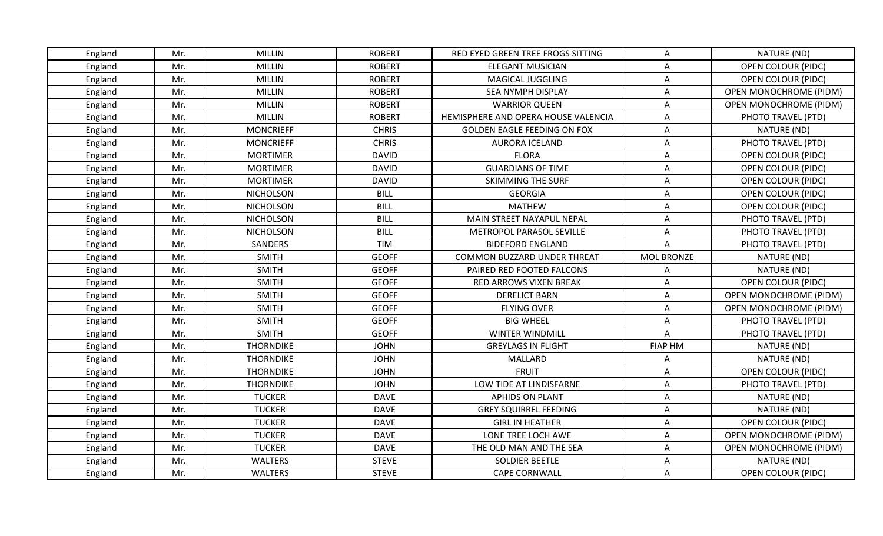| England | Mr. | MILLIN | ROBERT | RED EYED GREEN TREE FROGS SITTING | A | NATURE (ND) |
|---|---|---|---|---|---|---|
| England | Mr. | MILLIN | ROBERT | ELEGANT MUSICIAN | A | OPEN COLOUR (PIDC) |
| England | Mr. | MILLIN | ROBERT | MAGICAL JUGGLING | A | OPEN COLOUR (PIDC) |
| England | Mr. | MILLIN | ROBERT | SEA NYMPH DISPLAY | A | OPEN MONOCHROME (PIDM) |
| England | Mr. | MILLIN | ROBERT | WARRIOR QUEEN | A | OPEN MONOCHROME (PIDM) |
| England | Mr. | MILLIN | ROBERT | HEMISPHERE AND OPERA HOUSE VALENCIA | A | PHOTO TRAVEL (PTD) |
| England | Mr. | MONCRIEFF | CHRIS | GOLDEN EAGLE FEEDING ON FOX | A | NATURE (ND) |
| England | Mr. | MONCRIEFF | CHRIS | AURORA ICELAND | A | PHOTO TRAVEL (PTD) |
| England | Mr. | MORTIMER | DAVID | FLORA | A | OPEN COLOUR (PIDC) |
| England | Mr. | MORTIMER | DAVID | GUARDIANS OF TIME | A | OPEN COLOUR (PIDC) |
| England | Mr. | MORTIMER | DAVID | SKIMMING THE SURF | A | OPEN COLOUR (PIDC) |
| England | Mr. | NICHOLSON | BILL | GEORGIA | A | OPEN COLOUR (PIDC) |
| England | Mr. | NICHOLSON | BILL | MATHEW | A | OPEN COLOUR (PIDC) |
| England | Mr. | NICHOLSON | BILL | MAIN STREET NAYAPUL NEPAL | A | PHOTO TRAVEL (PTD) |
| England | Mr. | NICHOLSON | BILL | METROPOL PARASOL SEVILLE | A | PHOTO TRAVEL (PTD) |
| England | Mr. | SANDERS | TIM | BIDEFORD ENGLAND | A | PHOTO TRAVEL (PTD) |
| England | Mr. | SMITH | GEOFF | COMMON BUZZARD UNDER THREAT | MOL BRONZE | NATURE (ND) |
| England | Mr. | SMITH | GEOFF | PAIRED RED FOOTED FALCONS | A | NATURE (ND) |
| England | Mr. | SMITH | GEOFF | RED ARROWS VIXEN BREAK | A | OPEN COLOUR (PIDC) |
| England | Mr. | SMITH | GEOFF | DERELICT BARN | A | OPEN MONOCHROME (PIDM) |
| England | Mr. | SMITH | GEOFF | FLYING OVER | A | OPEN MONOCHROME (PIDM) |
| England | Mr. | SMITH | GEOFF | BIG WHEEL | A | PHOTO TRAVEL (PTD) |
| England | Mr. | SMITH | GEOFF | WINTER WINDMILL | A | PHOTO TRAVEL (PTD) |
| England | Mr. | THORNDIKE | JOHN | GREYLAGS IN FLIGHT | FIAP HM | NATURE (ND) |
| England | Mr. | THORNDIKE | JOHN | MALLARD | A | NATURE (ND) |
| England | Mr. | THORNDIKE | JOHN | FRUIT | A | OPEN COLOUR (PIDC) |
| England | Mr. | THORNDIKE | JOHN | LOW TIDE AT LINDISFARNE | A | PHOTO TRAVEL (PTD) |
| England | Mr. | TUCKER | DAVE | APHIDS ON PLANT | A | NATURE (ND) |
| England | Mr. | TUCKER | DAVE | GREY SQUIRREL FEEDING | A | NATURE (ND) |
| England | Mr. | TUCKER | DAVE | GIRL IN HEATHER | A | OPEN COLOUR (PIDC) |
| England | Mr. | TUCKER | DAVE | LONE TREE LOCH AWE | A | OPEN MONOCHROME (PIDM) |
| England | Mr. | TUCKER | DAVE | THE OLD MAN AND THE SEA | A | OPEN MONOCHROME (PIDM) |
| England | Mr. | WALTERS | STEVE | SOLDIER BEETLE | A | NATURE (ND) |
| England | Mr. | WALTERS | STEVE | CAPE CORNWALL | A | OPEN COLOUR (PIDC) |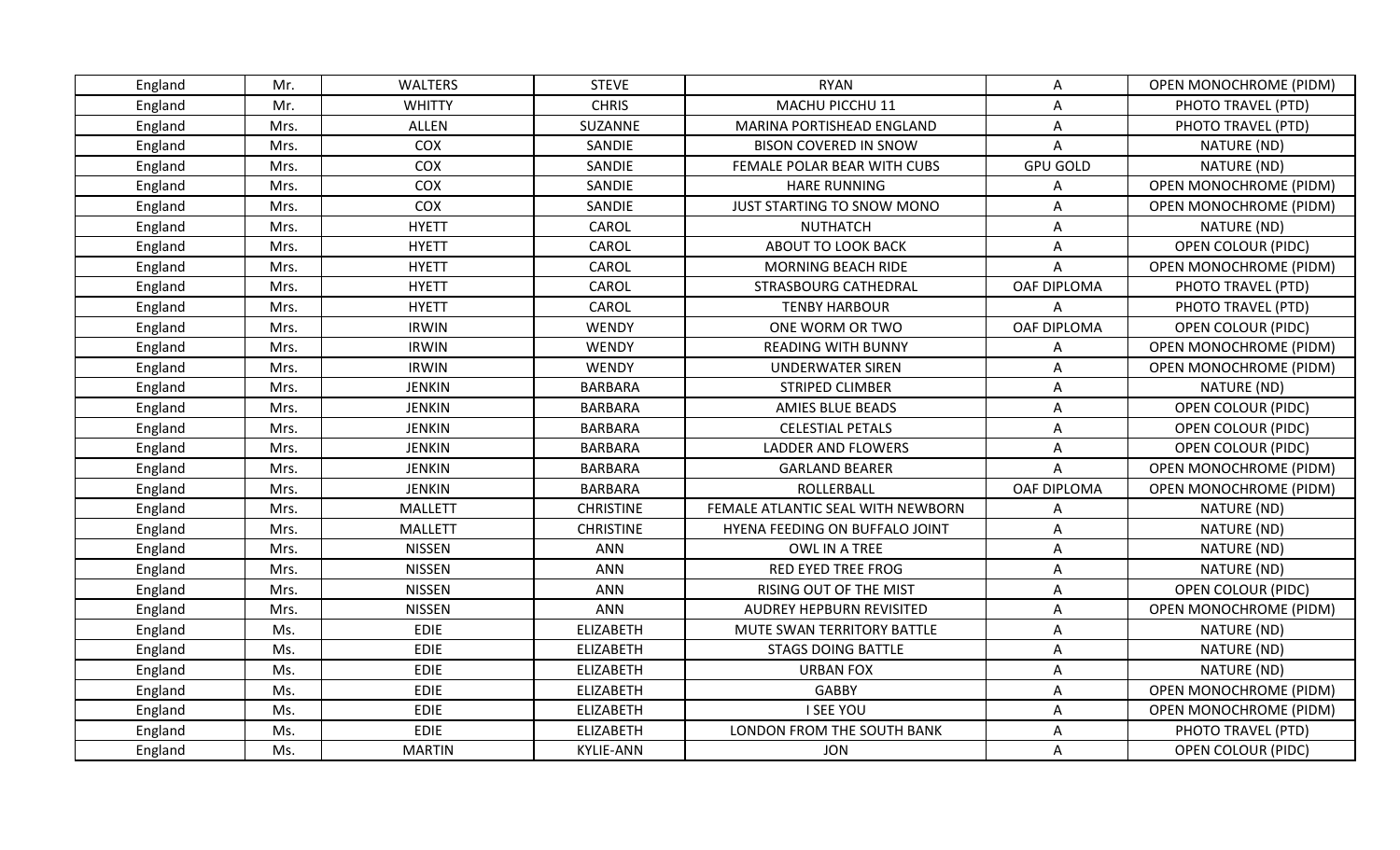| England | Mr. | WALTERS | STEVE | RYAN | A | OPEN MONOCHROME (PIDM) |
|---|---|---|---|---|---|---|
| England | Mr. | WHITTY | CHRIS | MACHU PICCHU 11 | A | PHOTO TRAVEL (PTD) |
| England | Mrs. | ALLEN | SUZANNE | MARINA PORTISHEAD ENGLAND | A | PHOTO TRAVEL (PTD) |
| England | Mrs. | COX | SANDIE | BISON COVERED IN SNOW | A | NATURE (ND) |
| England | Mrs. | COX | SANDIE | FEMALE POLAR BEAR WITH CUBS | GPU GOLD | NATURE (ND) |
| England | Mrs. | COX | SANDIE | HARE RUNNING | A | OPEN MONOCHROME (PIDM) |
| England | Mrs. | COX | SANDIE | JUST STARTING TO SNOW MONO | A | OPEN MONOCHROME (PIDM) |
| England | Mrs. | HYETT | CAROL | NUTHATCH | A | NATURE (ND) |
| England | Mrs. | HYETT | CAROL | ABOUT TO LOOK BACK | A | OPEN COLOUR (PIDC) |
| England | Mrs. | HYETT | CAROL | MORNING BEACH RIDE | A | OPEN MONOCHROME (PIDM) |
| England | Mrs. | HYETT | CAROL | STRASBOURG CATHEDRAL | OAF DIPLOMA | PHOTO TRAVEL (PTD) |
| England | Mrs. | HYETT | CAROL | TENBY HARBOUR | A | PHOTO TRAVEL (PTD) |
| England | Mrs. | IRWIN | WENDY | ONE WORM OR TWO | OAF DIPLOMA | OPEN COLOUR (PIDC) |
| England | Mrs. | IRWIN | WENDY | READING WITH BUNNY | A | OPEN MONOCHROME (PIDM) |
| England | Mrs. | IRWIN | WENDY | UNDERWATER SIREN | A | OPEN MONOCHROME (PIDM) |
| England | Mrs. | JENKIN | BARBARA | STRIPED CLIMBER | A | NATURE (ND) |
| England | Mrs. | JENKIN | BARBARA | AMIES BLUE BEADS | A | OPEN COLOUR (PIDC) |
| England | Mrs. | JENKIN | BARBARA | CELESTIAL PETALS | A | OPEN COLOUR (PIDC) |
| England | Mrs. | JENKIN | BARBARA | LADDER AND FLOWERS | A | OPEN COLOUR (PIDC) |
| England | Mrs. | JENKIN | BARBARA | GARLAND BEARER | A | OPEN MONOCHROME (PIDM) |
| England | Mrs. | JENKIN | BARBARA | ROLLERBALL | OAF DIPLOMA | OPEN MONOCHROME (PIDM) |
| England | Mrs. | MALLETT | CHRISTINE | FEMALE ATLANTIC SEAL WITH NEWBORN | A | NATURE (ND) |
| England | Mrs. | MALLETT | CHRISTINE | HYENA FEEDING ON BUFFALO JOINT | A | NATURE (ND) |
| England | Mrs. | NISSEN | ANN | OWL IN A TREE | A | NATURE (ND) |
| England | Mrs. | NISSEN | ANN | RED EYED TREE FROG | A | NATURE (ND) |
| England | Mrs. | NISSEN | ANN | RISING OUT OF THE MIST | A | OPEN COLOUR (PIDC) |
| England | Mrs. | NISSEN | ANN | AUDREY HEPBURN REVISITED | A | OPEN MONOCHROME (PIDM) |
| England | Ms. | EDIE | ELIZABETH | MUTE SWAN TERRITORY BATTLE | A | NATURE (ND) |
| England | Ms. | EDIE | ELIZABETH | STAGS DOING BATTLE | A | NATURE (ND) |
| England | Ms. | EDIE | ELIZABETH | URBAN FOX | A | NATURE (ND) |
| England | Ms. | EDIE | ELIZABETH | GABBY | A | OPEN MONOCHROME (PIDM) |
| England | Ms. | EDIE | ELIZABETH | I SEE YOU | A | OPEN MONOCHROME (PIDM) |
| England | Ms. | EDIE | ELIZABETH | LONDON FROM THE SOUTH BANK | A | PHOTO TRAVEL (PTD) |
| England | Ms. | MARTIN | KYLIE-ANN | JON | A | OPEN COLOUR (PIDC) |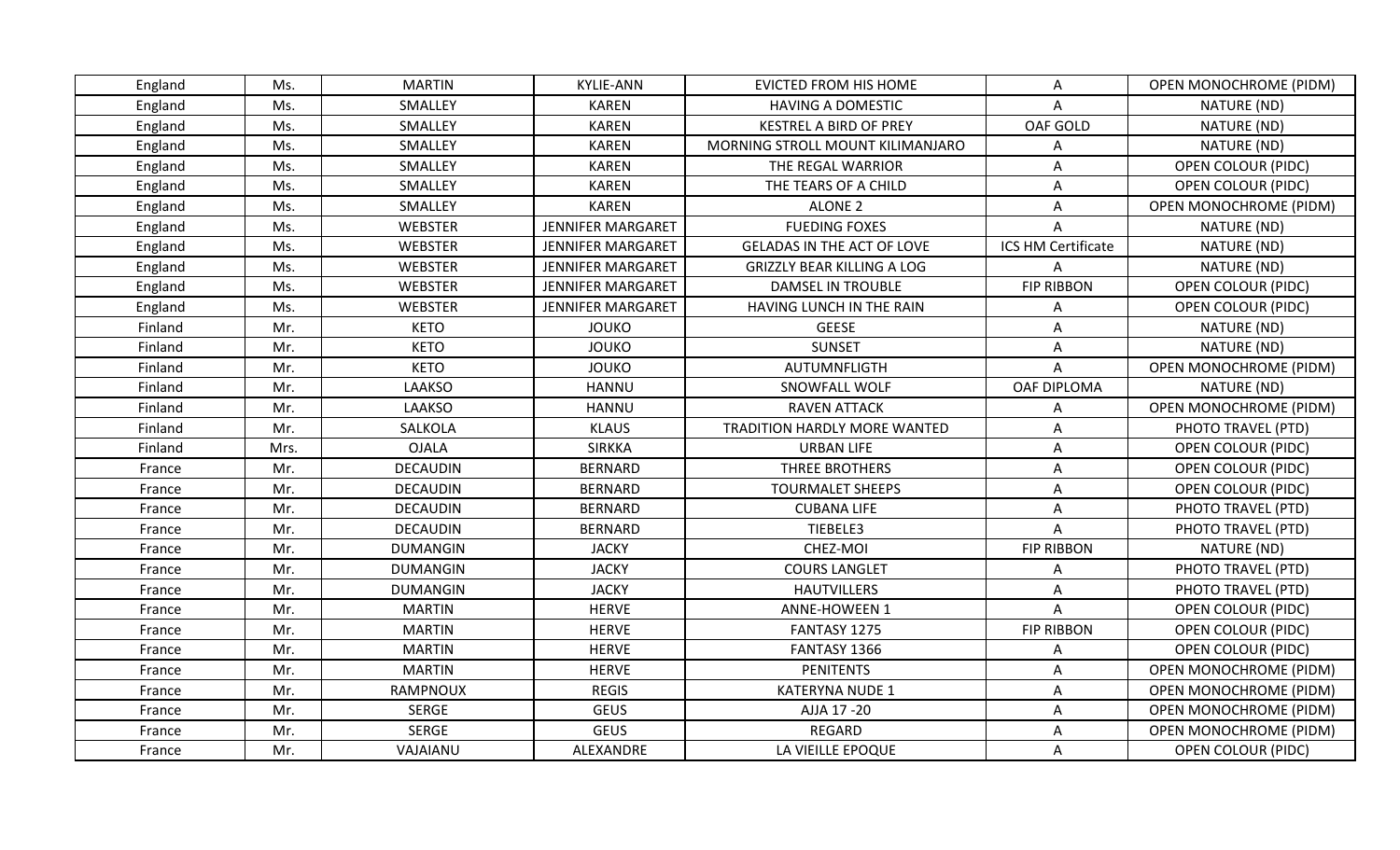| England | Ms. | MARTIN | KYLIE-ANN | EVICTED FROM HIS HOME | A | OPEN MONOCHROME (PIDM) |
|---|---|---|---|---|---|---|
| England | Ms. | SMALLEY | KAREN | HAVING A DOMESTIC | A | NATURE (ND) |
| England | Ms. | SMALLEY | KAREN | KESTREL A BIRD OF PREY | OAF GOLD | NATURE (ND) |
| England | Ms. | SMALLEY | KAREN | MORNING STROLL MOUNT KILIMANJARO | A | NATURE (ND) |
| England | Ms. | SMALLEY | KAREN | THE REGAL WARRIOR | A | OPEN COLOUR (PIDC) |
| England | Ms. | SMALLEY | KAREN | THE TEARS OF A CHILD | A | OPEN COLOUR (PIDC) |
| England | Ms. | SMALLEY | KAREN | ALONE 2 | A | OPEN MONOCHROME (PIDM) |
| England | Ms. | WEBSTER | JENNIFER MARGARET | FUEDING FOXES | A | NATURE (ND) |
| England | Ms. | WEBSTER | JENNIFER MARGARET | GELADAS IN THE ACT OF LOVE | ICS HM Certificate | NATURE (ND) |
| England | Ms. | WEBSTER | JENNIFER MARGARET | GRIZZLY BEAR KILLING A LOG | A | NATURE (ND) |
| England | Ms. | WEBSTER | JENNIFER MARGARET | DAMSEL IN TROUBLE | FIP RIBBON | OPEN COLOUR (PIDC) |
| England | Ms. | WEBSTER | JENNIFER MARGARET | HAVING LUNCH IN THE RAIN | A | OPEN COLOUR (PIDC) |
| Finland | Mr. | KETO | JOUKO | GEESE | A | NATURE (ND) |
| Finland | Mr. | KETO | JOUKO | SUNSET | A | NATURE (ND) |
| Finland | Mr. | KETO | JOUKO | AUTUMNFLIGTH | A | OPEN MONOCHROME (PIDM) |
| Finland | Mr. | LAAKSO | HANNU | SNOWFALL WOLF | OAF DIPLOMA | NATURE (ND) |
| Finland | Mr. | LAAKSO | HANNU | RAVEN ATTACK | A | OPEN MONOCHROME (PIDM) |
| Finland | Mr. | SALKOLA | KLAUS | TRADITION HARDLY MORE WANTED | A | PHOTO TRAVEL (PTD) |
| Finland | Mrs. | OJALA | SIRKKA | URBAN LIFE | A | OPEN COLOUR (PIDC) |
| France | Mr. | DECAUDIN | BERNARD | THREE BROTHERS | A | OPEN COLOUR (PIDC) |
| France | Mr. | DECAUDIN | BERNARD | TOURMALET SHEEPS | A | OPEN COLOUR (PIDC) |
| France | Mr. | DECAUDIN | BERNARD | CUBANA LIFE | A | PHOTO TRAVEL (PTD) |
| France | Mr. | DECAUDIN | BERNARD | TIEBELE3 | A | PHOTO TRAVEL (PTD) |
| France | Mr. | DUMANGIN | JACKY | CHEZ-MOI | FIP RIBBON | NATURE (ND) |
| France | Mr. | DUMANGIN | JACKY | COURS LANGLET | A | PHOTO TRAVEL (PTD) |
| France | Mr. | DUMANGIN | JACKY | HAUTVILLERS | A | PHOTO TRAVEL (PTD) |
| France | Mr. | MARTIN | HERVE | ANNE-HOWEEN 1 | A | OPEN COLOUR (PIDC) |
| France | Mr. | MARTIN | HERVE | FANTASY 1275 | FIP RIBBON | OPEN COLOUR (PIDC) |
| France | Mr. | MARTIN | HERVE | FANTASY 1366 | A | OPEN COLOUR (PIDC) |
| France | Mr. | MARTIN | HERVE | PENITENTS | A | OPEN MONOCHROME (PIDM) |
| France | Mr. | RAMPNOUX | REGIS | KATERYNA NUDE 1 | A | OPEN MONOCHROME (PIDM) |
| France | Mr. | SERGE | GEUS | AJJA 17 -20 | A | OPEN MONOCHROME (PIDM) |
| France | Mr. | SERGE | GEUS | REGARD | A | OPEN MONOCHROME (PIDM) |
| France | Mr. | VAJAIANU | ALEXANDRE | LA VIEILLE EPOQUE | A | OPEN COLOUR (PIDC) |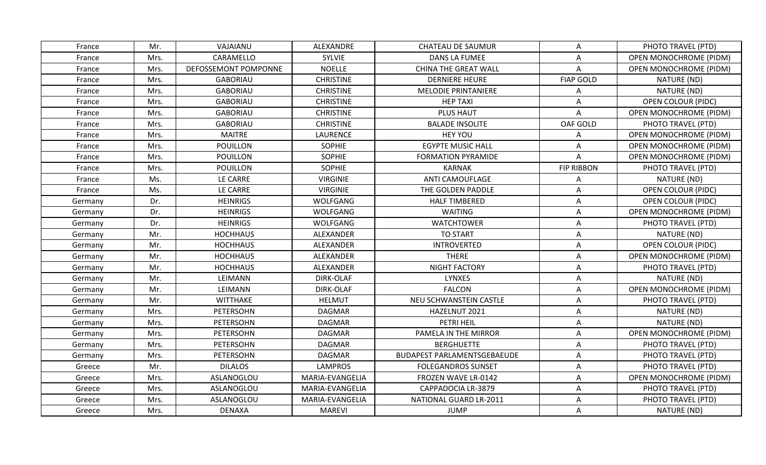| France | Mr. | VAJAIANU | ALEXANDRE | CHATEAU DE SAUMUR | A | PHOTO TRAVEL (PTD) |
|---|---|---|---|---|---|---|
| France | Mrs. | CARAMELLO | SYLVIE | DANS LA FUMEE | A | OPEN MONOCHROME (PIDM) |
| France | Mrs. | DEFOSSEMONT POMPONNE | NOELLE | CHINA THE GREAT WALL | A | OPEN MONOCHROME (PIDM) |
| France | Mrs. | GABORIAU | CHRISTINE | DERNIERE HEURE | FIAP GOLD | NATURE (ND) |
| France | Mrs. | GABORIAU | CHRISTINE | MELODIE PRINTANIERE | A | NATURE (ND) |
| France | Mrs. | GABORIAU | CHRISTINE | HEP TAXI | A | OPEN COLOUR (PIDC) |
| France | Mrs. | GABORIAU | CHRISTINE | PLUS HAUT | A | OPEN MONOCHROME (PIDM) |
| France | Mrs. | GABORIAU | CHRISTINE | BALADE INSOLITE | OAF GOLD | PHOTO TRAVEL (PTD) |
| France | Mrs. | MAITRE | LAURENCE | HEY YOU | A | OPEN MONOCHROME (PIDM) |
| France | Mrs. | POUILLON | SOPHIE | EGYPTE MUSIC HALL | A | OPEN MONOCHROME (PIDM) |
| France | Mrs. | POUILLON | SOPHIE | FORMATION PYRAMIDE | A | OPEN MONOCHROME (PIDM) |
| France | Mrs. | POUILLON | SOPHIE | KARNAK | FIP RIBBON | PHOTO TRAVEL (PTD) |
| France | Ms. | LE CARRE | VIRGINIE | ANTI CAMOUFLAGE | A | NATURE (ND) |
| France | Ms. | LE CARRE | VIRGINIE | THE GOLDEN PADDLE | A | OPEN COLOUR (PIDC) |
| Germany | Dr. | HEINRIGS | WOLFGANG | HALF TIMBERED | A | OPEN COLOUR (PIDC) |
| Germany | Dr. | HEINRIGS | WOLFGANG | WAITING | A | OPEN MONOCHROME (PIDM) |
| Germany | Dr. | HEINRIGS | WOLFGANG | WATCHTOWER | A | PHOTO TRAVEL (PTD) |
| Germany | Mr. | HOCHHAUS | ALEXANDER | TO START | A | NATURE (ND) |
| Germany | Mr. | HOCHHAUS | ALEXANDER | INTROVERTED | A | OPEN COLOUR (PIDC) |
| Germany | Mr. | HOCHHAUS | ALEXANDER | THERE | A | OPEN MONOCHROME (PIDM) |
| Germany | Mr. | HOCHHAUS | ALEXANDER | NIGHT FACTORY | A | PHOTO TRAVEL (PTD) |
| Germany | Mr. | LEIMANN | DIRK-OLAF | LYNXES | A | NATURE (ND) |
| Germany | Mr. | LEIMANN | DIRK-OLAF | FALCON | A | OPEN MONOCHROME (PIDM) |
| Germany | Mr. | WITTHAKE | HELMUT | NEU SCHWANSTEIN CASTLE | A | PHOTO TRAVEL (PTD) |
| Germany | Mrs. | PETERSOHN | DAGMAR | HAZELNUT 2021 | A | NATURE (ND) |
| Germany | Mrs. | PETERSOHN | DAGMAR | PETRI HEIL | A | NATURE (ND) |
| Germany | Mrs. | PETERSOHN | DAGMAR | PAMELA IN THE MIRROR | A | OPEN MONOCHROME (PIDM) |
| Germany | Mrs. | PETERSOHN | DAGMAR | BERGHUETTE | A | PHOTO TRAVEL (PTD) |
| Germany | Mrs. | PETERSOHN | DAGMAR | BUDAPEST PARLAMENTSGEBAEUDE | A | PHOTO TRAVEL (PTD) |
| Greece | Mr. | DILALOS | LAMPROS | FOLEGANDROS SUNSET | A | PHOTO TRAVEL (PTD) |
| Greece | Mrs. | ASLANOGLOU | MARIA-EVANGELIA | FROZEN WAVE LR-0142 | A | OPEN MONOCHROME (PIDM) |
| Greece | Mrs. | ASLANOGLOU | MARIA-EVANGELIA | CAPPADOCIA LR-3879 | A | PHOTO TRAVEL (PTD) |
| Greece | Mrs. | ASLANOGLOU | MARIA-EVANGELIA | NATIONAL GUARD LR-2011 | A | PHOTO TRAVEL (PTD) |
| Greece | Mrs. | DENAXA | MAREVI | JUMP | A | NATURE (ND) |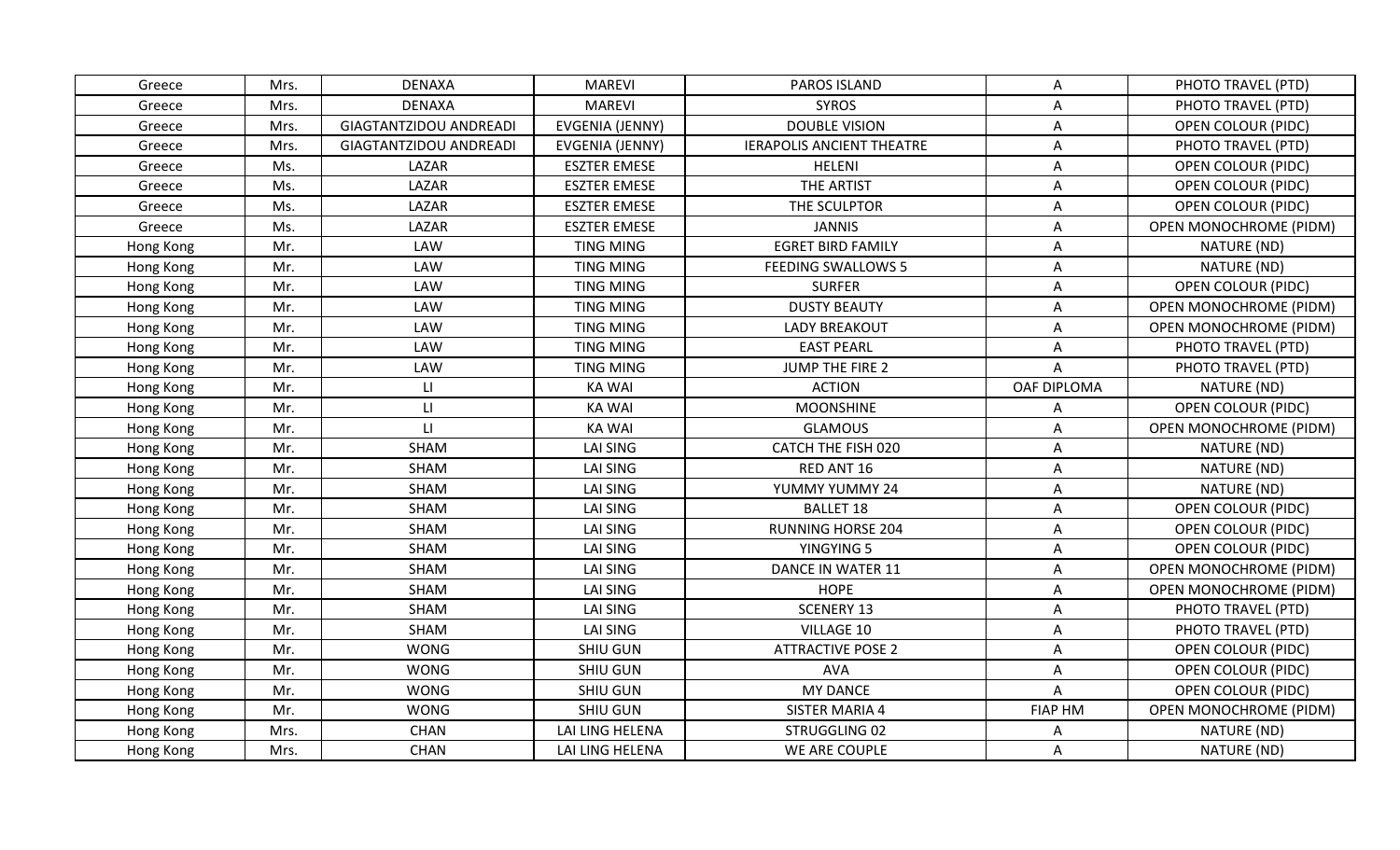| Greece | Mrs. | DENAXA | MAREVI | PAROS ISLAND | A | PHOTO TRAVEL (PTD) |
|---|---|---|---|---|---|---|
| Greece | Mrs. | DENAXA | MAREVI | SYROS | A | PHOTO TRAVEL (PTD) |
| Greece | Mrs. | GIAGTANTZIDOU ANDREADI | EVGENIA (JENNY) | DOUBLE VISION | A | OPEN COLOUR (PIDC) |
| Greece | Mrs. | GIAGTANTZIDOU ANDREADI | EVGENIA (JENNY) | IERAPOLIS ANCIENT THEATRE | A | PHOTO TRAVEL (PTD) |
| Greece | Ms. | LAZAR | ESZTER EMESE | HELENI | A | OPEN COLOUR (PIDC) |
| Greece | Ms. | LAZAR | ESZTER EMESE | THE ARTIST | A | OPEN COLOUR (PIDC) |
| Greece | Ms. | LAZAR | ESZTER EMESE | THE SCULPTOR | A | OPEN COLOUR (PIDC) |
| Greece | Ms. | LAZAR | ESZTER EMESE | JANNIS | A | OPEN MONOCHROME (PIDM) |
| Hong Kong | Mr. | LAW | TING MING | EGRET BIRD FAMILY | A | NATURE (ND) |
| Hong Kong | Mr. | LAW | TING MING | FEEDING SWALLOWS 5 | A | NATURE (ND) |
| Hong Kong | Mr. | LAW | TING MING | SURFER | A | OPEN COLOUR (PIDC) |
| Hong Kong | Mr. | LAW | TING MING | DUSTY BEAUTY | A | OPEN MONOCHROME (PIDM) |
| Hong Kong | Mr. | LAW | TING MING | LADY BREAKOUT | A | OPEN MONOCHROME (PIDM) |
| Hong Kong | Mr. | LAW | TING MING | EAST PEARL | A | PHOTO TRAVEL (PTD) |
| Hong Kong | Mr. | LAW | TING MING | JUMP THE FIRE 2 | A | PHOTO TRAVEL (PTD) |
| Hong Kong | Mr. | LI | KA WAI | ACTION | OAF DIPLOMA | NATURE (ND) |
| Hong Kong | Mr. | LI | KA WAI | MOONSHINE | A | OPEN COLOUR (PIDC) |
| Hong Kong | Mr. | LI | KA WAI | GLAMOUS | A | OPEN MONOCHROME (PIDM) |
| Hong Kong | Mr. | SHAM | LAI SING | CATCH THE FISH 020 | A | NATURE (ND) |
| Hong Kong | Mr. | SHAM | LAI SING | RED ANT 16 | A | NATURE (ND) |
| Hong Kong | Mr. | SHAM | LAI SING | YUMMY YUMMY 24 | A | NATURE (ND) |
| Hong Kong | Mr. | SHAM | LAI SING | BALLET 18 | A | OPEN COLOUR (PIDC) |
| Hong Kong | Mr. | SHAM | LAI SING | RUNNING HORSE 204 | A | OPEN COLOUR (PIDC) |
| Hong Kong | Mr. | SHAM | LAI SING | YINGYING 5 | A | OPEN COLOUR (PIDC) |
| Hong Kong | Mr. | SHAM | LAI SING | DANCE IN WATER 11 | A | OPEN MONOCHROME (PIDM) |
| Hong Kong | Mr. | SHAM | LAI SING | HOPE | A | OPEN MONOCHROME (PIDM) |
| Hong Kong | Mr. | SHAM | LAI SING | SCENERY 13 | A | PHOTO TRAVEL (PTD) |
| Hong Kong | Mr. | SHAM | LAI SING | VILLAGE 10 | A | PHOTO TRAVEL (PTD) |
| Hong Kong | Mr. | WONG | SHIU GUN | ATTRACTIVE POSE 2 | A | OPEN COLOUR (PIDC) |
| Hong Kong | Mr. | WONG | SHIU GUN | AVA | A | OPEN COLOUR (PIDC) |
| Hong Kong | Mr. | WONG | SHIU GUN | MY DANCE | A | OPEN COLOUR (PIDC) |
| Hong Kong | Mr. | WONG | SHIU GUN | SISTER MARIA 4 | FIAP HM | OPEN MONOCHROME (PIDM) |
| Hong Kong | Mrs. | CHAN | LAI LING HELENA | STRUGGLING 02 | A | NATURE (ND) |
| Hong Kong | Mrs. | CHAN | LAI LING HELENA | WE ARE COUPLE | A | NATURE (ND) |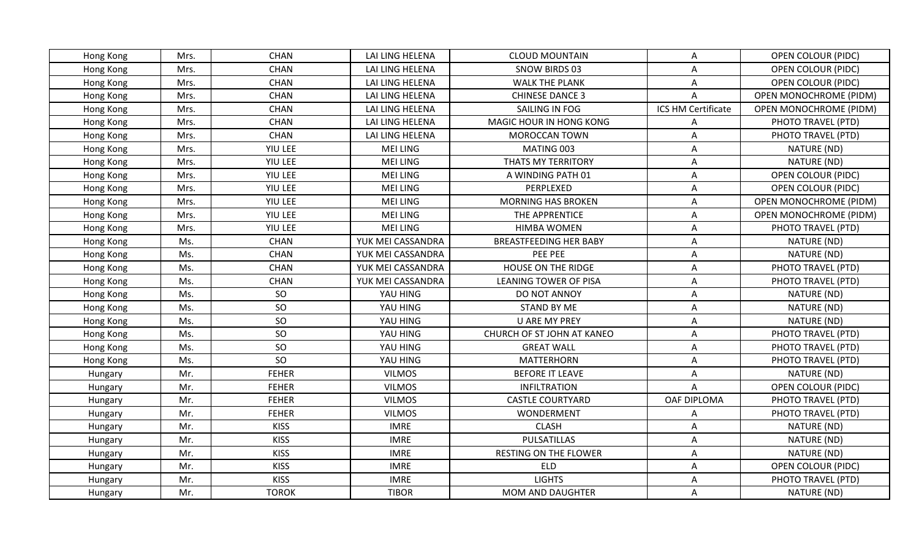| Hong Kong | Mrs. | CHAN | LAI LING HELENA | CLOUD MOUNTAIN | A | OPEN COLOUR (PIDC) |
|---|---|---|---|---|---|---|
| Hong Kong | Mrs. | CHAN | LAI LING HELENA | SNOW BIRDS 03 | A | OPEN COLOUR (PIDC) |
| Hong Kong | Mrs. | CHAN | LAI LING HELENA | WALK THE PLANK | A | OPEN COLOUR (PIDC) |
| Hong Kong | Mrs. | CHAN | LAI LING HELENA | CHINESE DANCE 3 | A | OPEN MONOCHROME (PIDM) |
| Hong Kong | Mrs. | CHAN | LAI LING HELENA | SAILING IN FOG | ICS HM Certificate | OPEN MONOCHROME (PIDM) |
| Hong Kong | Mrs. | CHAN | LAI LING HELENA | MAGIC HOUR IN HONG KONG | A | PHOTO TRAVEL (PTD) |
| Hong Kong | Mrs. | CHAN | LAI LING HELENA | MOROCCAN TOWN | A | PHOTO TRAVEL (PTD) |
| Hong Kong | Mrs. | YIU LEE | MEI LING | MATING 003 | A | NATURE (ND) |
| Hong Kong | Mrs. | YIU LEE | MEI LING | THATS MY TERRITORY | A | NATURE (ND) |
| Hong Kong | Mrs. | YIU LEE | MEI LING | A WINDING PATH 01 | A | OPEN COLOUR (PIDC) |
| Hong Kong | Mrs. | YIU LEE | MEI LING | PERPLEXED | A | OPEN COLOUR (PIDC) |
| Hong Kong | Mrs. | YIU LEE | MEI LING | MORNING HAS BROKEN | A | OPEN MONOCHROME (PIDM) |
| Hong Kong | Mrs. | YIU LEE | MEI LING | THE APPRENTICE | A | OPEN MONOCHROME (PIDM) |
| Hong Kong | Mrs. | YIU LEE | MEI LING | HIMBA WOMEN | A | PHOTO TRAVEL (PTD) |
| Hong Kong | Ms. | CHAN | YUK MEI CASSANDRA | BREASTFEEDING HER BABY | A | NATURE (ND) |
| Hong Kong | Ms. | CHAN | YUK MEI CASSANDRA | PEE PEE | A | NATURE (ND) |
| Hong Kong | Ms. | CHAN | YUK MEI CASSANDRA | HOUSE ON THE RIDGE | A | PHOTO TRAVEL (PTD) |
| Hong Kong | Ms. | CHAN | YUK MEI CASSANDRA | LEANING TOWER OF PISA | A | PHOTO TRAVEL (PTD) |
| Hong Kong | Ms. | SO | YAU HING | DO NOT ANNOY | A | NATURE (ND) |
| Hong Kong | Ms. | SO | YAU HING | STAND BY ME | A | NATURE (ND) |
| Hong Kong | Ms. | SO | YAU HING | U ARE MY PREY | A | NATURE (ND) |
| Hong Kong | Ms. | SO | YAU HING | CHURCH OF ST JOHN AT KANEO | A | PHOTO TRAVEL (PTD) |
| Hong Kong | Ms. | SO | YAU HING | GREAT WALL | A | PHOTO TRAVEL (PTD) |
| Hong Kong | Ms. | SO | YAU HING | MATTERHORN | A | PHOTO TRAVEL (PTD) |
| Hungary | Mr. | FEHER | VILMOS | BEFORE IT LEAVE | A | NATURE (ND) |
| Hungary | Mr. | FEHER | VILMOS | INFILTRATION | A | OPEN COLOUR (PIDC) |
| Hungary | Mr. | FEHER | VILMOS | CASTLE COURTYARD | OAF DIPLOMA | PHOTO TRAVEL (PTD) |
| Hungary | Mr. | FEHER | VILMOS | WONDERMENT | A | PHOTO TRAVEL (PTD) |
| Hungary | Mr. | KISS | IMRE | CLASH | A | NATURE (ND) |
| Hungary | Mr. | KISS | IMRE | PULSATILLAS | A | NATURE (ND) |
| Hungary | Mr. | KISS | IMRE | RESTING ON THE FLOWER | A | NATURE (ND) |
| Hungary | Mr. | KISS | IMRE | ELD | A | OPEN COLOUR (PIDC) |
| Hungary | Mr. | KISS | IMRE | LIGHTS | A | PHOTO TRAVEL (PTD) |
| Hungary | Mr. | TOROK | TIBOR | MOM AND DAUGHTER | A | NATURE (ND) |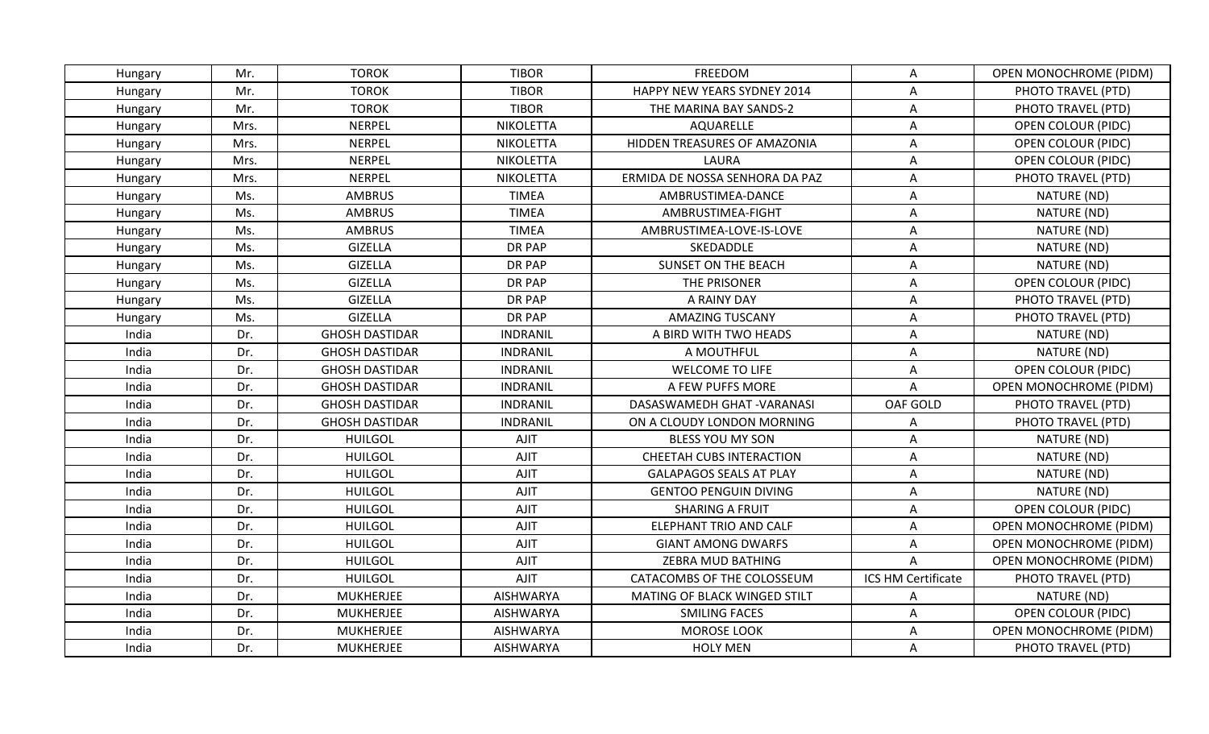| Hungary | Mr. | TOROK | TIBOR | FREEDOM | A | OPEN MONOCHROME (PIDM) |
|---|---|---|---|---|---|---|
| Hungary | Mr. | TOROK | TIBOR | HAPPY NEW YEARS SYDNEY 2014 | A | PHOTO TRAVEL (PTD) |
| Hungary | Mr. | TOROK | TIBOR | THE MARINA BAY SANDS-2 | A | PHOTO TRAVEL (PTD) |
| Hungary | Mrs. | NERPEL | NIKOLETTA | AQUARELLE | A | OPEN COLOUR (PIDC) |
| Hungary | Mrs. | NERPEL | NIKOLETTA | HIDDEN TREASURES OF AMAZONIA | A | OPEN COLOUR (PIDC) |
| Hungary | Mrs. | NERPEL | NIKOLETTA | LAURA | A | OPEN COLOUR (PIDC) |
| Hungary | Mrs. | NERPEL | NIKOLETTA | ERMIDA DE NOSSA SENHORA DA PAZ | A | PHOTO TRAVEL (PTD) |
| Hungary | Ms. | AMBRUS | TIMEA | AMBRUSTIMEA-DANCE | A | NATURE (ND) |
| Hungary | Ms. | AMBRUS | TIMEA | AMBRUSTIMEA-FIGHT | A | NATURE (ND) |
| Hungary | Ms. | AMBRUS | TIMEA | AMBRUSTIMEA-LOVE-IS-LOVE | A | NATURE (ND) |
| Hungary | Ms. | GIZELLA | DR PAP | SKEDADDLE | A | NATURE (ND) |
| Hungary | Ms. | GIZELLA | DR PAP | SUNSET ON THE BEACH | A | NATURE (ND) |
| Hungary | Ms. | GIZELLA | DR PAP | THE PRISONER | A | OPEN COLOUR (PIDC) |
| Hungary | Ms. | GIZELLA | DR PAP | A RAINY DAY | A | PHOTO TRAVEL (PTD) |
| Hungary | Ms. | GIZELLA | DR PAP | AMAZING TUSCANY | A | PHOTO TRAVEL (PTD) |
| India | Dr. | GHOSH DASTIDAR | INDRANIL | A BIRD WITH TWO HEADS | A | NATURE (ND) |
| India | Dr. | GHOSH DASTIDAR | INDRANIL | A MOUTHFUL | A | NATURE (ND) |
| India | Dr. | GHOSH DASTIDAR | INDRANIL | WELCOME TO LIFE | A | OPEN COLOUR (PIDC) |
| India | Dr. | GHOSH DASTIDAR | INDRANIL | A FEW PUFFS MORE | A | OPEN MONOCHROME (PIDM) |
| India | Dr. | GHOSH DASTIDAR | INDRANIL | DASASWAMEDH GHAT -VARANASI | OAF GOLD | PHOTO TRAVEL (PTD) |
| India | Dr. | GHOSH DASTIDAR | INDRANIL | ON A CLOUDY LONDON MORNING | A | PHOTO TRAVEL (PTD) |
| India | Dr. | HUILGOL | AJIT | BLESS YOU MY SON | A | NATURE (ND) |
| India | Dr. | HUILGOL | AJIT | CHEETAH CUBS INTERACTION | A | NATURE (ND) |
| India | Dr. | HUILGOL | AJIT | GALAPAGOS SEALS AT PLAY | A | NATURE (ND) |
| India | Dr. | HUILGOL | AJIT | GENTOO PENGUIN DIVING | A | NATURE (ND) |
| India | Dr. | HUILGOL | AJIT | SHARING A FRUIT | A | OPEN COLOUR (PIDC) |
| India | Dr. | HUILGOL | AJIT | ELEPHANT TRIO AND CALF | A | OPEN MONOCHROME (PIDM) |
| India | Dr. | HUILGOL | AJIT | GIANT AMONG DWARFS | A | OPEN MONOCHROME (PIDM) |
| India | Dr. | HUILGOL | AJIT | ZEBRA MUD BATHING | A | OPEN MONOCHROME (PIDM) |
| India | Dr. | HUILGOL | AJIT | CATACOMBS OF THE COLOSSEUM | ICS HM Certificate | PHOTO TRAVEL (PTD) |
| India | Dr. | MUKHERJEE | AISHWARYA | MATING OF BLACK WINGED STILT | A | NATURE (ND) |
| India | Dr. | MUKHERJEE | AISHWARYA | SMILING FACES | A | OPEN COLOUR (PIDC) |
| India | Dr. | MUKHERJEE | AISHWARYA | MOROSE LOOK | A | OPEN MONOCHROME (PIDM) |
| India | Dr. | MUKHERJEE | AISHWARYA | HOLY MEN | A | PHOTO TRAVEL (PTD) |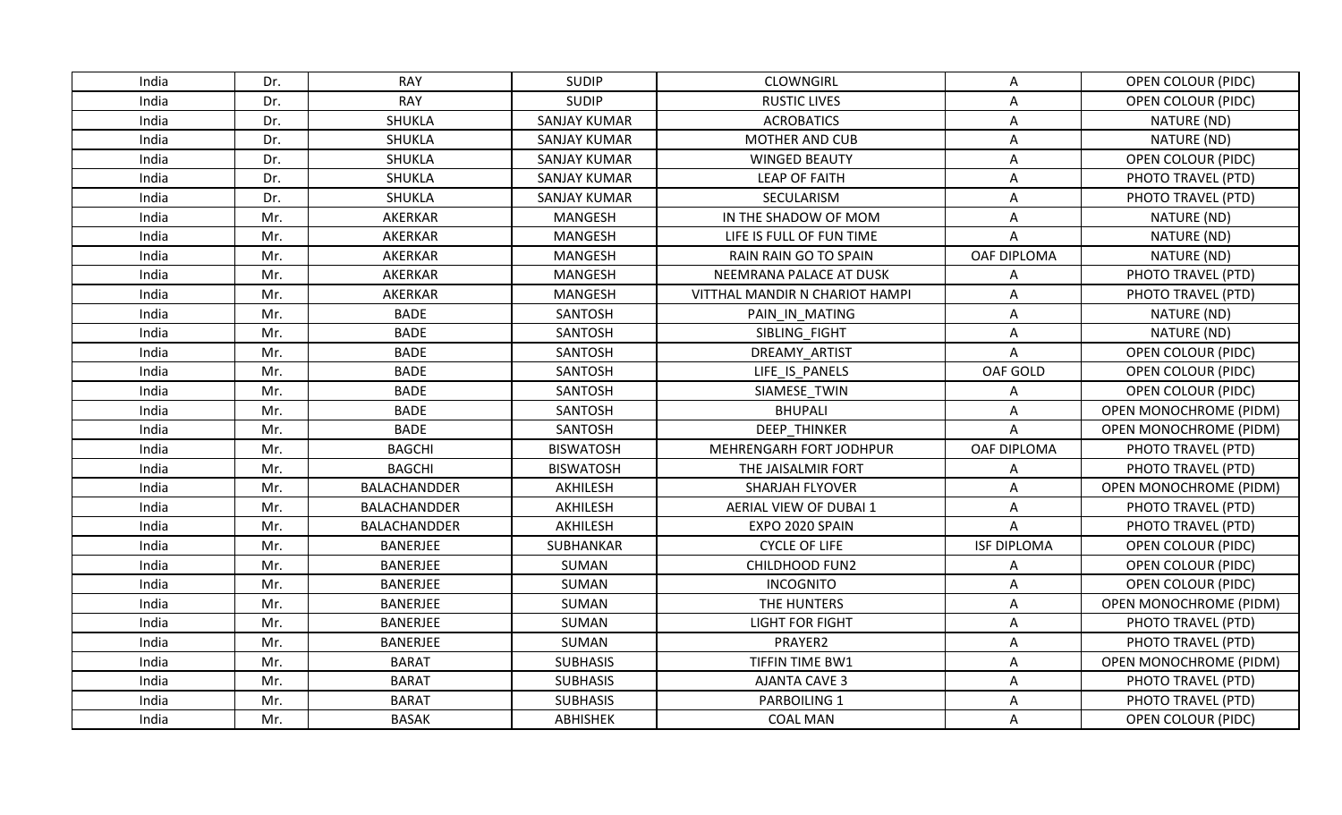| India | Dr. | RAY | SUDIP | CLOWNGIRL | A | OPEN COLOUR (PIDC) |
|---|---|---|---|---|---|---|
| India | Dr. | RAY | SUDIP | RUSTIC LIVES | A | OPEN COLOUR (PIDC) |
| India | Dr. | SHUKLA | SANJAY KUMAR | ACROBATICS | A | NATURE (ND) |
| India | Dr. | SHUKLA | SANJAY KUMAR | MOTHER AND CUB | A | NATURE (ND) |
| India | Dr. | SHUKLA | SANJAY KUMAR | WINGED BEAUTY | A | OPEN COLOUR (PIDC) |
| India | Dr. | SHUKLA | SANJAY KUMAR | LEAP OF FAITH | A | PHOTO TRAVEL (PTD) |
| India | Dr. | SHUKLA | SANJAY KUMAR | SECULARISM | A | PHOTO TRAVEL (PTD) |
| India | Mr. | AKERKAR | MANGESH | IN THE SHADOW OF MOM | A | NATURE (ND) |
| India | Mr. | AKERKAR | MANGESH | LIFE IS FULL OF FUN TIME | A | NATURE (ND) |
| India | Mr. | AKERKAR | MANGESH | RAIN RAIN GO TO SPAIN | OAF DIPLOMA | NATURE (ND) |
| India | Mr. | AKERKAR | MANGESH | NEEMRANA PALACE AT DUSK | A | PHOTO TRAVEL (PTD) |
| India | Mr. | AKERKAR | MANGESH | VITTHAL MANDIR N CHARIOT HAMPI | A | PHOTO TRAVEL (PTD) |
| India | Mr. | BADE | SANTOSH | PAIN_IN_MATING | A | NATURE (ND) |
| India | Mr. | BADE | SANTOSH | SIBLING_FIGHT | A | NATURE (ND) |
| India | Mr. | BADE | SANTOSH | DREAMY_ARTIST | A | OPEN COLOUR (PIDC) |
| India | Mr. | BADE | SANTOSH | LIFE_IS_PANELS | OAF GOLD | OPEN COLOUR (PIDC) |
| India | Mr. | BADE | SANTOSH | SIAMESE_TWIN | A | OPEN COLOUR (PIDC) |
| India | Mr. | BADE | SANTOSH | BHUPALI | A | OPEN MONOCHROME (PIDM) |
| India | Mr. | BADE | SANTOSH | DEEP_THINKER | A | OPEN MONOCHROME (PIDM) |
| India | Mr. | BAGCHI | BISWATOSH | MEHRENGARH FORT JODHPUR | OAF DIPLOMA | PHOTO TRAVEL (PTD) |
| India | Mr. | BAGCHI | BISWATOSH | THE JAISALMIR FORT | A | PHOTO TRAVEL (PTD) |
| India | Mr. | BALACHANDDER | AKHILESH | SHARJAH FLYOVER | A | OPEN MONOCHROME (PIDM) |
| India | Mr. | BALACHANDDER | AKHILESH | AERIAL VIEW OF DUBAI 1 | A | PHOTO TRAVEL (PTD) |
| India | Mr. | BALACHANDDER | AKHILESH | EXPO 2020 SPAIN | A | PHOTO TRAVEL (PTD) |
| India | Mr. | BANERJEE | SUBHANKAR | CYCLE OF LIFE | ISF DIPLOMA | OPEN COLOUR (PIDC) |
| India | Mr. | BANERJEE | SUMAN | CHILDHOOD FUN2 | A | OPEN COLOUR (PIDC) |
| India | Mr. | BANERJEE | SUMAN | INCOGNITO | A | OPEN COLOUR (PIDC) |
| India | Mr. | BANERJEE | SUMAN | THE HUNTERS | A | OPEN MONOCHROME (PIDM) |
| India | Mr. | BANERJEE | SUMAN | LIGHT FOR FIGHT | A | PHOTO TRAVEL (PTD) |
| India | Mr. | BANERJEE | SUMAN | PRAYER2 | A | PHOTO TRAVEL (PTD) |
| India | Mr. | BARAT | SUBHASIS | TIFFIN TIME BW1 | A | OPEN MONOCHROME (PIDM) |
| India | Mr. | BARAT | SUBHASIS | AJANTA CAVE 3 | A | PHOTO TRAVEL (PTD) |
| India | Mr. | BARAT | SUBHASIS | PARBOILING 1 | A | PHOTO TRAVEL (PTD) |
| India | Mr. | BASAK | ABHISHEK | COAL MAN | A | OPEN COLOUR (PIDC) |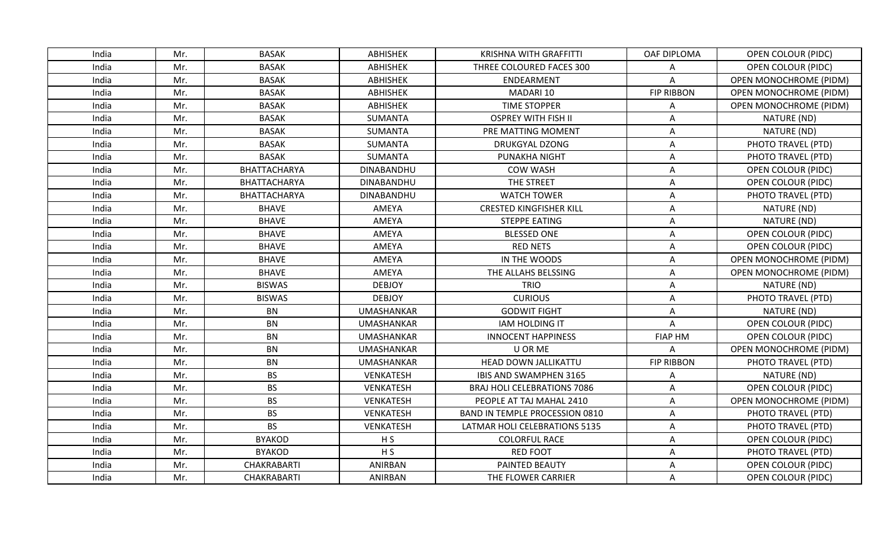| India | Mr. | BASAK | ABHISHEK | KRISHNA WITH GRAFFITTI | OAF DIPLOMA | OPEN COLOUR (PIDC) |
|---|---|---|---|---|---|---|
| India | Mr. | BASAK | ABHISHEK | THREE COLOURED FACES 300 | A | OPEN COLOUR (PIDC) |
| India | Mr. | BASAK | ABHISHEK | ENDEARMENT | A | OPEN MONOCHROME (PIDM) |
| India | Mr. | BASAK | ABHISHEK | MADARI 10 | FIP RIBBON | OPEN MONOCHROME (PIDM) |
| India | Mr. | BASAK | ABHISHEK | TIME STOPPER | A | OPEN MONOCHROME (PIDM) |
| India | Mr. | BASAK | SUMANTA | OSPREY WITH FISH II | A | NATURE (ND) |
| India | Mr. | BASAK | SUMANTA | PRE MATTING MOMENT | A | NATURE (ND) |
| India | Mr. | BASAK | SUMANTA | DRUKGYAL DZONG | A | PHOTO TRAVEL (PTD) |
| India | Mr. | BASAK | SUMANTA | PUNAKHA NIGHT | A | PHOTO TRAVEL (PTD) |
| India | Mr. | BHATTACHARYA | DINABANDHU | COW WASH | A | OPEN COLOUR (PIDC) |
| India | Mr. | BHATTACHARYA | DINABANDHU | THE STREET | A | OPEN COLOUR (PIDC) |
| India | Mr. | BHATTACHARYA | DINABANDHU | WATCH TOWER | A | PHOTO TRAVEL (PTD) |
| India | Mr. | BHAVE | AMEYA | CRESTED KINGFISHER KILL | A | NATURE (ND) |
| India | Mr. | BHAVE | AMEYA | STEPPE EATING | A | NATURE (ND) |
| India | Mr. | BHAVE | AMEYA | BLESSED ONE | A | OPEN COLOUR (PIDC) |
| India | Mr. | BHAVE | AMEYA | RED NETS | A | OPEN COLOUR (PIDC) |
| India | Mr. | BHAVE | AMEYA | IN THE WOODS | A | OPEN MONOCHROME (PIDM) |
| India | Mr. | BHAVE | AMEYA | THE ALLAHS BELSSING | A | OPEN MONOCHROME (PIDM) |
| India | Mr. | BISWAS | DEBJOY | TRIO | A | NATURE (ND) |
| India | Mr. | BISWAS | DEBJOY | CURIOUS | A | PHOTO TRAVEL (PTD) |
| India | Mr. | BN | UMASHANKAR | GODWIT FIGHT | A | NATURE (ND) |
| India | Mr. | BN | UMASHANKAR | IAM HOLDING IT | A | OPEN COLOUR (PIDC) |
| India | Mr. | BN | UMASHANKAR | INNOCENT HAPPINESS | FIAP HM | OPEN COLOUR (PIDC) |
| India | Mr. | BN | UMASHANKAR | U OR ME | A | OPEN MONOCHROME (PIDM) |
| India | Mr. | BN | UMASHANKAR | HEAD DOWN JALLIKATTU | FIP RIBBON | PHOTO TRAVEL (PTD) |
| India | Mr. | BS | VENKATESH | IBIS AND SWAMPHEN 3165 | A | NATURE (ND) |
| India | Mr. | BS | VENKATESH | BRAJ HOLI CELEBRATIONS 7086 | A | OPEN COLOUR (PIDC) |
| India | Mr. | BS | VENKATESH | PEOPLE AT TAJ MAHAL 2410 | A | OPEN MONOCHROME (PIDM) |
| India | Mr. | BS | VENKATESH | BAND IN TEMPLE PROCESSION 0810 | A | PHOTO TRAVEL (PTD) |
| India | Mr. | BS | VENKATESH | LATMAR HOLI CELEBRATIONS 5135 | A | PHOTO TRAVEL (PTD) |
| India | Mr. | BYAKOD | H S | COLORFUL RACE | A | OPEN COLOUR (PIDC) |
| India | Mr. | BYAKOD | H S | RED FOOT | A | PHOTO TRAVEL (PTD) |
| India | Mr. | CHAKRABARTI | ANIRBAN | PAINTED BEAUTY | A | OPEN COLOUR (PIDC) |
| India | Mr. | CHAKRABARTI | ANIRBAN | THE FLOWER CARRIER | A | OPEN COLOUR (PIDC) |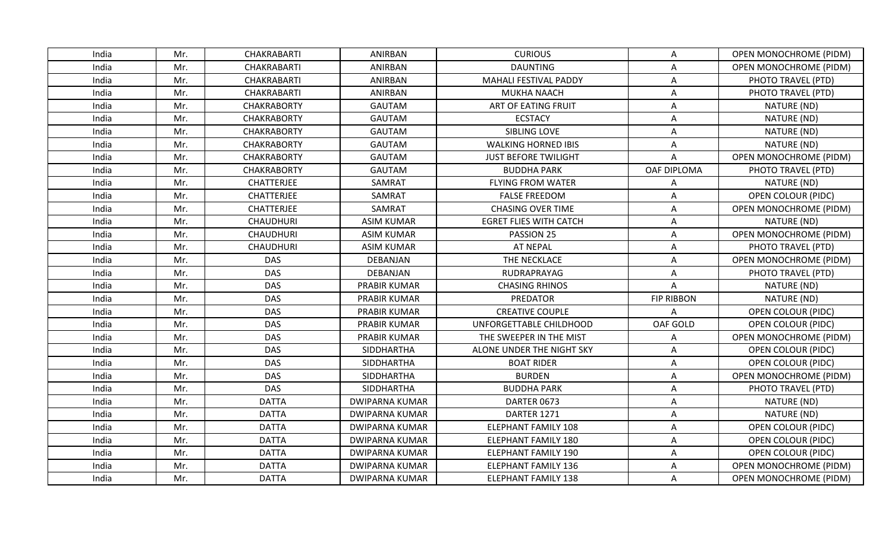| India | Mr. | CHAKRABARTI | ANIRBAN | CURIOUS | A | OPEN MONOCHROME (PIDM) |
|---|---|---|---|---|---|---|
| India | Mr. | CHAKRABARTI | ANIRBAN | DAUNTING | A | OPEN MONOCHROME (PIDM) |
| India | Mr. | CHAKRABARTI | ANIRBAN | MAHALI FESTIVAL PADDY | A | PHOTO TRAVEL (PTD) |
| India | Mr. | CHAKRABARTI | ANIRBAN | MUKHA NAACH | A | PHOTO TRAVEL (PTD) |
| India | Mr. | CHAKRABORTY | GAUTAM | ART OF EATING FRUIT | A | NATURE (ND) |
| India | Mr. | CHAKRABORTY | GAUTAM | ECSTACY | A | NATURE (ND) |
| India | Mr. | CHAKRABORTY | GAUTAM | SIBLING LOVE | A | NATURE (ND) |
| India | Mr. | CHAKRABORTY | GAUTAM | WALKING HORNED IBIS | A | NATURE (ND) |
| India | Mr. | CHAKRABORTY | GAUTAM | JUST BEFORE TWILIGHT | A | OPEN MONOCHROME (PIDM) |
| India | Mr. | CHAKRABORTY | GAUTAM | BUDDHA PARK | OAF DIPLOMA | PHOTO TRAVEL (PTD) |
| India | Mr. | CHATTERJEE | SAMRAT | FLYING FROM WATER | A | NATURE (ND) |
| India | Mr. | CHATTERJEE | SAMRAT | FALSE FREEDOM | A | OPEN COLOUR (PIDC) |
| India | Mr. | CHATTERJEE | SAMRAT | CHASING OVER TIME | A | OPEN MONOCHROME (PIDM) |
| India | Mr. | CHAUDHURI | ASIM KUMAR | EGRET FLIES WITH CATCH | A | NATURE (ND) |
| India | Mr. | CHAUDHURI | ASIM KUMAR | PASSION 25 | A | OPEN MONOCHROME (PIDM) |
| India | Mr. | CHAUDHURI | ASIM KUMAR | AT NEPAL | A | PHOTO TRAVEL (PTD) |
| India | Mr. | DAS | DEBANJAN | THE NECKLACE | A | OPEN MONOCHROME (PIDM) |
| India | Mr. | DAS | DEBANJAN | RUDRAPRAYAG | A | PHOTO TRAVEL (PTD) |
| India | Mr. | DAS | PRABIR KUMAR | CHASING RHINOS | A | NATURE (ND) |
| India | Mr. | DAS | PRABIR KUMAR | PREDATOR | FIP RIBBON | NATURE (ND) |
| India | Mr. | DAS | PRABIR KUMAR | CREATIVE COUPLE | A | OPEN COLOUR (PIDC) |
| India | Mr. | DAS | PRABIR KUMAR | UNFORGETTABLE CHILDHOOD | OAF GOLD | OPEN COLOUR (PIDC) |
| India | Mr. | DAS | PRABIR KUMAR | THE SWEEPER IN THE MIST | A | OPEN MONOCHROME (PIDM) |
| India | Mr. | DAS | SIDDHARTHA | ALONE UNDER THE NIGHT SKY | A | OPEN COLOUR (PIDC) |
| India | Mr. | DAS | SIDDHARTHA | BOAT RIDER | A | OPEN COLOUR (PIDC) |
| India | Mr. | DAS | SIDDHARTHA | BURDEN | A | OPEN MONOCHROME (PIDM) |
| India | Mr. | DAS | SIDDHARTHA | BUDDHA PARK | A | PHOTO TRAVEL (PTD) |
| India | Mr. | DATTA | DWIPARNA KUMAR | DARTER 0673 | A | NATURE (ND) |
| India | Mr. | DATTA | DWIPARNA KUMAR | DARTER 1271 | A | NATURE (ND) |
| India | Mr. | DATTA | DWIPARNA KUMAR | ELEPHANT FAMILY 108 | A | OPEN COLOUR (PIDC) |
| India | Mr. | DATTA | DWIPARNA KUMAR | ELEPHANT FAMILY 180 | A | OPEN COLOUR (PIDC) |
| India | Mr. | DATTA | DWIPARNA KUMAR | ELEPHANT FAMILY 190 | A | OPEN COLOUR (PIDC) |
| India | Mr. | DATTA | DWIPARNA KUMAR | ELEPHANT FAMILY 136 | A | OPEN MONOCHROME (PIDM) |
| India | Mr. | DATTA | DWIPARNA KUMAR | ELEPHANT FAMILY 138 | A | OPEN MONOCHROME (PIDM) |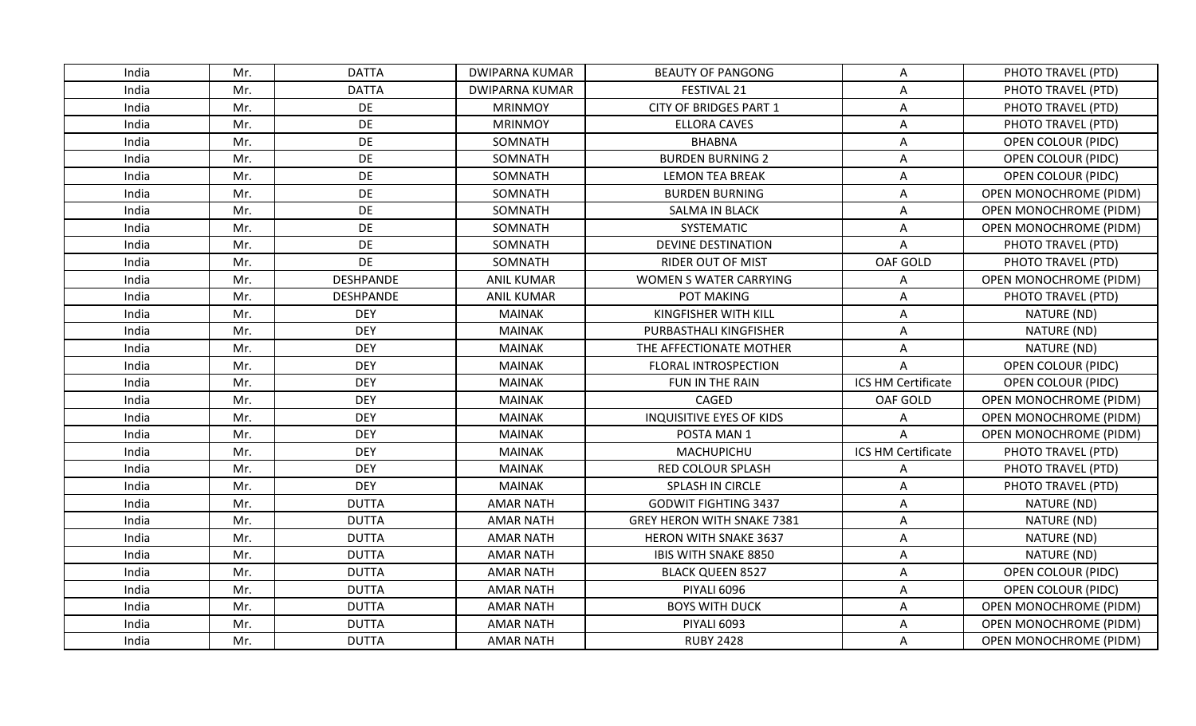| India | Mr. | DATTA | DWIPARNA KUMAR | BEAUTY OF PANGONG | A | PHOTO TRAVEL (PTD) |
|---|---|---|---|---|---|---|
| India | Mr. | DATTA | DWIPARNA KUMAR | FESTIVAL 21 | A | PHOTO TRAVEL (PTD) |
| India | Mr. | DE | MRINMOY | CITY OF BRIDGES PART 1 | A | PHOTO TRAVEL (PTD) |
| India | Mr. | DE | MRINMOY | ELLORA CAVES | A | PHOTO TRAVEL (PTD) |
| India | Mr. | DE | SOMNATH | BHABNA | A | OPEN COLOUR (PIDC) |
| India | Mr. | DE | SOMNATH | BURDEN BURNING 2 | A | OPEN COLOUR (PIDC) |
| India | Mr. | DE | SOMNATH | LEMON TEA BREAK | A | OPEN COLOUR (PIDC) |
| India | Mr. | DE | SOMNATH | BURDEN BURNING | A | OPEN MONOCHROME (PIDM) |
| India | Mr. | DE | SOMNATH | SALMA IN BLACK | A | OPEN MONOCHROME (PIDM) |
| India | Mr. | DE | SOMNATH | SYSTEMATIC | A | OPEN MONOCHROME (PIDM) |
| India | Mr. | DE | SOMNATH | DEVINE DESTINATION | A | PHOTO TRAVEL (PTD) |
| India | Mr. | DE | SOMNATH | RIDER OUT OF MIST | OAF GOLD | PHOTO TRAVEL (PTD) |
| India | Mr. | DESHPANDE | ANIL KUMAR | WOMEN S WATER CARRYING | A | OPEN MONOCHROME (PIDM) |
| India | Mr. | DESHPANDE | ANIL KUMAR | POT MAKING | A | PHOTO TRAVEL (PTD) |
| India | Mr. | DEY | MAINAK | KINGFISHER WITH KILL | A | NATURE (ND) |
| India | Mr. | DEY | MAINAK | PURBASTHALI KINGFISHER | A | NATURE (ND) |
| India | Mr. | DEY | MAINAK | THE AFFECTIONATE MOTHER | A | NATURE (ND) |
| India | Mr. | DEY | MAINAK | FLORAL INTROSPECTION | A | OPEN COLOUR (PIDC) |
| India | Mr. | DEY | MAINAK | FUN IN THE RAIN | ICS HM Certificate | OPEN COLOUR (PIDC) |
| India | Mr. | DEY | MAINAK | CAGED | OAF GOLD | OPEN MONOCHROME (PIDM) |
| India | Mr. | DEY | MAINAK | INQUISITIVE EYES OF KIDS | A | OPEN MONOCHROME (PIDM) |
| India | Mr. | DEY | MAINAK | POSTA MAN 1 | A | OPEN MONOCHROME (PIDM) |
| India | Mr. | DEY | MAINAK | MACHUPICHU | ICS HM Certificate | PHOTO TRAVEL (PTD) |
| India | Mr. | DEY | MAINAK | RED COLOUR SPLASH | A | PHOTO TRAVEL (PTD) |
| India | Mr. | DEY | MAINAK | SPLASH IN CIRCLE | A | PHOTO TRAVEL (PTD) |
| India | Mr. | DUTTA | AMAR NATH | GODWIT FIGHTING 3437 | A | NATURE (ND) |
| India | Mr. | DUTTA | AMAR NATH | GREY HERON WITH SNAKE 7381 | A | NATURE (ND) |
| India | Mr. | DUTTA | AMAR NATH | HERON WITH SNAKE 3637 | A | NATURE (ND) |
| India | Mr. | DUTTA | AMAR NATH | IBIS WITH SNAKE 8850 | A | NATURE (ND) |
| India | Mr. | DUTTA | AMAR NATH | BLACK QUEEN 8527 | A | OPEN COLOUR (PIDC) |
| India | Mr. | DUTTA | AMAR NATH | PIYALI 6096 | A | OPEN COLOUR (PIDC) |
| India | Mr. | DUTTA | AMAR NATH | BOYS WITH DUCK | A | OPEN MONOCHROME (PIDM) |
| India | Mr. | DUTTA | AMAR NATH | PIYALI 6093 | A | OPEN MONOCHROME (PIDM) |
| India | Mr. | DUTTA | AMAR NATH | RUBY 2428 | A | OPEN MONOCHROME (PIDM) |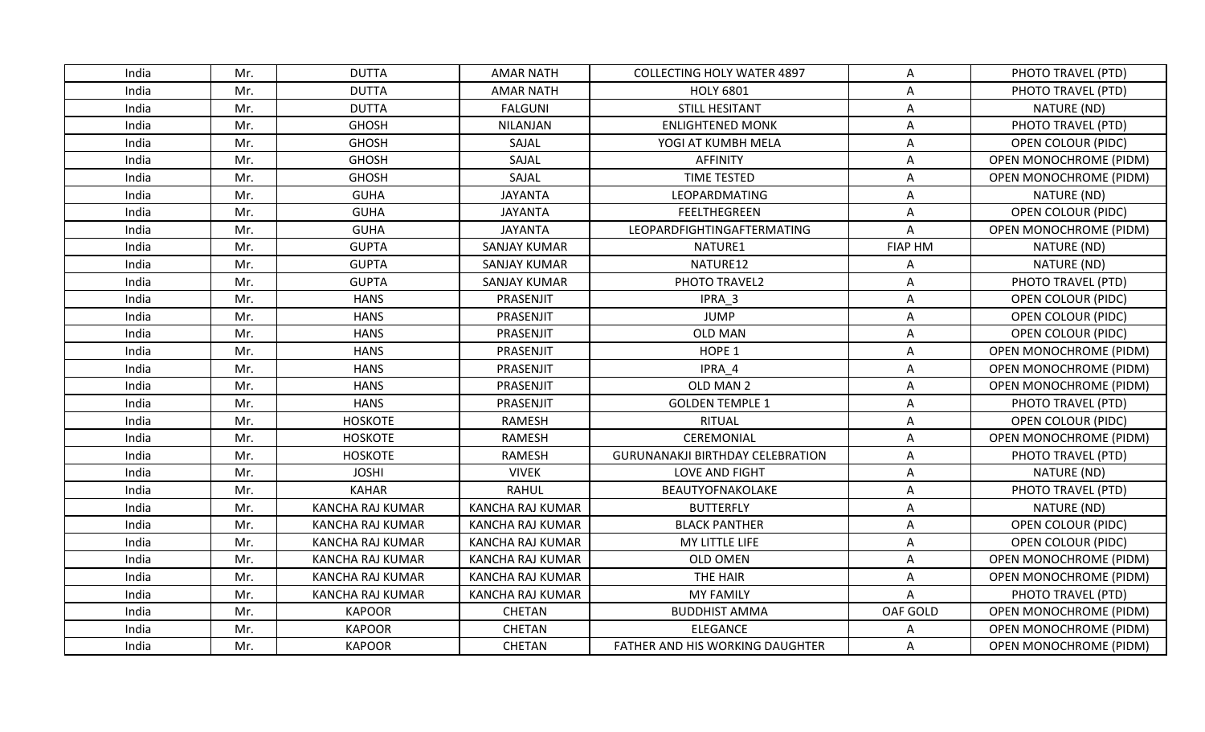| India | Mr. | DUTTA | AMAR NATH | COLLECTING HOLY WATER 4897 | A | PHOTO TRAVEL (PTD) |
|---|---|---|---|---|---|---|
| India | Mr. | DUTTA | AMAR NATH | HOLY 6801 | A | PHOTO TRAVEL (PTD) |
| India | Mr. | DUTTA | FALGUNI | STILL HESITANT | A | NATURE (ND) |
| India | Mr. | GHOSH | NILANJAN | ENLIGHTENED MONK | A | PHOTO TRAVEL (PTD) |
| India | Mr. | GHOSH | SAJAL | YOGI AT KUMBH MELA | A | OPEN COLOUR (PIDC) |
| India | Mr. | GHOSH | SAJAL | AFFINITY | A | OPEN MONOCHROME (PIDM) |
| India | Mr. | GHOSH | SAJAL | TIME TESTED | A | OPEN MONOCHROME (PIDM) |
| India | Mr. | GUHA | JAYANTA | LEOPARDMATING | A | NATURE (ND) |
| India | Mr. | GUHA | JAYANTA | FEELTHEGREEN | A | OPEN COLOUR (PIDC) |
| India | Mr. | GUHA | JAYANTA | LEOPARDFIGHTINGAFTERMATING | A | OPEN MONOCHROME (PIDM) |
| India | Mr. | GUPTA | SANJAY KUMAR | NATURE1 | FIAP HM | NATURE (ND) |
| India | Mr. | GUPTA | SANJAY KUMAR | NATURE12 | A | NATURE (ND) |
| India | Mr. | GUPTA | SANJAY KUMAR | PHOTO TRAVEL2 | A | PHOTO TRAVEL (PTD) |
| India | Mr. | HANS | PRASENJIT | IPRA_3 | A | OPEN COLOUR (PIDC) |
| India | Mr. | HANS | PRASENJIT | JUMP | A | OPEN COLOUR (PIDC) |
| India | Mr. | HANS | PRASENJIT | OLD MAN | A | OPEN COLOUR (PIDC) |
| India | Mr. | HANS | PRASENJIT | HOPE 1 | A | OPEN MONOCHROME (PIDM) |
| India | Mr. | HANS | PRASENJIT | IPRA_4 | A | OPEN MONOCHROME (PIDM) |
| India | Mr. | HANS | PRASENJIT | OLD MAN 2 | A | OPEN MONOCHROME (PIDM) |
| India | Mr. | HANS | PRASENJIT | GOLDEN TEMPLE 1 | A | PHOTO TRAVEL (PTD) |
| India | Mr. | HOSKOTE | RAMESH | RITUAL | A | OPEN COLOUR (PIDC) |
| India | Mr. | HOSKOTE | RAMESH | CEREMONIAL | A | OPEN MONOCHROME (PIDM) |
| India | Mr. | HOSKOTE | RAMESH | GURUNANAKJI BIRTHDAY CELEBRATION | A | PHOTO TRAVEL (PTD) |
| India | Mr. | JOSHI | VIVEK | LOVE AND FIGHT | A | NATURE (ND) |
| India | Mr. | KAHAR | RAHUL | BEAUTYOFNAKOLAKE | A | PHOTO TRAVEL (PTD) |
| India | Mr. | KANCHA RAJ KUMAR | KANCHA RAJ KUMAR | BUTTERFLY | A | NATURE (ND) |
| India | Mr. | KANCHA RAJ KUMAR | KANCHA RAJ KUMAR | BLACK PANTHER | A | OPEN COLOUR (PIDC) |
| India | Mr. | KANCHA RAJ KUMAR | KANCHA RAJ KUMAR | MY LITTLE LIFE | A | OPEN COLOUR (PIDC) |
| India | Mr. | KANCHA RAJ KUMAR | KANCHA RAJ KUMAR | OLD OMEN | A | OPEN MONOCHROME (PIDM) |
| India | Mr. | KANCHA RAJ KUMAR | KANCHA RAJ KUMAR | THE HAIR | A | OPEN MONOCHROME (PIDM) |
| India | Mr. | KANCHA RAJ KUMAR | KANCHA RAJ KUMAR | MY FAMILY | A | PHOTO TRAVEL (PTD) |
| India | Mr. | KAPOOR | CHETAN | BUDDHIST AMMA | OAF GOLD | OPEN MONOCHROME (PIDM) |
| India | Mr. | KAPOOR | CHETAN | ELEGANCE | A | OPEN MONOCHROME (PIDM) |
| India | Mr. | KAPOOR | CHETAN | FATHER AND HIS WORKING DAUGHTER | A | OPEN MONOCHROME (PIDM) |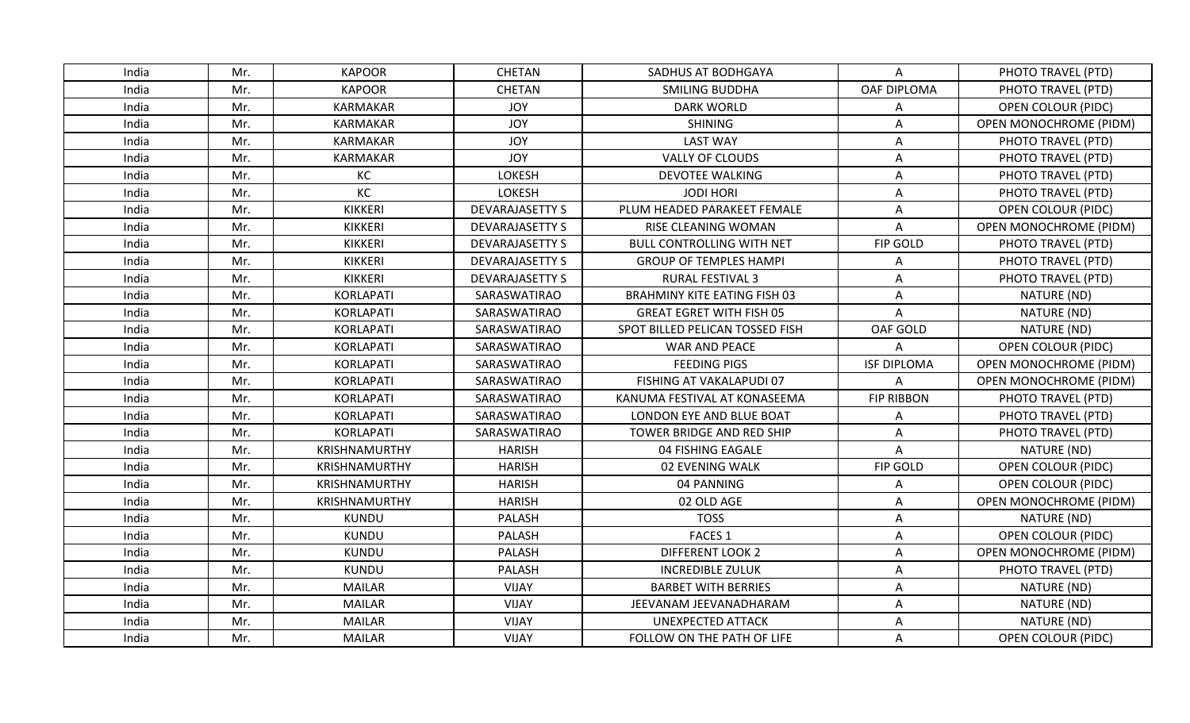| India | Mr. | KAPOOR | CHETAN | SADHUS AT BODHGAYA | A | PHOTO TRAVEL (PTD) |
|---|---|---|---|---|---|---|
| India | Mr. | KAPOOR | CHETAN | SMILING BUDDHA | OAF DIPLOMA | PHOTO TRAVEL (PTD) |
| India | Mr. | KARMAKAR | JOY | DARK WORLD | A | OPEN COLOUR (PIDC) |
| India | Mr. | KARMAKAR | JOY | SHINING | A | OPEN MONOCHROME (PIDM) |
| India | Mr. | KARMAKAR | JOY | LAST WAY | A | PHOTO TRAVEL (PTD) |
| India | Mr. | KARMAKAR | JOY | VALLY OF CLOUDS | A | PHOTO TRAVEL (PTD) |
| India | Mr. | KC | LOKESH | DEVOTEE WALKING | A | PHOTO TRAVEL (PTD) |
| India | Mr. | KC | LOKESH | JODI HORI | A | PHOTO TRAVEL (PTD) |
| India | Mr. | KIKKERI | DEVARAJASETTY S | PLUM HEADED PARAKEET FEMALE | A | OPEN COLOUR (PIDC) |
| India | Mr. | KIKKERI | DEVARAJASETTY S | RISE CLEANING WOMAN | A | OPEN MONOCHROME (PIDM) |
| India | Mr. | KIKKERI | DEVARAJASETTY S | BULL CONTROLLING WITH NET | FIP GOLD | PHOTO TRAVEL (PTD) |
| India | Mr. | KIKKERI | DEVARAJASETTY S | GROUP OF TEMPLES HAMPI | A | PHOTO TRAVEL (PTD) |
| India | Mr. | KIKKERI | DEVARAJASETTY S | RURAL FESTIVAL 3 | A | PHOTO TRAVEL (PTD) |
| India | Mr. | KORLAPATI | SARASWATIRAO | BRAHMINY KITE EATING FISH 03 | A | NATURE (ND) |
| India | Mr. | KORLAPATI | SARASWATIRAO | GREAT EGRET WITH FISH 05 | A | NATURE (ND) |
| India | Mr. | KORLAPATI | SARASWATIRAO | SPOT BILLED PELICAN TOSSED FISH | OAF GOLD | NATURE (ND) |
| India | Mr. | KORLAPATI | SARASWATIRAO | WAR AND PEACE | A | OPEN COLOUR (PIDC) |
| India | Mr. | KORLAPATI | SARASWATIRAO | FEEDING PIGS | ISF DIPLOMA | OPEN MONOCHROME (PIDM) |
| India | Mr. | KORLAPATI | SARASWATIRAO | FISHING AT VAKALAPUDI 07 | A | OPEN MONOCHROME (PIDM) |
| India | Mr. | KORLAPATI | SARASWATIRAO | KANUMA FESTIVAL AT KONASEEMA | FIP RIBBON | PHOTO TRAVEL (PTD) |
| India | Mr. | KORLAPATI | SARASWATIRAO | LONDON EYE AND BLUE BOAT | A | PHOTO TRAVEL (PTD) |
| India | Mr. | KORLAPATI | SARASWATIRAO | TOWER BRIDGE AND RED SHIP | A | PHOTO TRAVEL (PTD) |
| India | Mr. | KRISHNAMURTHY | HARISH | 04 FISHING EAGALE | A | NATURE (ND) |
| India | Mr. | KRISHNAMURTHY | HARISH | 02 EVENING WALK | FIP GOLD | OPEN COLOUR (PIDC) |
| India | Mr. | KRISHNAMURTHY | HARISH | 04 PANNING | A | OPEN COLOUR (PIDC) |
| India | Mr. | KRISHNAMURTHY | HARISH | 02 OLD AGE | A | OPEN MONOCHROME (PIDM) |
| India | Mr. | KUNDU | PALASH | TOSS | A | NATURE (ND) |
| India | Mr. | KUNDU | PALASH | FACES 1 | A | OPEN COLOUR (PIDC) |
| India | Mr. | KUNDU | PALASH | DIFFERENT LOOK 2 | A | OPEN MONOCHROME (PIDM) |
| India | Mr. | KUNDU | PALASH | INCREDIBLE ZULUK | A | PHOTO TRAVEL (PTD) |
| India | Mr. | MAILAR | VIJAY | BARBET WITH BERRIES | A | NATURE (ND) |
| India | Mr. | MAILAR | VIJAY | JEEVANAM JEEVANADHARAM | A | NATURE (ND) |
| India | Mr. | MAILAR | VIJAY | UNEXPECTED ATTACK | A | NATURE (ND) |
| India | Mr. | MAILAR | VIJAY | FOLLOW ON THE PATH OF LIFE | A | OPEN COLOUR (PIDC) |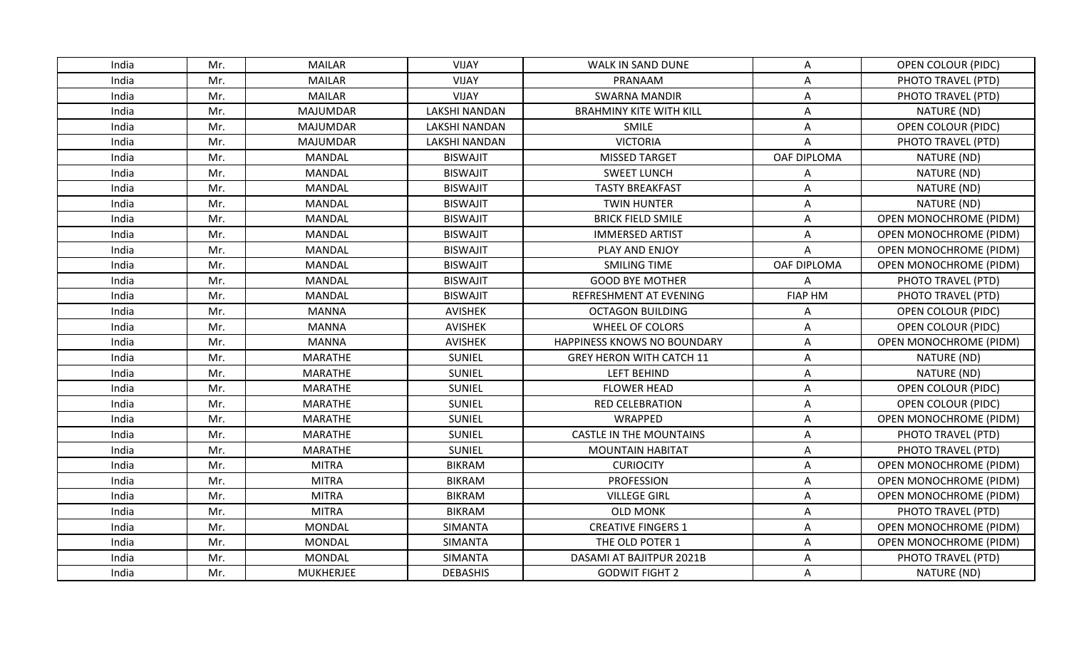| India | Mr. | MAILAR | VIJAY | WALK IN SAND DUNE | A | OPEN COLOUR (PIDC) |
|---|---|---|---|---|---|---|
| India | Mr. | MAILAR | VIJAY | PRANAAM | A | PHOTO TRAVEL (PTD) |
| India | Mr. | MAILAR | VIJAY | SWARNA MANDIR | A | PHOTO TRAVEL (PTD) |
| India | Mr. | MAJUMDAR | LAKSHI NANDAN | BRAHMINY KITE WITH KILL | A | NATURE (ND) |
| India | Mr. | MAJUMDAR | LAKSHI NANDAN | SMILE | A | OPEN COLOUR (PIDC) |
| India | Mr. | MAJUMDAR | LAKSHI NANDAN | VICTORIA | A | PHOTO TRAVEL (PTD) |
| India | Mr. | MANDAL | BISWAJIT | MISSED TARGET | OAF DIPLOMA | NATURE (ND) |
| India | Mr. | MANDAL | BISWAJIT | SWEET LUNCH | A | NATURE (ND) |
| India | Mr. | MANDAL | BISWAJIT | TASTY BREAKFAST | A | NATURE (ND) |
| India | Mr. | MANDAL | BISWAJIT | TWIN HUNTER | A | NATURE (ND) |
| India | Mr. | MANDAL | BISWAJIT | BRICK FIELD SMILE | A | OPEN MONOCHROME (PIDM) |
| India | Mr. | MANDAL | BISWAJIT | IMMERSED ARTIST | A | OPEN MONOCHROME (PIDM) |
| India | Mr. | MANDAL | BISWAJIT | PLAY AND ENJOY | A | OPEN MONOCHROME (PIDM) |
| India | Mr. | MANDAL | BISWAJIT | SMILING TIME | OAF DIPLOMA | OPEN MONOCHROME (PIDM) |
| India | Mr. | MANDAL | BISWAJIT | GOOD BYE MOTHER | A | PHOTO TRAVEL (PTD) |
| India | Mr. | MANDAL | BISWAJIT | REFRESHMENT AT EVENING | FIAP HM | PHOTO TRAVEL (PTD) |
| India | Mr. | MANNA | AVISHEK | OCTAGON BUILDING | A | OPEN COLOUR (PIDC) |
| India | Mr. | MANNA | AVISHEK | WHEEL OF COLORS | A | OPEN COLOUR (PIDC) |
| India | Mr. | MANNA | AVISHEK | HAPPINESS KNOWS NO BOUNDARY | A | OPEN MONOCHROME (PIDM) |
| India | Mr. | MARATHE | SUNIEL | GREY HERON WITH CATCH 11 | A | NATURE (ND) |
| India | Mr. | MARATHE | SUNIEL | LEFT BEHIND | A | NATURE (ND) |
| India | Mr. | MARATHE | SUNIEL | FLOWER HEAD | A | OPEN COLOUR (PIDC) |
| India | Mr. | MARATHE | SUNIEL | RED CELEBRATION | A | OPEN COLOUR (PIDC) |
| India | Mr. | MARATHE | SUNIEL | WRAPPED | A | OPEN MONOCHROME (PIDM) |
| India | Mr. | MARATHE | SUNIEL | CASTLE IN THE MOUNTAINS | A | PHOTO TRAVEL (PTD) |
| India | Mr. | MARATHE | SUNIEL | MOUNTAIN HABITAT | A | PHOTO TRAVEL (PTD) |
| India | Mr. | MITRA | BIKRAM | CURIOCITY | A | OPEN MONOCHROME (PIDM) |
| India | Mr. | MITRA | BIKRAM | PROFESSION | A | OPEN MONOCHROME (PIDM) |
| India | Mr. | MITRA | BIKRAM | VILLEGE GIRL | A | OPEN MONOCHROME (PIDM) |
| India | Mr. | MITRA | BIKRAM | OLD MONK | A | PHOTO TRAVEL (PTD) |
| India | Mr. | MONDAL | SIMANTA | CREATIVE FINGERS 1 | A | OPEN MONOCHROME (PIDM) |
| India | Mr. | MONDAL | SIMANTA | THE OLD POTER 1 | A | OPEN MONOCHROME (PIDM) |
| India | Mr. | MONDAL | SIMANTA | DASAMI AT BAJITPUR 2021B | A | PHOTO TRAVEL (PTD) |
| India | Mr. | MUKHERJEE | DEBASHIS | GODWIT FIGHT 2 | A | NATURE (ND) |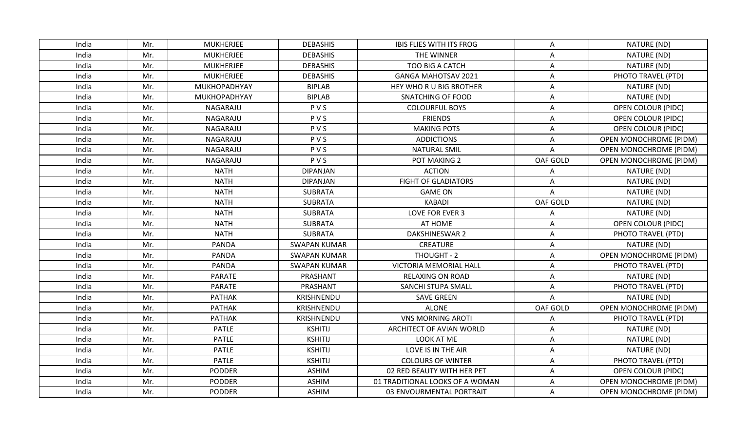| India | Mr. | MUKHERJEE | DEBASHIS | IBIS FLIES WITH ITS FROG | A | NATURE (ND) |
|---|---|---|---|---|---|---|
| India | Mr. | MUKHERJEE | DEBASHIS | THE WINNER | A | NATURE (ND) |
| India | Mr. | MUKHERJEE | DEBASHIS | TOO BIG A CATCH | A | NATURE (ND) |
| India | Mr. | MUKHERJEE | DEBASHIS | GANGA MAHOTSAV 2021 | A | PHOTO TRAVEL (PTD) |
| India | Mr. | MUKHOPADHYAY | BIPLAB | HEY WHO R U BIG BROTHER | A | NATURE (ND) |
| India | Mr. | MUKHOPADHYAY | BIPLAB | SNATCHING OF FOOD | A | NATURE (ND) |
| India | Mr. | NAGARAJU | P V S | COLOURFUL BOYS | A | OPEN COLOUR (PIDC) |
| India | Mr. | NAGARAJU | P V S | FRIENDS | A | OPEN COLOUR (PIDC) |
| India | Mr. | NAGARAJU | P V S | MAKING POTS | A | OPEN COLOUR (PIDC) |
| India | Mr. | NAGARAJU | P V S | ADDICTIONS | A | OPEN MONOCHROME (PIDM) |
| India | Mr. | NAGARAJU | P V S | NATURAL SMIL | A | OPEN MONOCHROME (PIDM) |
| India | Mr. | NAGARAJU | P V S | POT MAKING 2 | OAF GOLD | OPEN MONOCHROME (PIDM) |
| India | Mr. | NATH | DIPANJAN | ACTION | A | NATURE (ND) |
| India | Mr. | NATH | DIPANJAN | FIGHT OF GLADIATORS | A | NATURE (ND) |
| India | Mr. | NATH | SUBRATA | GAME ON | A | NATURE (ND) |
| India | Mr. | NATH | SUBRATA | KABADI | OAF GOLD | NATURE (ND) |
| India | Mr. | NATH | SUBRATA | LOVE FOR EVER 3 | A | NATURE (ND) |
| India | Mr. | NATH | SUBRATA | AT HOME | A | OPEN COLOUR (PIDC) |
| India | Mr. | NATH | SUBRATA | DAKSHINESWAR 2 | A | PHOTO TRAVEL (PTD) |
| India | Mr. | PANDA | SWAPAN KUMAR | CREATURE | A | NATURE (ND) |
| India | Mr. | PANDA | SWAPAN KUMAR | THOUGHT - 2 | A | OPEN MONOCHROME (PIDM) |
| India | Mr. | PANDA | SWAPAN KUMAR | VICTORIA MEMORIAL HALL | A | PHOTO TRAVEL (PTD) |
| India | Mr. | PARATE | PRASHANT | RELAXING ON ROAD | A | NATURE (ND) |
| India | Mr. | PARATE | PRASHANT | SANCHI STUPA SMALL | A | PHOTO TRAVEL (PTD) |
| India | Mr. | PATHAK | KRISHNENDU | SAVE GREEN | A | NATURE (ND) |
| India | Mr. | PATHAK | KRISHNENDU | ALONE | OAF GOLD | OPEN MONOCHROME (PIDM) |
| India | Mr. | PATHAK | KRISHNENDU | VNS MORNING AROTI | A | PHOTO TRAVEL (PTD) |
| India | Mr. | PATLE | KSHITIJ | ARCHITECT OF AVIAN WORLD | A | NATURE (ND) |
| India | Mr. | PATLE | KSHITIJ | LOOK AT ME | A | NATURE (ND) |
| India | Mr. | PATLE | KSHITIJ | LOVE IS IN THE AIR | A | NATURE (ND) |
| India | Mr. | PATLE | KSHITIJ | COLOURS OF WINTER | A | PHOTO TRAVEL (PTD) |
| India | Mr. | PODDER | ASHIM | 02 RED BEAUTY WITH HER PET | A | OPEN COLOUR (PIDC) |
| India | Mr. | PODDER | ASHIM | 01 TRADITIONAL LOOKS OF A WOMAN | A | OPEN MONOCHROME (PIDM) |
| India | Mr. | PODDER | ASHIM | 03 ENVOURMENTAL PORTRAIT | A | OPEN MONOCHROME (PIDM) |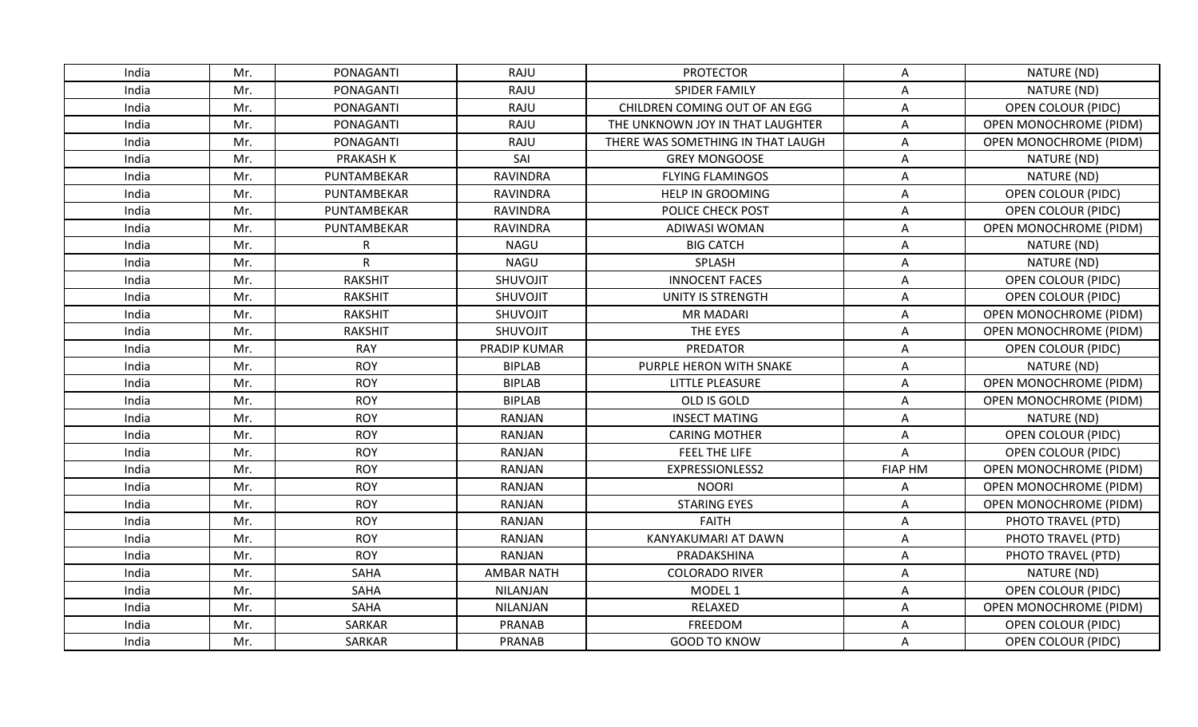| India | Mr. | PONAGANTI | RAJU | PROTECTOR | A | NATURE (ND) |
|---|---|---|---|---|---|---|
| India | Mr. | PONAGANTI | RAJU | SPIDER FAMILY | A | NATURE (ND) |
| India | Mr. | PONAGANTI | RAJU | CHILDREN COMING OUT OF AN EGG | A | OPEN COLOUR (PIDC) |
| India | Mr. | PONAGANTI | RAJU | THE UNKNOWN JOY IN THAT LAUGHTER | A | OPEN MONOCHROME (PIDM) |
| India | Mr. | PONAGANTI | RAJU | THERE WAS SOMETHING IN THAT LAUGH | A | OPEN MONOCHROME (PIDM) |
| India | Mr. | PRAKASH K | SAI | GREY MONGOOSE | A | NATURE (ND) |
| India | Mr. | PUNTAMBEKAR | RAVINDRA | FLYING FLAMINGOS | A | NATURE (ND) |
| India | Mr. | PUNTAMBEKAR | RAVINDRA | HELP IN GROOMING | A | OPEN COLOUR (PIDC) |
| India | Mr. | PUNTAMBEKAR | RAVINDRA | POLICE CHECK POST | A | OPEN COLOUR (PIDC) |
| India | Mr. | PUNTAMBEKAR | RAVINDRA | ADIWASI WOMAN | A | OPEN MONOCHROME (PIDM) |
| India | Mr. | R | NAGU | BIG CATCH | A | NATURE (ND) |
| India | Mr. | R | NAGU | SPLASH | A | NATURE (ND) |
| India | Mr. | RAKSHIT | SHUVOJIT | INNOCENT FACES | A | OPEN COLOUR (PIDC) |
| India | Mr. | RAKSHIT | SHUVOJIT | UNITY IS STRENGTH | A | OPEN COLOUR (PIDC) |
| India | Mr. | RAKSHIT | SHUVOJIT | MR MADARI | A | OPEN MONOCHROME (PIDM) |
| India | Mr. | RAKSHIT | SHUVOJIT | THE EYES | A | OPEN MONOCHROME (PIDM) |
| India | Mr. | RAY | PRADIP KUMAR | PREDATOR | A | OPEN COLOUR (PIDC) |
| India | Mr. | ROY | BIPLAB | PURPLE HERON WITH SNAKE | A | NATURE (ND) |
| India | Mr. | ROY | BIPLAB | LITTLE PLEASURE | A | OPEN MONOCHROME (PIDM) |
| India | Mr. | ROY | BIPLAB | OLD IS GOLD | A | OPEN MONOCHROME (PIDM) |
| India | Mr. | ROY | RANJAN | INSECT MATING | A | NATURE (ND) |
| India | Mr. | ROY | RANJAN | CARING MOTHER | A | OPEN COLOUR (PIDC) |
| India | Mr. | ROY | RANJAN | FEEL THE LIFE | A | OPEN COLOUR (PIDC) |
| India | Mr. | ROY | RANJAN | EXPRESSIONLESS2 | FIAP HM | OPEN MONOCHROME (PIDM) |
| India | Mr. | ROY | RANJAN | NOORI | A | OPEN MONOCHROME (PIDM) |
| India | Mr. | ROY | RANJAN | STARING EYES | A | OPEN MONOCHROME (PIDM) |
| India | Mr. | ROY | RANJAN | FAITH | A | PHOTO TRAVEL (PTD) |
| India | Mr. | ROY | RANJAN | KANYAKUMARI AT DAWN | A | PHOTO TRAVEL (PTD) |
| India | Mr. | ROY | RANJAN | PRADAKSHINA | A | PHOTO TRAVEL (PTD) |
| India | Mr. | SAHA | AMBAR NATH | COLORADO RIVER | A | NATURE (ND) |
| India | Mr. | SAHA | NILANJAN | MODEL 1 | A | OPEN COLOUR (PIDC) |
| India | Mr. | SAHA | NILANJAN | RELAXED | A | OPEN MONOCHROME (PIDM) |
| India | Mr. | SARKAR | PRANAB | FREEDOM | A | OPEN COLOUR (PIDC) |
| India | Mr. | SARKAR | PRANAB | GOOD TO KNOW | A | OPEN COLOUR (PIDC) |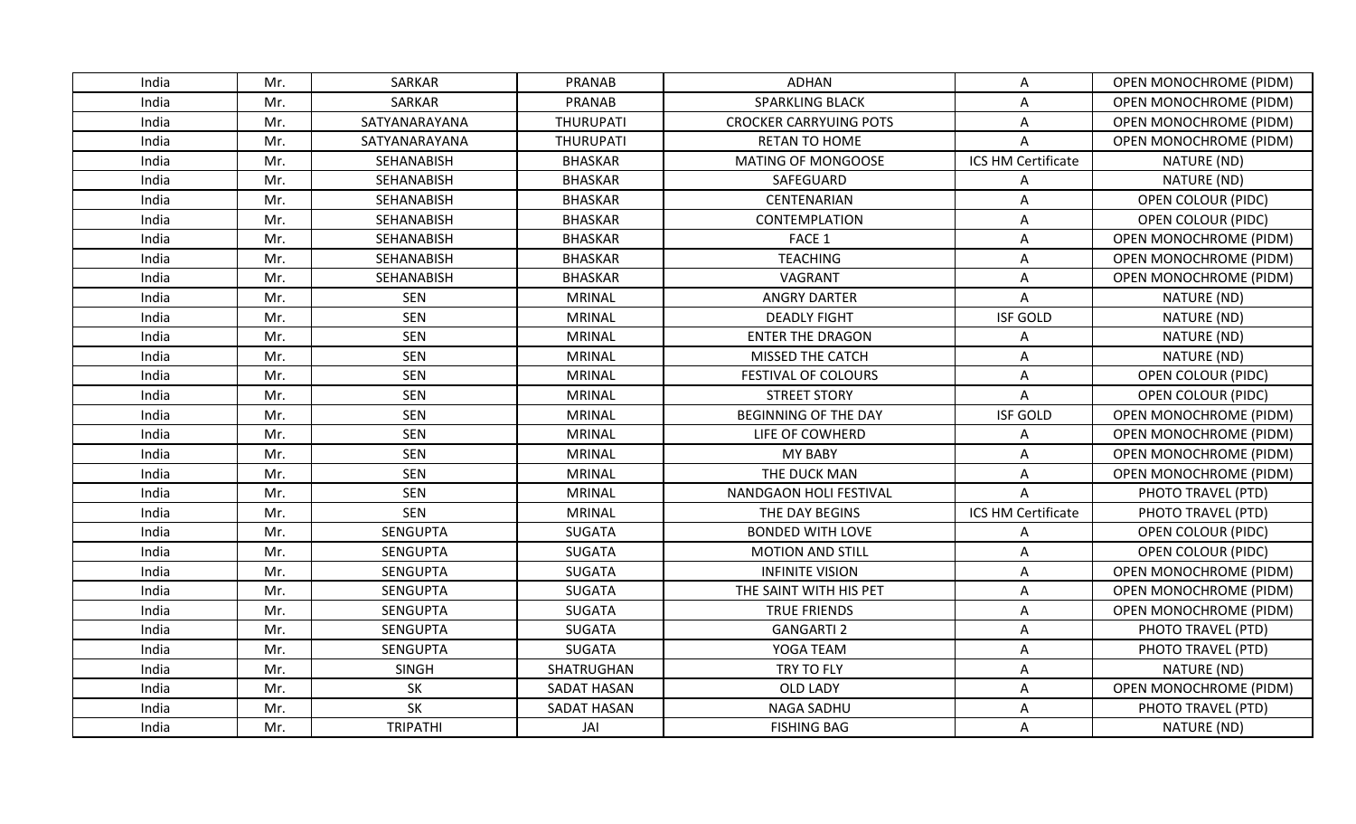| India | Mr. | SARKAR | PRANAB | ADHAN | A | OPEN MONOCHROME (PIDM) |
|---|---|---|---|---|---|---|
| India | Mr. | SARKAR | PRANAB | SPARKLING BLACK | A | OPEN MONOCHROME (PIDM) |
| India | Mr. | SATYANARAYANA | THURUPATI | CROCKER CARRYUING POTS | A | OPEN MONOCHROME (PIDM) |
| India | Mr. | SATYANARAYANA | THURUPATI | RETAN TO HOME | A | OPEN MONOCHROME (PIDM) |
| India | Mr. | SEHANABISH | BHASKAR | MATING OF MONGOOSE | ICS HM Certificate | NATURE (ND) |
| India | Mr. | SEHANABISH | BHASKAR | SAFEGUARD | A | NATURE (ND) |
| India | Mr. | SEHANABISH | BHASKAR | CENTENARIAN | A | OPEN COLOUR (PIDC) |
| India | Mr. | SEHANABISH | BHASKAR | CONTEMPLATION | A | OPEN COLOUR (PIDC) |
| India | Mr. | SEHANABISH | BHASKAR | FACE 1 | A | OPEN MONOCHROME (PIDM) |
| India | Mr. | SEHANABISH | BHASKAR | TEACHING | A | OPEN MONOCHROME (PIDM) |
| India | Mr. | SEHANABISH | BHASKAR | VAGRANT | A | OPEN MONOCHROME (PIDM) |
| India | Mr. | SEN | MRINAL | ANGRY DARTER | A | NATURE (ND) |
| India | Mr. | SEN | MRINAL | DEADLY FIGHT | ISF GOLD | NATURE (ND) |
| India | Mr. | SEN | MRINAL | ENTER THE DRAGON | A | NATURE (ND) |
| India | Mr. | SEN | MRINAL | MISSED THE CATCH | A | NATURE (ND) |
| India | Mr. | SEN | MRINAL | FESTIVAL OF COLOURS | A | OPEN COLOUR (PIDC) |
| India | Mr. | SEN | MRINAL | STREET STORY | A | OPEN COLOUR (PIDC) |
| India | Mr. | SEN | MRINAL | BEGINNING OF THE DAY | ISF GOLD | OPEN MONOCHROME (PIDM) |
| India | Mr. | SEN | MRINAL | LIFE OF COWHERD | A | OPEN MONOCHROME (PIDM) |
| India | Mr. | SEN | MRINAL | MY BABY | A | OPEN MONOCHROME (PIDM) |
| India | Mr. | SEN | MRINAL | THE DUCK MAN | A | OPEN MONOCHROME (PIDM) |
| India | Mr. | SEN | MRINAL | NANDGAON HOLI FESTIVAL | A | PHOTO TRAVEL (PTD) |
| India | Mr. | SEN | MRINAL | THE DAY BEGINS | ICS HM Certificate | PHOTO TRAVEL (PTD) |
| India | Mr. | SENGUPTA | SUGATA | BONDED WITH LOVE | A | OPEN COLOUR (PIDC) |
| India | Mr. | SENGUPTA | SUGATA | MOTION AND STILL | A | OPEN COLOUR (PIDC) |
| India | Mr. | SENGUPTA | SUGATA | INFINITE VISION | A | OPEN MONOCHROME (PIDM) |
| India | Mr. | SENGUPTA | SUGATA | THE SAINT WITH HIS PET | A | OPEN MONOCHROME (PIDM) |
| India | Mr. | SENGUPTA | SUGATA | TRUE FRIENDS | A | OPEN MONOCHROME (PIDM) |
| India | Mr. | SENGUPTA | SUGATA | GANGARTI 2 | A | PHOTO TRAVEL (PTD) |
| India | Mr. | SENGUPTA | SUGATA | YOGA TEAM | A | PHOTO TRAVEL (PTD) |
| India | Mr. | SINGH | SHATRUGHAN | TRY TO FLY | A | NATURE (ND) |
| India | Mr. | SK | SADAT HASAN | OLD LADY | A | OPEN MONOCHROME (PIDM) |
| India | Mr. | SK | SADAT HASAN | NAGA SADHU | A | PHOTO TRAVEL (PTD) |
| India | Mr. | TRIPATHI | JAI | FISHING BAG | A | NATURE (ND) |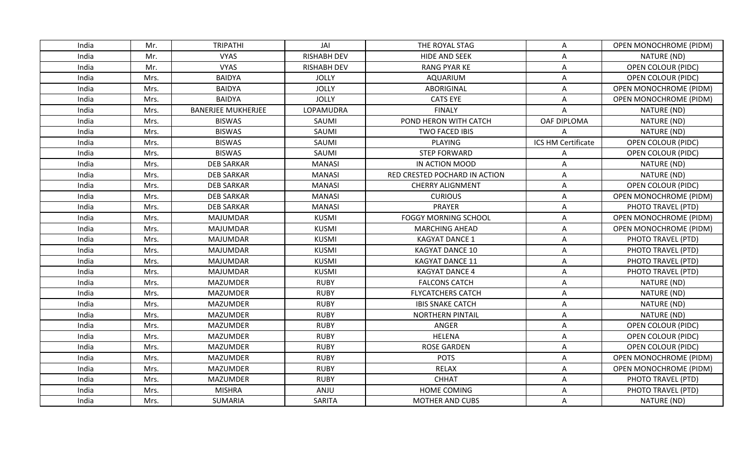| India | Mr. | TRIPATHI | JAI | THE ROYAL STAG | A | OPEN MONOCHROME (PIDM) |
|---|---|---|---|---|---|---|
| India | Mr. | VYAS | RISHABH DEV | HIDE AND SEEK | A | NATURE (ND) |
| India | Mr. | VYAS | RISHABH DEV | RANG PYAR KE | A | OPEN COLOUR (PIDC) |
| India | Mrs. | BAIDYA | JOLLY | AQUARIUM | A | OPEN COLOUR (PIDC) |
| India | Mrs. | BAIDYA | JOLLY | ABORIGINAL | A | OPEN MONOCHROME (PIDM) |
| India | Mrs. | BAIDYA | JOLLY | CATS EYE | A | OPEN MONOCHROME (PIDM) |
| India | Mrs. | BANERJEE MUKHERJEE | LOPAMUDRA | FINALY | A | NATURE (ND) |
| India | Mrs. | BISWAS | SAUMI | POND HERON WITH CATCH | OAF DIPLOMA | NATURE (ND) |
| India | Mrs. | BISWAS | SAUMI | TWO FACED IBIS | A | NATURE (ND) |
| India | Mrs. | BISWAS | SAUMI | PLAYING | ICS HM Certificate | OPEN COLOUR (PIDC) |
| India | Mrs. | BISWAS | SAUMI | STEP FORWARD | A | OPEN COLOUR (PIDC) |
| India | Mrs. | DEB SARKAR | MANASI | IN ACTION MOOD | A | NATURE (ND) |
| India | Mrs. | DEB SARKAR | MANASI | RED CRESTED POCHARD IN ACTION | A | NATURE (ND) |
| India | Mrs. | DEB SARKAR | MANASI | CHERRY ALIGNMENT | A | OPEN COLOUR (PIDC) |
| India | Mrs. | DEB SARKAR | MANASI | CURIOUS | A | OPEN MONOCHROME (PIDM) |
| India | Mrs. | DEB SARKAR | MANASI | PRAYER | A | PHOTO TRAVEL (PTD) |
| India | Mrs. | MAJUMDAR | KUSMI | FOGGY MORNING SCHOOL | A | OPEN MONOCHROME (PIDM) |
| India | Mrs. | MAJUMDAR | KUSMI | MARCHING AHEAD | A | OPEN MONOCHROME (PIDM) |
| India | Mrs. | MAJUMDAR | KUSMI | KAGYAT DANCE 1 | A | PHOTO TRAVEL (PTD) |
| India | Mrs. | MAJUMDAR | KUSMI | KAGYAT DANCE 10 | A | PHOTO TRAVEL (PTD) |
| India | Mrs. | MAJUMDAR | KUSMI | KAGYAT DANCE 11 | A | PHOTO TRAVEL (PTD) |
| India | Mrs. | MAJUMDAR | KUSMI | KAGYAT DANCE 4 | A | PHOTO TRAVEL (PTD) |
| India | Mrs. | MAZUMDER | RUBY | FALCONS CATCH | A | NATURE (ND) |
| India | Mrs. | MAZUMDER | RUBY | FLYCATCHERS CATCH | A | NATURE (ND) |
| India | Mrs. | MAZUMDER | RUBY | IBIS SNAKE CATCH | A | NATURE (ND) |
| India | Mrs. | MAZUMDER | RUBY | NORTHERN PINTAIL | A | NATURE (ND) |
| India | Mrs. | MAZUMDER | RUBY | ANGER | A | OPEN COLOUR (PIDC) |
| India | Mrs. | MAZUMDER | RUBY | HELENA | A | OPEN COLOUR (PIDC) |
| India | Mrs. | MAZUMDER | RUBY | ROSE GARDEN | A | OPEN COLOUR (PIDC) |
| India | Mrs. | MAZUMDER | RUBY | POTS | A | OPEN MONOCHROME (PIDM) |
| India | Mrs. | MAZUMDER | RUBY | RELAX | A | OPEN MONOCHROME (PIDM) |
| India | Mrs. | MAZUMDER | RUBY | CHHAT | A | PHOTO TRAVEL (PTD) |
| India | Mrs. | MISHRA | ANJU | HOME COMING | A | PHOTO TRAVEL (PTD) |
| India | Mrs. | SUMARIA | SARITA | MOTHER AND CUBS | A | NATURE (ND) |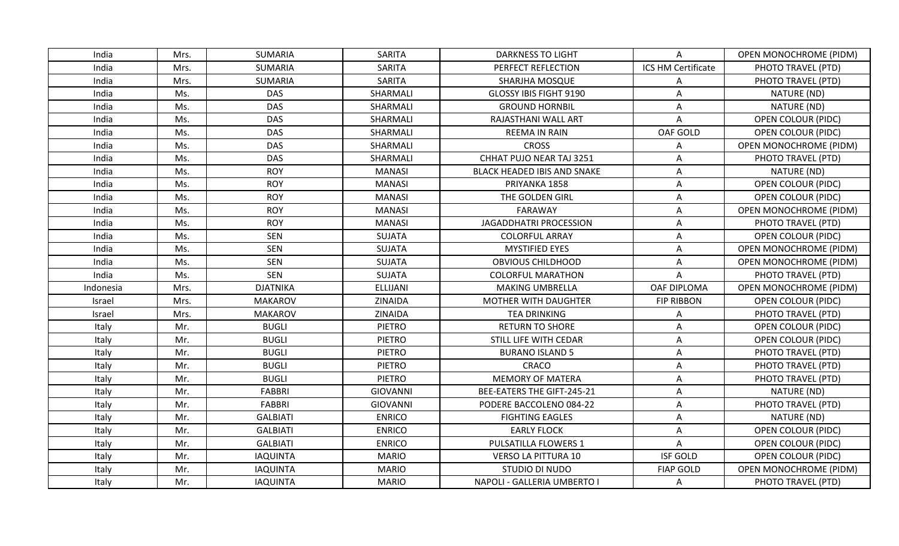| India | Mrs. | SUMARIA | SARITA | DARKNESS TO LIGHT | A | OPEN MONOCHROME (PIDM) |
|---|---|---|---|---|---|---|
| India | Mrs. | SUMARIA | SARITA | PERFECT REFLECTION | ICS HM Certificate | PHOTO TRAVEL (PTD) |
| India | Mrs. | SUMARIA | SARITA | SHARJHA MOSQUE | A | PHOTO TRAVEL (PTD) |
| India | Ms. | DAS | SHARMALI | GLOSSY IBIS FIGHT 9190 | A | NATURE (ND) |
| India | Ms. | DAS | SHARMALI | GROUND HORNBIL | A | NATURE (ND) |
| India | Ms. | DAS | SHARMALI | RAJASTHANI WALL ART | A | OPEN COLOUR (PIDC) |
| India | Ms. | DAS | SHARMALI | REEMA IN RAIN | OAF GOLD | OPEN COLOUR (PIDC) |
| India | Ms. | DAS | SHARMALI | CROSS | A | OPEN MONOCHROME (PIDM) |
| India | Ms. | DAS | SHARMALI | CHHAT PUJO NEAR TAJ 3251 | A | PHOTO TRAVEL (PTD) |
| India | Ms. | ROY | MANASI | BLACK HEADED IBIS AND SNAKE | A | NATURE (ND) |
| India | Ms. | ROY | MANASI | PRIYANKA 1858 | A | OPEN COLOUR (PIDC) |
| India | Ms. | ROY | MANASI | THE GOLDEN GIRL | A | OPEN COLOUR (PIDC) |
| India | Ms. | ROY | MANASI | FARAWAY | A | OPEN MONOCHROME (PIDM) |
| India | Ms. | ROY | MANASI | JAGADDHATRI PROCESSION | A | PHOTO TRAVEL (PTD) |
| India | Ms. | SEN | SUJATA | COLORFUL ARRAY | A | OPEN COLOUR (PIDC) |
| India | Ms. | SEN | SUJATA | MYSTIFIED EYES | A | OPEN MONOCHROME (PIDM) |
| India | Ms. | SEN | SUJATA | OBVIOUS CHILDHOOD | A | OPEN MONOCHROME (PIDM) |
| India | Ms. | SEN | SUJATA | COLORFUL MARATHON | A | PHOTO TRAVEL (PTD) |
| Indonesia | Mrs. | DJATNIKA | ELLIJANI | MAKING UMBRELLA | OAF DIPLOMA | OPEN MONOCHROME (PIDM) |
| Israel | Mrs. | MAKAROV | ZINAIDA | MOTHER WITH DAUGHTER | FIP RIBBON | OPEN COLOUR (PIDC) |
| Israel | Mrs. | MAKAROV | ZINAIDA | TEA DRINKING | A | PHOTO TRAVEL (PTD) |
| Italy | Mr. | BUGLI | PIETRO | RETURN TO SHORE | A | OPEN COLOUR (PIDC) |
| Italy | Mr. | BUGLI | PIETRO | STILL LIFE WITH CEDAR | A | OPEN COLOUR (PIDC) |
| Italy | Mr. | BUGLI | PIETRO | BURANO ISLAND 5 | A | PHOTO TRAVEL (PTD) |
| Italy | Mr. | BUGLI | PIETRO | CRACO | A | PHOTO TRAVEL (PTD) |
| Italy | Mr. | BUGLI | PIETRO | MEMORY OF MATERA | A | PHOTO TRAVEL (PTD) |
| Italy | Mr. | FABBRI | GIOVANNI | BEE-EATERS THE GIFT-245-21 | A | NATURE (ND) |
| Italy | Mr. | FABBRI | GIOVANNI | PODERE BACCOLENO 084-22 | A | PHOTO TRAVEL (PTD) |
| Italy | Mr. | GALBIATI | ENRICO | FIGHTING EAGLES | A | NATURE (ND) |
| Italy | Mr. | GALBIATI | ENRICO | EARLY FLOCK | A | OPEN COLOUR (PIDC) |
| Italy | Mr. | GALBIATI | ENRICO | PULSATILLA FLOWERS 1 | A | OPEN COLOUR (PIDC) |
| Italy | Mr. | IAQUINTA | MARIO | VERSO LA PITTURA 10 | ISF GOLD | OPEN COLOUR (PIDC) |
| Italy | Mr. | IAQUINTA | MARIO | STUDIO DI NUDO | FIAP GOLD | OPEN MONOCHROME (PIDM) |
| Italy | Mr. | IAQUINTA | MARIO | NAPOLI - GALLERIA UMBERTO I | A | PHOTO TRAVEL (PTD) |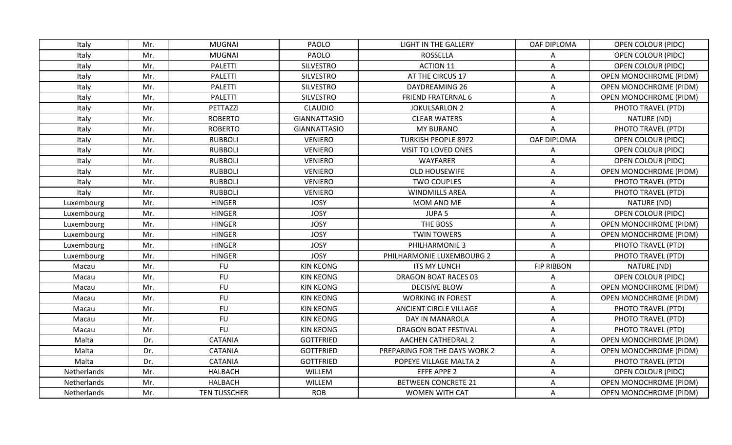| Italy | Mr. | MUGNAI | PAOLO | LIGHT IN THE GALLERY | OAF DIPLOMA | OPEN COLOUR (PIDC) |
|---|---|---|---|---|---|---|
| Italy | Mr. | MUGNAI | PAOLO | ROSSELLA | A | OPEN COLOUR (PIDC) |
| Italy | Mr. | PALETTI | SILVESTRO | ACTION 11 | A | OPEN COLOUR (PIDC) |
| Italy | Mr. | PALETTI | SILVESTRO | AT THE CIRCUS 17 | A | OPEN MONOCHROME (PIDM) |
| Italy | Mr. | PALETTI | SILVESTRO | DAYDREAMING 26 | A | OPEN MONOCHROME (PIDM) |
| Italy | Mr. | PALETTI | SILVESTRO | FRIEND FRATERNAL 6 | A | OPEN MONOCHROME (PIDM) |
| Italy | Mr. | PETTAZZI | CLAUDIO | JOKULSARLON 2 | A | PHOTO TRAVEL (PTD) |
| Italy | Mr. | ROBERTO | GIANNATTASIO | CLEAR WATERS | A | NATURE (ND) |
| Italy | Mr. | ROBERTO | GIANNATTASIO | MY BURANO | A | PHOTO TRAVEL (PTD) |
| Italy | Mr. | RUBBOLI | VENIERO | TURKISH PEOPLE 8972 | OAF DIPLOMA | OPEN COLOUR (PIDC) |
| Italy | Mr. | RUBBOLI | VENIERO | VISIT TO LOVED ONES | A | OPEN COLOUR (PIDC) |
| Italy | Mr. | RUBBOLI | VENIERO | WAYFARER | A | OPEN COLOUR (PIDC) |
| Italy | Mr. | RUBBOLI | VENIERO | OLD HOUSEWIFE | A | OPEN MONOCHROME (PIDM) |
| Italy | Mr. | RUBBOLI | VENIERO | TWO COUPLES | A | PHOTO TRAVEL (PTD) |
| Italy | Mr. | RUBBOLI | VENIERO | WINDMILLS AREA | A | PHOTO TRAVEL (PTD) |
| Luxembourg | Mr. | HINGER | JOSY | MOM AND ME | A | NATURE (ND) |
| Luxembourg | Mr. | HINGER | JOSY | JUPA 5 | A | OPEN COLOUR (PIDC) |
| Luxembourg | Mr. | HINGER | JOSY | THE BOSS | A | OPEN MONOCHROME (PIDM) |
| Luxembourg | Mr. | HINGER | JOSY | TWIN TOWERS | A | OPEN MONOCHROME (PIDM) |
| Luxembourg | Mr. | HINGER | JOSY | PHILHARMONIE 3 | A | PHOTO TRAVEL (PTD) |
| Luxembourg | Mr. | HINGER | JOSY | PHILHARMONIE LUXEMBOURG 2 | A | PHOTO TRAVEL (PTD) |
| Macau | Mr. | FU | KIN KEONG | ITS MY LUNCH | FIP RIBBON | NATURE (ND) |
| Macau | Mr. | FU | KIN KEONG | DRAGON BOAT RACES 03 | A | OPEN COLOUR (PIDC) |
| Macau | Mr. | FU | KIN KEONG | DECISIVE BLOW | A | OPEN MONOCHROME (PIDM) |
| Macau | Mr. | FU | KIN KEONG | WORKING IN FOREST | A | OPEN MONOCHROME (PIDM) |
| Macau | Mr. | FU | KIN KEONG | ANCIENT CIRCLE VILLAGE | A | PHOTO TRAVEL (PTD) |
| Macau | Mr. | FU | KIN KEONG | DAY IN MANAROLA | A | PHOTO TRAVEL (PTD) |
| Macau | Mr. | FU | KIN KEONG | DRAGON BOAT FESTIVAL | A | PHOTO TRAVEL (PTD) |
| Malta | Dr. | CATANIA | GOTTFRIED | AACHEN CATHEDRAL 2 | A | OPEN MONOCHROME (PIDM) |
| Malta | Dr. | CATANIA | GOTTFRIED | PREPARING FOR THE DAYS WORK 2 | A | OPEN MONOCHROME (PIDM) |
| Malta | Dr. | CATANIA | GOTTFRIED | POPEYE VILLAGE MALTA 2 | A | PHOTO TRAVEL (PTD) |
| Netherlands | Mr. | HALBACH | WILLEM | EFFE APPE 2 | A | OPEN COLOUR (PIDC) |
| Netherlands | Mr. | HALBACH | WILLEM | BETWEEN CONCRETE 21 | A | OPEN MONOCHROME (PIDM) |
| Netherlands | Mr. | TEN TUSSCHER | ROB | WOMEN WITH CAT | A | OPEN MONOCHROME (PIDM) |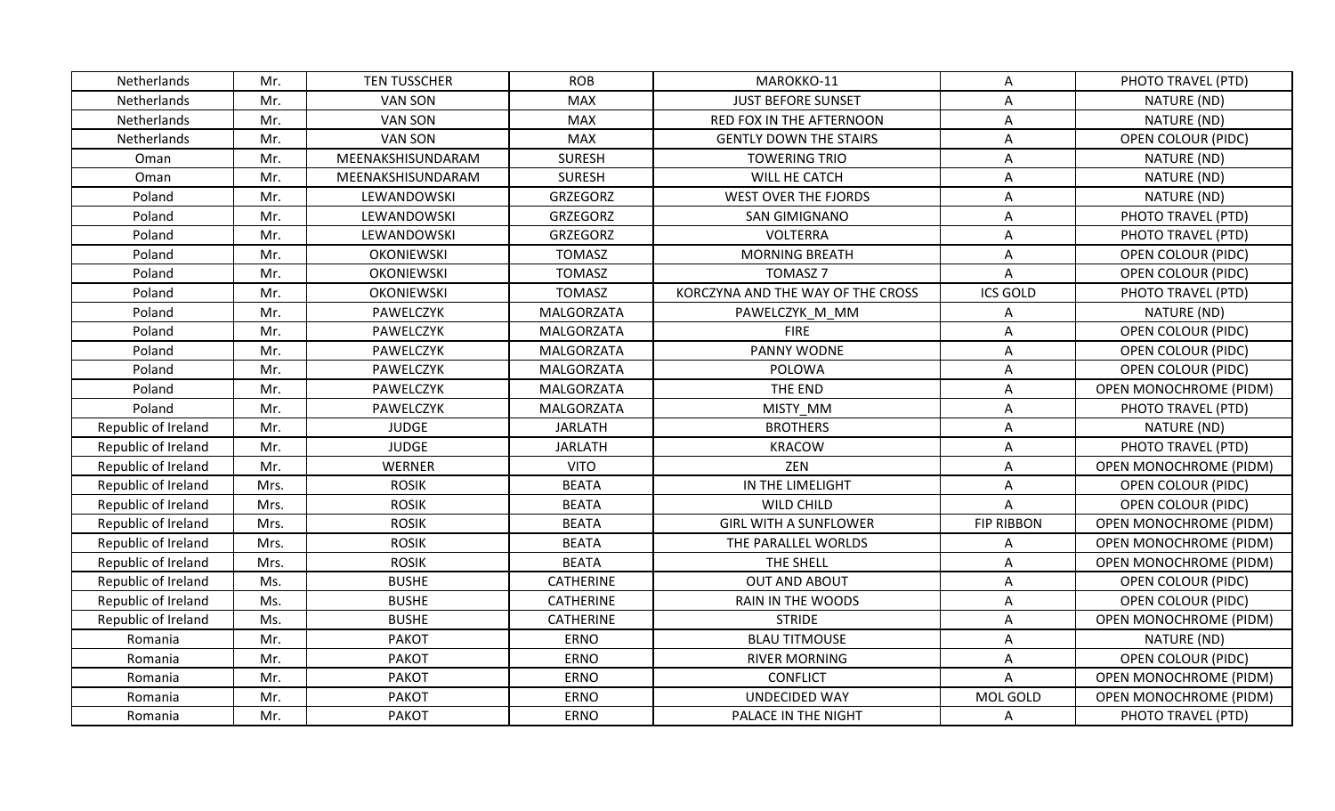| Netherlands | Mr. | TEN TUSSCHER | ROB | MAROKKO-11 | A | PHOTO TRAVEL (PTD) |
|---|---|---|---|---|---|---|
| Netherlands | Mr. | VAN SON | MAX | JUST BEFORE SUNSET | A | NATURE (ND) |
| Netherlands | Mr. | VAN SON | MAX | RED FOX IN THE AFTERNOON | A | NATURE (ND) |
| Netherlands | Mr. | VAN SON | MAX | GENTLY DOWN THE STAIRS | A | OPEN COLOUR (PIDC) |
| Oman | Mr. | MEENAKSHISUNDARAM | SURESH | TOWERING TRIO | A | NATURE (ND) |
| Oman | Mr. | MEENAKSHISUNDARAM | SURESH | WILL HE CATCH | A | NATURE (ND) |
| Poland | Mr. | LEWANDOWSKI | GRZEGORZ | WEST OVER THE FJORDS | A | NATURE (ND) |
| Poland | Mr. | LEWANDOWSKI | GRZEGORZ | SAN GIMIGNANO | A | PHOTO TRAVEL (PTD) |
| Poland | Mr. | LEWANDOWSKI | GRZEGORZ | VOLTERRA | A | PHOTO TRAVEL (PTD) |
| Poland | Mr. | OKONIEWSKI | TOMASZ | MORNING BREATH | A | OPEN COLOUR (PIDC) |
| Poland | Mr. | OKONIEWSKI | TOMASZ | TOMASZ 7 | A | OPEN COLOUR (PIDC) |
| Poland | Mr. | OKONIEWSKI | TOMASZ | KORCZYNA AND THE WAY OF THE CROSS | ICS GOLD | PHOTO TRAVEL (PTD) |
| Poland | Mr. | PAWELCZYK | MALGORZATA | PAWELCZYK_M_MM | A | NATURE (ND) |
| Poland | Mr. | PAWELCZYK | MALGORZATA | FIRE | A | OPEN COLOUR (PIDC) |
| Poland | Mr. | PAWELCZYK | MALGORZATA | PANNY WODNE | A | OPEN COLOUR (PIDC) |
| Poland | Mr. | PAWELCZYK | MALGORZATA | POLOWA | A | OPEN COLOUR (PIDC) |
| Poland | Mr. | PAWELCZYK | MALGORZATA | THE END | A | OPEN MONOCHROME (PIDM) |
| Poland | Mr. | PAWELCZYK | MALGORZATA | MISTY_MM | A | PHOTO TRAVEL (PTD) |
| Republic of Ireland | Mr. | JUDGE | JARLATH | BROTHERS | A | NATURE (ND) |
| Republic of Ireland | Mr. | JUDGE | JARLATH | KRACOW | A | PHOTO TRAVEL (PTD) |
| Republic of Ireland | Mr. | WERNER | VITO | ZEN | A | OPEN MONOCHROME (PIDM) |
| Republic of Ireland | Mrs. | ROSIK | BEATA | IN THE LIMELIGHT | A | OPEN COLOUR (PIDC) |
| Republic of Ireland | Mrs. | ROSIK | BEATA | WILD CHILD | A | OPEN COLOUR (PIDC) |
| Republic of Ireland | Mrs. | ROSIK | BEATA | GIRL WITH A SUNFLOWER | FIP RIBBON | OPEN MONOCHROME (PIDM) |
| Republic of Ireland | Mrs. | ROSIK | BEATA | THE PARALLEL WORLDS | A | OPEN MONOCHROME (PIDM) |
| Republic of Ireland | Mrs. | ROSIK | BEATA | THE SHELL | A | OPEN MONOCHROME (PIDM) |
| Republic of Ireland | Ms. | BUSHE | CATHERINE | OUT AND ABOUT | A | OPEN COLOUR (PIDC) |
| Republic of Ireland | Ms. | BUSHE | CATHERINE | RAIN IN THE WOODS | A | OPEN COLOUR (PIDC) |
| Republic of Ireland | Ms. | BUSHE | CATHERINE | STRIDE | A | OPEN MONOCHROME (PIDM) |
| Romania | Mr. | PAKOT | ERNO | BLAU TITMOUSE | A | NATURE (ND) |
| Romania | Mr. | PAKOT | ERNO | RIVER MORNING | A | OPEN COLOUR (PIDC) |
| Romania | Mr. | PAKOT | ERNO | CONFLICT | A | OPEN MONOCHROME (PIDM) |
| Romania | Mr. | PAKOT | ERNO | UNDECIDED WAY | MOL GOLD | OPEN MONOCHROME (PIDM) |
| Romania | Mr. | PAKOT | ERNO | PALACE IN THE NIGHT | A | PHOTO TRAVEL (PTD) |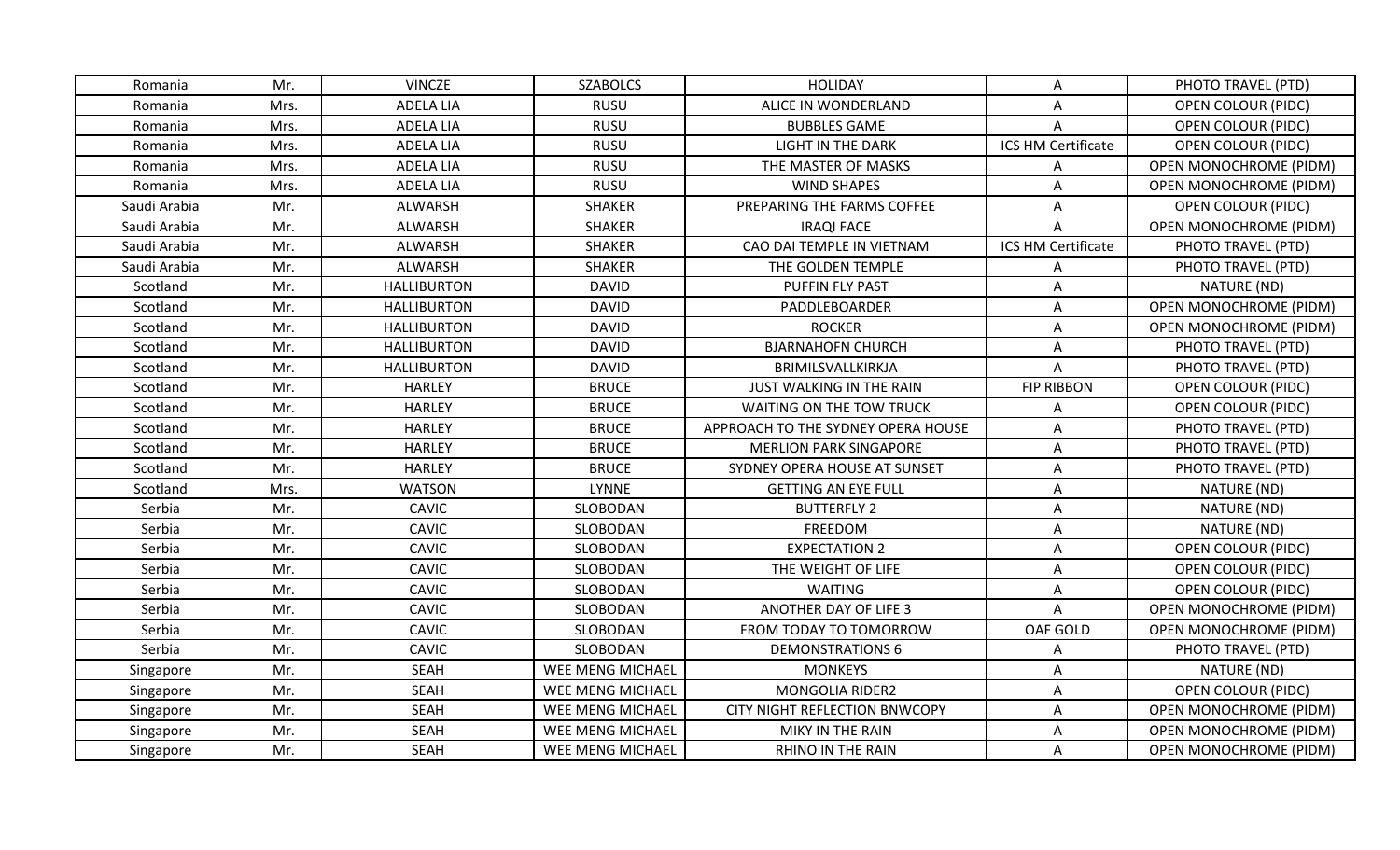| Romania | Mr. | VINCZE | SZABOLCS | HOLIDAY | A | PHOTO TRAVEL (PTD) |
|---|---|---|---|---|---|---|
| Romania | Mrs. | ADELA LIA | RUSU | ALICE IN WONDERLAND | A | OPEN COLOUR (PIDC) |
| Romania | Mrs. | ADELA LIA | RUSU | BUBBLES GAME | A | OPEN COLOUR (PIDC) |
| Romania | Mrs. | ADELA LIA | RUSU | LIGHT IN THE DARK | ICS HM Certificate | OPEN COLOUR (PIDC) |
| Romania | Mrs. | ADELA LIA | RUSU | THE MASTER OF MASKS | A | OPEN MONOCHROME (PIDM) |
| Romania | Mrs. | ADELA LIA | RUSU | WIND SHAPES | A | OPEN MONOCHROME (PIDM) |
| Saudi Arabia | Mr. | ALWARSH | SHAKER | PREPARING THE FARMS COFFEE | A | OPEN COLOUR (PIDC) |
| Saudi Arabia | Mr. | ALWARSH | SHAKER | IRAQI FACE | A | OPEN MONOCHROME (PIDM) |
| Saudi Arabia | Mr. | ALWARSH | SHAKER | CAO DAI TEMPLE IN VIETNAM | ICS HM Certificate | PHOTO TRAVEL (PTD) |
| Saudi Arabia | Mr. | ALWARSH | SHAKER | THE GOLDEN TEMPLE | A | PHOTO TRAVEL (PTD) |
| Scotland | Mr. | HALLIBURTON | DAVID | PUFFIN FLY PAST | A | NATURE (ND) |
| Scotland | Mr. | HALLIBURTON | DAVID | PADDLEBOARDER | A | OPEN MONOCHROME (PIDM) |
| Scotland | Mr. | HALLIBURTON | DAVID | ROCKER | A | OPEN MONOCHROME (PIDM) |
| Scotland | Mr. | HALLIBURTON | DAVID | BJARNAHOFN CHURCH | A | PHOTO TRAVEL (PTD) |
| Scotland | Mr. | HALLIBURTON | DAVID | BRIMILSVALLKIRKJA | A | PHOTO TRAVEL (PTD) |
| Scotland | Mr. | HARLEY | BRUCE | JUST WALKING IN THE RAIN | FIP RIBBON | OPEN COLOUR (PIDC) |
| Scotland | Mr. | HARLEY | BRUCE | WAITING ON THE TOW TRUCK | A | OPEN COLOUR (PIDC) |
| Scotland | Mr. | HARLEY | BRUCE | APPROACH TO THE SYDNEY OPERA HOUSE | A | PHOTO TRAVEL (PTD) |
| Scotland | Mr. | HARLEY | BRUCE | MERLION PARK SINGAPORE | A | PHOTO TRAVEL (PTD) |
| Scotland | Mr. | HARLEY | BRUCE | SYDNEY OPERA HOUSE AT SUNSET | A | PHOTO TRAVEL (PTD) |
| Scotland | Mrs. | WATSON | LYNNE | GETTING AN EYE FULL | A | NATURE (ND) |
| Serbia | Mr. | CAVIC | SLOBODAN | BUTTERFLY 2 | A | NATURE (ND) |
| Serbia | Mr. | CAVIC | SLOBODAN | FREEDOM | A | NATURE (ND) |
| Serbia | Mr. | CAVIC | SLOBODAN | EXPECTATION 2 | A | OPEN COLOUR (PIDC) |
| Serbia | Mr. | CAVIC | SLOBODAN | THE WEIGHT OF LIFE | A | OPEN COLOUR (PIDC) |
| Serbia | Mr. | CAVIC | SLOBODAN | WAITING | A | OPEN COLOUR (PIDC) |
| Serbia | Mr. | CAVIC | SLOBODAN | ANOTHER DAY OF LIFE 3 | A | OPEN MONOCHROME (PIDM) |
| Serbia | Mr. | CAVIC | SLOBODAN | FROM TODAY TO TOMORROW | OAF GOLD | OPEN MONOCHROME (PIDM) |
| Serbia | Mr. | CAVIC | SLOBODAN | DEMONSTRATIONS 6 | A | PHOTO TRAVEL (PTD) |
| Singapore | Mr. | SEAH | WEE MENG MICHAEL | MONKEYS | A | NATURE (ND) |
| Singapore | Mr. | SEAH | WEE MENG MICHAEL | MONGOLIA RIDER2 | A | OPEN COLOUR (PIDC) |
| Singapore | Mr. | SEAH | WEE MENG MICHAEL | CITY NIGHT REFLECTION BNWCOPY | A | OPEN MONOCHROME (PIDM) |
| Singapore | Mr. | SEAH | WEE MENG MICHAEL | MIKY IN THE RAIN | A | OPEN MONOCHROME (PIDM) |
| Singapore | Mr. | SEAH | WEE MENG MICHAEL | RHINO IN THE RAIN | A | OPEN MONOCHROME (PIDM) |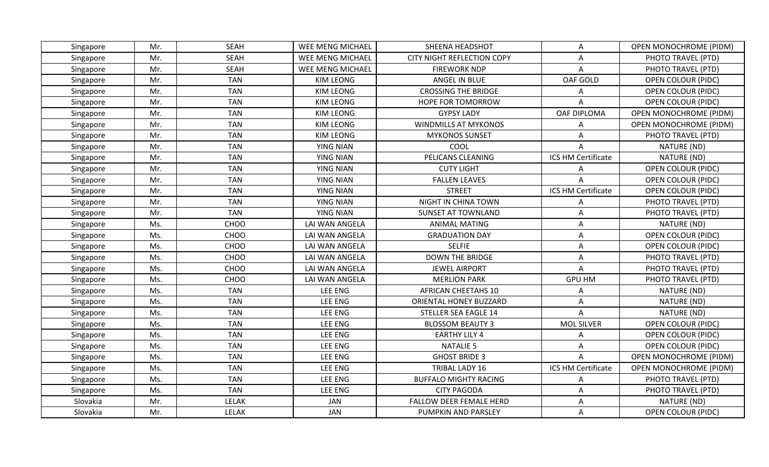| Singapore | Mr. | SEAH | WEE MENG MICHAEL | SHEENA HEADSHOT | A | OPEN MONOCHROME (PIDM) |
|---|---|---|---|---|---|---|
| Singapore | Mr. | SEAH | WEE MENG MICHAEL | CITY NIGHT REFLECTION COPY | A | PHOTO TRAVEL (PTD) |
| Singapore | Mr. | SEAH | WEE MENG MICHAEL | FIREWORK NDP | A | PHOTO TRAVEL (PTD) |
| Singapore | Mr. | TAN | KIM LEONG | ANGEL IN BLUE | OAF GOLD | OPEN COLOUR (PIDC) |
| Singapore | Mr. | TAN | KIM LEONG | CROSSING THE BRIDGE | A | OPEN COLOUR (PIDC) |
| Singapore | Mr. | TAN | KIM LEONG | HOPE FOR TOMORROW | A | OPEN COLOUR (PIDC) |
| Singapore | Mr. | TAN | KIM LEONG | GYPSY LADY | OAF DIPLOMA | OPEN MONOCHROME (PIDM) |
| Singapore | Mr. | TAN | KIM LEONG | WINDMILLS AT MYKONOS | A | OPEN MONOCHROME (PIDM) |
| Singapore | Mr. | TAN | KIM LEONG | MYKONOS SUNSET | A | PHOTO TRAVEL (PTD) |
| Singapore | Mr. | TAN | YING NIAN | COOL | A | NATURE (ND) |
| Singapore | Mr. | TAN | YING NIAN | PELICANS CLEANING | ICS HM Certificate | NATURE (ND) |
| Singapore | Mr. | TAN | YING NIAN | CUTY LIGHT | A | OPEN COLOUR (PIDC) |
| Singapore | Mr. | TAN | YING NIAN | FALLEN LEAVES | A | OPEN COLOUR (PIDC) |
| Singapore | Mr. | TAN | YING NIAN | STREET | ICS HM Certificate | OPEN COLOUR (PIDC) |
| Singapore | Mr. | TAN | YING NIAN | NIGHT IN CHINA TOWN | A | PHOTO TRAVEL (PTD) |
| Singapore | Mr. | TAN | YING NIAN | SUNSET AT TOWNLAND | A | PHOTO TRAVEL (PTD) |
| Singapore | Ms. | CHOO | LAI WAN ANGELA | ANIMAL MATING | A | NATURE (ND) |
| Singapore | Ms. | CHOO | LAI WAN ANGELA | GRADUATION DAY | A | OPEN COLOUR (PIDC) |
| Singapore | Ms. | CHOO | LAI WAN ANGELA | SELFIE | A | OPEN COLOUR (PIDC) |
| Singapore | Ms. | CHOO | LAI WAN ANGELA | DOWN THE BRIDGE | A | PHOTO TRAVEL (PTD) |
| Singapore | Ms. | CHOO | LAI WAN ANGELA | JEWEL AIRPORT | A | PHOTO TRAVEL (PTD) |
| Singapore | Ms. | CHOO | LAI WAN ANGELA | MERLION PARK | GPU HM | PHOTO TRAVEL (PTD) |
| Singapore | Ms. | TAN | LEE ENG | AFRICAN CHEETAHS 10 | A | NATURE (ND) |
| Singapore | Ms. | TAN | LEE ENG | ORIENTAL HONEY BUZZARD | A | NATURE (ND) |
| Singapore | Ms. | TAN | LEE ENG | STELLER SEA EAGLE 14 | A | NATURE (ND) |
| Singapore | Ms. | TAN | LEE ENG | BLOSSOM BEAUTY 3 | MOL SILVER | OPEN COLOUR (PIDC) |
| Singapore | Ms. | TAN | LEE ENG | EARTHY LILY 4 | A | OPEN COLOUR (PIDC) |
| Singapore | Ms. | TAN | LEE ENG | NATALIE 5 | A | OPEN COLOUR (PIDC) |
| Singapore | Ms. | TAN | LEE ENG | GHOST BRIDE 3 | A | OPEN MONOCHROME (PIDM) |
| Singapore | Ms. | TAN | LEE ENG | TRIBAL LADY 16 | ICS HM Certificate | OPEN MONOCHROME (PIDM) |
| Singapore | Ms. | TAN | LEE ENG | BUFFALO MIGHTY RACING | A | PHOTO TRAVEL (PTD) |
| Singapore | Ms. | TAN | LEE ENG | CITY PAGODA | A | PHOTO TRAVEL (PTD) |
| Slovakia | Mr. | LELAK | JAN | FALLOW DEER FEMALE HERD | A | NATURE (ND) |
| Slovakia | Mr. | LELAK | JAN | PUMPKIN AND PARSLEY | A | OPEN COLOUR (PIDC) |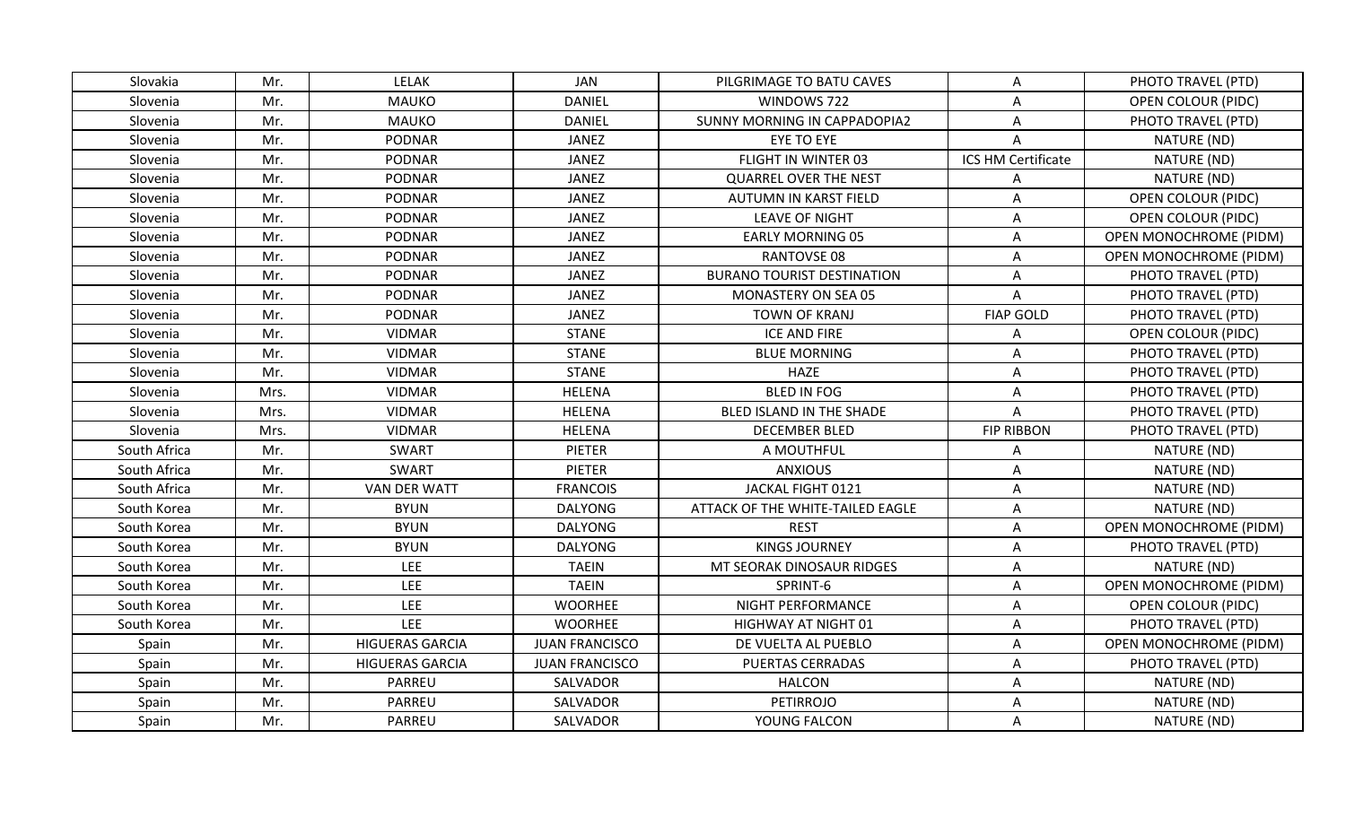| Slovakia | Mr. | LELAK | JAN | PILGRIMAGE TO BATU CAVES | A | PHOTO TRAVEL (PTD) |
|---|---|---|---|---|---|---|
| Slovenia | Mr. | MAUKO | DANIEL | WINDOWS 722 | A | OPEN COLOUR (PIDC) |
| Slovenia | Mr. | MAUKO | DANIEL | SUNNY MORNING IN CAPPADOPIA2 | A | PHOTO TRAVEL (PTD) |
| Slovenia | Mr. | PODNAR | JANEZ | EYE TO EYE | A | NATURE (ND) |
| Slovenia | Mr. | PODNAR | JANEZ | FLIGHT IN WINTER 03 | ICS HM Certificate | NATURE (ND) |
| Slovenia | Mr. | PODNAR | JANEZ | QUARREL OVER THE NEST | A | NATURE (ND) |
| Slovenia | Mr. | PODNAR | JANEZ | AUTUMN IN KARST FIELD | A | OPEN COLOUR (PIDC) |
| Slovenia | Mr. | PODNAR | JANEZ | LEAVE OF NIGHT | A | OPEN COLOUR (PIDC) |
| Slovenia | Mr. | PODNAR | JANEZ | EARLY MORNING 05 | A | OPEN MONOCHROME (PIDM) |
| Slovenia | Mr. | PODNAR | JANEZ | RANTOVSE 08 | A | OPEN MONOCHROME (PIDM) |
| Slovenia | Mr. | PODNAR | JANEZ | BURANO TOURIST DESTINATION | A | PHOTO TRAVEL (PTD) |
| Slovenia | Mr. | PODNAR | JANEZ | MONASTERY ON SEA 05 | A | PHOTO TRAVEL (PTD) |
| Slovenia | Mr. | PODNAR | JANEZ | TOWN OF KRANJ | FIAP GOLD | PHOTO TRAVEL (PTD) |
| Slovenia | Mr. | VIDMAR | STANE | ICE AND FIRE | A | OPEN COLOUR (PIDC) |
| Slovenia | Mr. | VIDMAR | STANE | BLUE MORNING | A | PHOTO TRAVEL (PTD) |
| Slovenia | Mr. | VIDMAR | STANE | HAZE | A | PHOTO TRAVEL (PTD) |
| Slovenia | Mrs. | VIDMAR | HELENA | BLED IN FOG | A | PHOTO TRAVEL (PTD) |
| Slovenia | Mrs. | VIDMAR | HELENA | BLED ISLAND IN THE SHADE | A | PHOTO TRAVEL (PTD) |
| Slovenia | Mrs. | VIDMAR | HELENA | DECEMBER BLED | FIP RIBBON | PHOTO TRAVEL (PTD) |
| South Africa | Mr. | SWART | PIETER | A MOUTHFUL | A | NATURE (ND) |
| South Africa | Mr. | SWART | PIETER | ANXIOUS | A | NATURE (ND) |
| South Africa | Mr. | VAN DER WATT | FRANCOIS | JACKAL FIGHT 0121 | A | NATURE (ND) |
| South Korea | Mr. | BYUN | DALYONG | ATTACK OF THE WHITE-TAILED EAGLE | A | NATURE (ND) |
| South Korea | Mr. | BYUN | DALYONG | REST | A | OPEN MONOCHROME (PIDM) |
| South Korea | Mr. | BYUN | DALYONG | KINGS JOURNEY | A | PHOTO TRAVEL (PTD) |
| South Korea | Mr. | LEE | TAEIN | MT SEORAK DINOSAUR RIDGES | A | NATURE (ND) |
| South Korea | Mr. | LEE | TAEIN | SPRINT-6 | A | OPEN MONOCHROME (PIDM) |
| South Korea | Mr. | LEE | WOORHEE | NIGHT PERFORMANCE | A | OPEN COLOUR (PIDC) |
| South Korea | Mr. | LEE | WOORHEE | HIGHWAY AT NIGHT 01 | A | PHOTO TRAVEL (PTD) |
| Spain | Mr. | HIGUERAS GARCIA | JUAN FRANCISCO | DE VUELTA AL PUEBLO | A | OPEN MONOCHROME (PIDM) |
| Spain | Mr. | HIGUERAS GARCIA | JUAN FRANCISCO | PUERTAS CERRADAS | A | PHOTO TRAVEL (PTD) |
| Spain | Mr. | PARREU | SALVADOR | HALCON | A | NATURE (ND) |
| Spain | Mr. | PARREU | SALVADOR | PETIRROJO | A | NATURE (ND) |
| Spain | Mr. | PARREU | SALVADOR | YOUNG FALCON | A | NATURE (ND) |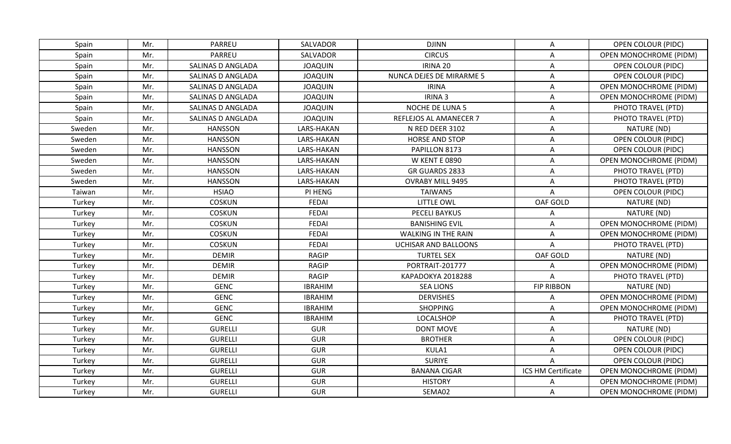| Spain | Mr. | PARREU | SALVADOR | DJINN | A | OPEN COLOUR (PIDC) |
|---|---|---|---|---|---|---|
| Spain | Mr. | PARREU | SALVADOR | CIRCUS | A | OPEN MONOCHROME (PIDM) |
| Spain | Mr. | SALINAS D ANGLADA | JOAQUIN | IRINA 20 | A | OPEN COLOUR (PIDC) |
| Spain | Mr. | SALINAS D ANGLADA | JOAQUIN | NUNCA DEJES DE MIRARME 5 | A | OPEN COLOUR (PIDC) |
| Spain | Mr. | SALINAS D ANGLADA | JOAQUIN | IRINA | A | OPEN MONOCHROME (PIDM) |
| Spain | Mr. | SALINAS D ANGLADA | JOAQUIN | IRINA 3 | A | OPEN MONOCHROME (PIDM) |
| Spain | Mr. | SALINAS D ANGLADA | JOAQUIN | NOCHE DE LUNA 5 | A | PHOTO TRAVEL (PTD) |
| Spain | Mr. | SALINAS D ANGLADA | JOAQUIN | REFLEJOS AL AMANECER 7 | A | PHOTO TRAVEL (PTD) |
| Sweden | Mr. | HANSSON | LARS-HAKAN | N RED DEER 3102 | A | NATURE (ND) |
| Sweden | Mr. | HANSSON | LARS-HAKAN | HORSE AND STOP | A | OPEN COLOUR (PIDC) |
| Sweden | Mr. | HANSSON | LARS-HAKAN | PAPILLON 8173 | A | OPEN COLOUR (PIDC) |
| Sweden | Mr. | HANSSON | LARS-HAKAN | W KENT E 0890 | A | OPEN MONOCHROME (PIDM) |
| Sweden | Mr. | HANSSON | LARS-HAKAN | GR GUARDS 2833 | A | PHOTO TRAVEL (PTD) |
| Sweden | Mr. | HANSSON | LARS-HAKAN | OVRABY MILL 9495 | A | PHOTO TRAVEL (PTD) |
| Taiwan | Mr. | HSIAO | PI HENG | TAIWAN5 | A | OPEN COLOUR (PIDC) |
| Turkey | Mr. | COSKUN | FEDAI | LITTLE OWL | OAF GOLD | NATURE (ND) |
| Turkey | Mr. | COSKUN | FEDAI | PECELI BAYKUS | A | NATURE (ND) |
| Turkey | Mr. | COSKUN | FEDAI | BANISHING EVIL | A | OPEN MONOCHROME (PIDM) |
| Turkey | Mr. | COSKUN | FEDAI | WALKING IN THE RAIN | A | OPEN MONOCHROME (PIDM) |
| Turkey | Mr. | COSKUN | FEDAI | UCHISAR AND BALLOONS | A | PHOTO TRAVEL (PTD) |
| Turkey | Mr. | DEMIR | RAGIP | TURTEL SEX | OAF GOLD | NATURE (ND) |
| Turkey | Mr. | DEMIR | RAGIP | PORTRAIT-201777 | A | OPEN MONOCHROME (PIDM) |
| Turkey | Mr. | DEMIR | RAGIP | KAPADOKYA 2018288 | A | PHOTO TRAVEL (PTD) |
| Turkey | Mr. | GENC | IBRAHIM | SEA LIONS | FIP RIBBON | NATURE (ND) |
| Turkey | Mr. | GENC | IBRAHIM | DERVISHES | A | OPEN MONOCHROME (PIDM) |
| Turkey | Mr. | GENC | IBRAHIM | SHOPPING | A | OPEN MONOCHROME (PIDM) |
| Turkey | Mr. | GENC | IBRAHIM | LOCALSHOP | A | PHOTO TRAVEL (PTD) |
| Turkey | Mr. | GURELLI | GUR | DONT MOVE | A | NATURE (ND) |
| Turkey | Mr. | GURELLI | GUR | BROTHER | A | OPEN COLOUR (PIDC) |
| Turkey | Mr. | GURELLI | GUR | KULA1 | A | OPEN COLOUR (PIDC) |
| Turkey | Mr. | GURELLI | GUR | SURIYE | A | OPEN COLOUR (PIDC) |
| Turkey | Mr. | GURELLI | GUR | BANANA CIGAR | ICS HM Certificate | OPEN MONOCHROME (PIDM) |
| Turkey | Mr. | GURELLI | GUR | HISTORY | A | OPEN MONOCHROME (PIDM) |
| Turkey | Mr. | GURELLI | GUR | SEMA02 | A | OPEN MONOCHROME (PIDM) |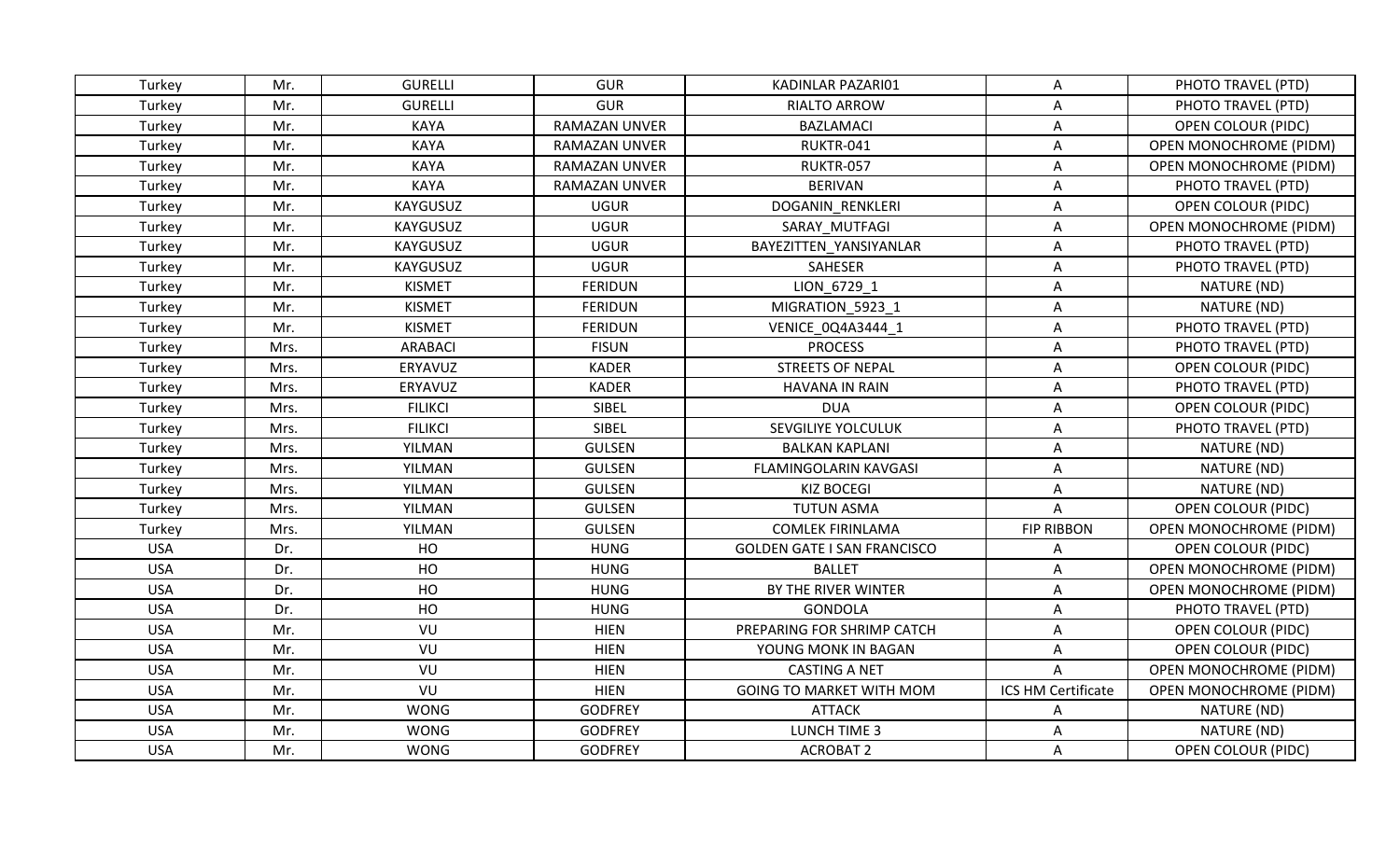| Turkey | Mr. | GURELLI | GUR | KADINLAR PAZARI01 | A | PHOTO TRAVEL (PTD) |
|---|---|---|---|---|---|---|
| Turkey | Mr. | GURELLI | GUR | RIALTO ARROW | A | PHOTO TRAVEL (PTD) |
| Turkey | Mr. | KAYA | RAMAZAN UNVER | BAZLAMACI | A | OPEN COLOUR (PIDC) |
| Turkey | Mr. | KAYA | RAMAZAN UNVER | RUKTR-041 | A | OPEN MONOCHROME (PIDM) |
| Turkey | Mr. | KAYA | RAMAZAN UNVER | RUKTR-057 | A | OPEN MONOCHROME (PIDM) |
| Turkey | Mr. | KAYA | RAMAZAN UNVER | BERIVAN | A | PHOTO TRAVEL (PTD) |
| Turkey | Mr. | KAYGUSUZ | UGUR | DOGANIN_RENKLERI | A | OPEN COLOUR (PIDC) |
| Turkey | Mr. | KAYGUSUZ | UGUR | SARAY_MUTFAGI | A | OPEN MONOCHROME (PIDM) |
| Turkey | Mr. | KAYGUSUZ | UGUR | BAYEZITTEN_YANSIYANLAR | A | PHOTO TRAVEL (PTD) |
| Turkey | Mr. | KAYGUSUZ | UGUR | SAHESER | A | PHOTO TRAVEL (PTD) |
| Turkey | Mr. | KISMET | FERIDUN | LION_6729_1 | A | NATURE (ND) |
| Turkey | Mr. | KISMET | FERIDUN | MIGRATION_5923_1 | A | NATURE (ND) |
| Turkey | Mr. | KISMET | FERIDUN | VENICE_0Q4A3444_1 | A | PHOTO TRAVEL (PTD) |
| Turkey | Mrs. | ARABACI | FISUN | PROCESS | A | PHOTO TRAVEL (PTD) |
| Turkey | Mrs. | ERYAVUZ | KADER | STREETS OF NEPAL | A | OPEN COLOUR (PIDC) |
| Turkey | Mrs. | ERYAVUZ | KADER | HAVANA IN RAIN | A | PHOTO TRAVEL (PTD) |
| Turkey | Mrs. | FILIKCI | SIBEL | DUA | A | OPEN COLOUR (PIDC) |
| Turkey | Mrs. | FILIKCI | SIBEL | SEVGILIYE YOLCULUK | A | PHOTO TRAVEL (PTD) |
| Turkey | Mrs. | YILMAN | GULSEN | BALKAN KAPLANI | A | NATURE (ND) |
| Turkey | Mrs. | YILMAN | GULSEN | FLAMINGOLARIN KAVGASI | A | NATURE (ND) |
| Turkey | Mrs. | YILMAN | GULSEN | KIZ BOCEGI | A | NATURE (ND) |
| Turkey | Mrs. | YILMAN | GULSEN | TUTUN ASMA | A | OPEN COLOUR (PIDC) |
| Turkey | Mrs. | YILMAN | GULSEN | COMLEK FIRINLAMA | FIP RIBBON | OPEN MONOCHROME (PIDM) |
| USA | Dr. | HO | HUNG | GOLDEN GATE I SAN FRANCISCO | A | OPEN COLOUR (PIDC) |
| USA | Dr. | HO | HUNG | BALLET | A | OPEN MONOCHROME (PIDM) |
| USA | Dr. | HO | HUNG | BY THE RIVER WINTER | A | OPEN MONOCHROME (PIDM) |
| USA | Dr. | HO | HUNG | GONDOLA | A | PHOTO TRAVEL (PTD) |
| USA | Mr. | VU | HIEN | PREPARING FOR SHRIMP CATCH | A | OPEN COLOUR (PIDC) |
| USA | Mr. | VU | HIEN | YOUNG MONK IN BAGAN | A | OPEN COLOUR (PIDC) |
| USA | Mr. | VU | HIEN | CASTING A NET | A | OPEN MONOCHROME (PIDM) |
| USA | Mr. | VU | HIEN | GOING TO MARKET WITH MOM | ICS HM Certificate | OPEN MONOCHROME (PIDM) |
| USA | Mr. | WONG | GODFREY | ATTACK | A | NATURE (ND) |
| USA | Mr. | WONG | GODFREY | LUNCH TIME 3 | A | NATURE (ND) |
| USA | Mr. | WONG | GODFREY | ACROBAT 2 | A | OPEN COLOUR (PIDC) |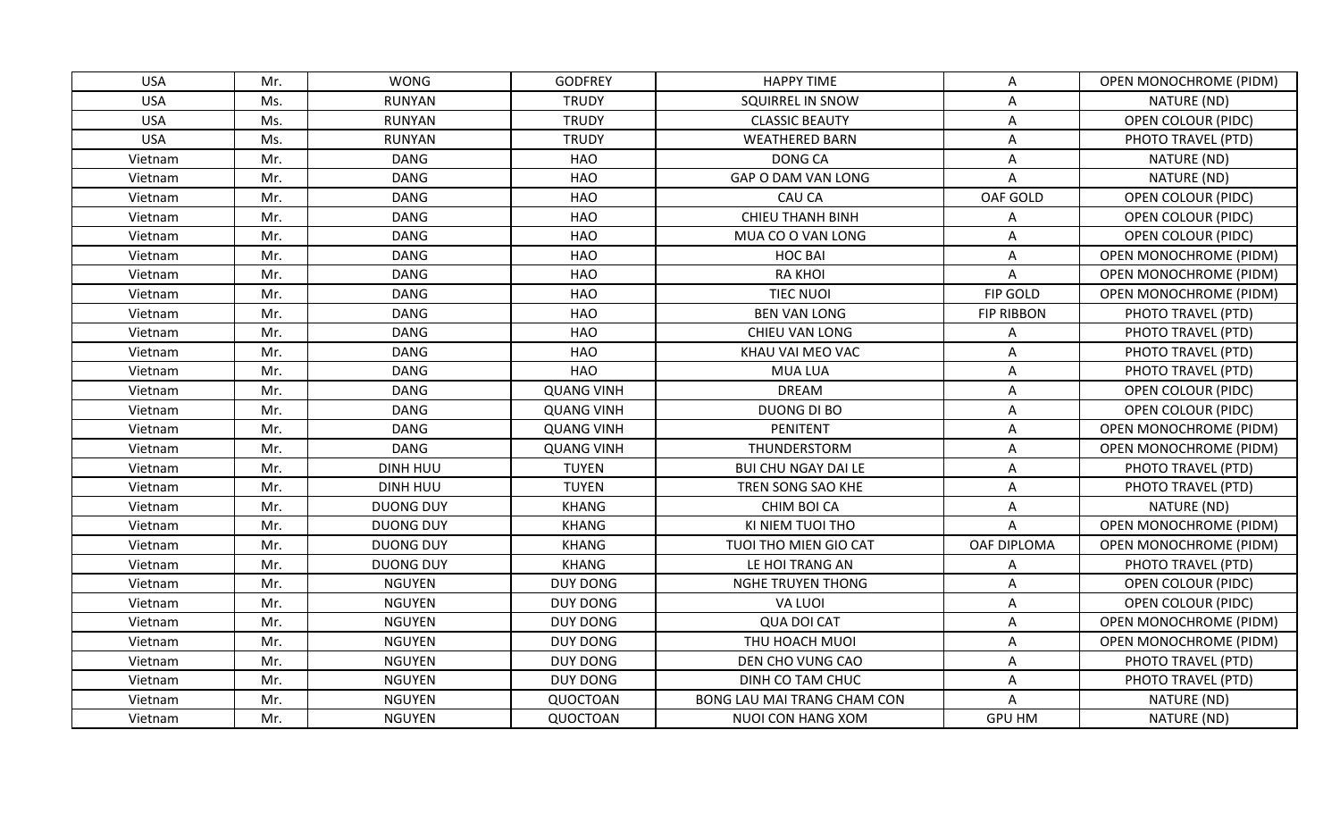| USA | Mr. | WONG | GODFREY | HAPPY TIME | A | OPEN MONOCHROME (PIDM) |
|---|---|---|---|---|---|---|
| USA | Ms. | RUNYAN | TRUDY | SQUIRREL IN SNOW | A | NATURE (ND) |
| USA | Ms. | RUNYAN | TRUDY | CLASSIC BEAUTY | A | OPEN COLOUR (PIDC) |
| USA | Ms. | RUNYAN | TRUDY | WEATHERED BARN | A | PHOTO TRAVEL (PTD) |
| Vietnam | Mr. | DANG | HAO | DONG CA | A | NATURE (ND) |
| Vietnam | Mr. | DANG | HAO | GAP O DAM VAN LONG | A | NATURE (ND) |
| Vietnam | Mr. | DANG | HAO | CAU CA | OAF GOLD | OPEN COLOUR (PIDC) |
| Vietnam | Mr. | DANG | HAO | CHIEU THANH BINH | A | OPEN COLOUR (PIDC) |
| Vietnam | Mr. | DANG | HAO | MUA CO O VAN LONG | A | OPEN COLOUR (PIDC) |
| Vietnam | Mr. | DANG | HAO | HOC BAI | A | OPEN MONOCHROME (PIDM) |
| Vietnam | Mr. | DANG | HAO | RA KHOI | A | OPEN MONOCHROME (PIDM) |
| Vietnam | Mr. | DANG | HAO | TIEC NUOI | FIP GOLD | OPEN MONOCHROME (PIDM) |
| Vietnam | Mr. | DANG | HAO | BEN VAN LONG | FIP RIBBON | PHOTO TRAVEL (PTD) |
| Vietnam | Mr. | DANG | HAO | CHIEU VAN LONG | A | PHOTO TRAVEL (PTD) |
| Vietnam | Mr. | DANG | HAO | KHAU VAI MEO VAC | A | PHOTO TRAVEL (PTD) |
| Vietnam | Mr. | DANG | HAO | MUA LUA | A | PHOTO TRAVEL (PTD) |
| Vietnam | Mr. | DANG | QUANG VINH | DREAM | A | OPEN COLOUR (PIDC) |
| Vietnam | Mr. | DANG | QUANG VINH | DUONG DI BO | A | OPEN COLOUR (PIDC) |
| Vietnam | Mr. | DANG | QUANG VINH | PENITENT | A | OPEN MONOCHROME (PIDM) |
| Vietnam | Mr. | DANG | QUANG VINH | THUNDERSTORM | A | OPEN MONOCHROME (PIDM) |
| Vietnam | Mr. | DINH HUU | TUYEN | BUI CHU NGAY DAI LE | A | PHOTO TRAVEL (PTD) |
| Vietnam | Mr. | DINH HUU | TUYEN | TREN SONG SAO KHE | A | PHOTO TRAVEL (PTD) |
| Vietnam | Mr. | DUONG DUY | KHANG | CHIM BOI CA | A | NATURE (ND) |
| Vietnam | Mr. | DUONG DUY | KHANG | KI NIEM TUOI THO | A | OPEN MONOCHROME (PIDM) |
| Vietnam | Mr. | DUONG DUY | KHANG | TUOI THO MIEN GIO CAT | OAF DIPLOMA | OPEN MONOCHROME (PIDM) |
| Vietnam | Mr. | DUONG DUY | KHANG | LE HOI TRANG AN | A | PHOTO TRAVEL (PTD) |
| Vietnam | Mr. | NGUYEN | DUY DONG | NGHE TRUYEN THONG | A | OPEN COLOUR (PIDC) |
| Vietnam | Mr. | NGUYEN | DUY DONG | VA LUOI | A | OPEN COLOUR (PIDC) |
| Vietnam | Mr. | NGUYEN | DUY DONG | QUA DOI CAT | A | OPEN MONOCHROME (PIDM) |
| Vietnam | Mr. | NGUYEN | DUY DONG | THU HOACH MUOI | A | OPEN MONOCHROME (PIDM) |
| Vietnam | Mr. | NGUYEN | DUY DONG | DEN CHO VUNG CAO | A | PHOTO TRAVEL (PTD) |
| Vietnam | Mr. | NGUYEN | DUY DONG | DINH CO TAM CHUC | A | PHOTO TRAVEL (PTD) |
| Vietnam | Mr. | NGUYEN | QUOCTOAN | BONG LAU MAI TRANG CHAM CON | A | NATURE (ND) |
| Vietnam | Mr. | NGUYEN | QUOCTOAN | NUOI CON HANG XOM | GPU HM | NATURE (ND) |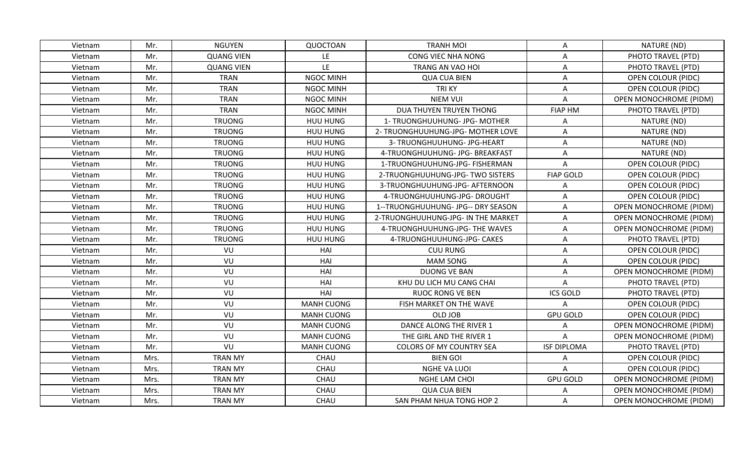| Vietnam | Mr. | NGUYEN | QUOCTOAN | TRANH MOI | A | NATURE (ND) |
|---|---|---|---|---|---|---|
| Vietnam | Mr. | QUANG VIEN | LE | CONG VIEC NHA NONG | A | PHOTO TRAVEL (PTD) |
| Vietnam | Mr. | QUANG VIEN | LE | TRANG AN VAO HOI | A | PHOTO TRAVEL (PTD) |
| Vietnam | Mr. | TRAN | NGOC MINH | QUA CUA BIEN | A | OPEN COLOUR (PIDC) |
| Vietnam | Mr. | TRAN | NGOC MINH | TRI KY | A | OPEN COLOUR (PIDC) |
| Vietnam | Mr. | TRAN | NGOC MINH | NIEM VUI | A | OPEN MONOCHROME (PIDM) |
| Vietnam | Mr. | TRAN | NGOC MINH | DUA THUYEN TRUYEN THONG | FIAP HM | PHOTO TRAVEL (PTD) |
| Vietnam | Mr. | TRUONG | HUU HUNG | 1- TRUONGHUUHUNG- JPG- MOTHER | A | NATURE (ND) |
| Vietnam | Mr. | TRUONG | HUU HUNG | 2- TRUONGHUUHUNG-JPG- MOTHER LOVE | A | NATURE (ND) |
| Vietnam | Mr. | TRUONG | HUU HUNG | 3- TRUONGHUUHUNG- JPG-HEART | A | NATURE (ND) |
| Vietnam | Mr. | TRUONG | HUU HUNG | 4-TRUONGHUUHUNG- JPG- BREAKFAST | A | NATURE (ND) |
| Vietnam | Mr. | TRUONG | HUU HUNG | 1-TRUONGHUUHUNG-JPG- FISHERMAN | A | OPEN COLOUR (PIDC) |
| Vietnam | Mr. | TRUONG | HUU HUNG | 2-TRUONGHUUHUNG-JPG- TWO SISTERS | FIAP GOLD | OPEN COLOUR (PIDC) |
| Vietnam | Mr. | TRUONG | HUU HUNG | 3-TRUONGHUUHUNG-JPG- AFTERNOON | A | OPEN COLOUR (PIDC) |
| Vietnam | Mr. | TRUONG | HUU HUNG | 4-TRUONGHUUHUNG-JPG- DROUGHT | A | OPEN COLOUR (PIDC) |
| Vietnam | Mr. | TRUONG | HUU HUNG | 1--TRUONGHUUHUNG- JPG-- DRY SEASON | A | OPEN MONOCHROME (PIDM) |
| Vietnam | Mr. | TRUONG | HUU HUNG | 2-TRUONGHUUHUNG-JPG- IN THE MARKET | A | OPEN MONOCHROME (PIDM) |
| Vietnam | Mr. | TRUONG | HUU HUNG | 4-TRUONGHUUHUNG-JPG- THE WAVES | A | OPEN MONOCHROME (PIDM) |
| Vietnam | Mr. | TRUONG | HUU HUNG | 4-TRUONGHUUHUNG-JPG- CAKES | A | PHOTO TRAVEL (PTD) |
| Vietnam | Mr. | VU | HAI | CUU RUNG | A | OPEN COLOUR (PIDC) |
| Vietnam | Mr. | VU | HAI | MAM SONG | A | OPEN COLOUR (PIDC) |
| Vietnam | Mr. | VU | HAI | DUONG VE BAN | A | OPEN MONOCHROME (PIDM) |
| Vietnam | Mr. | VU | HAI | KHU DU LICH MU CANG CHAI | A | PHOTO TRAVEL (PTD) |
| Vietnam | Mr. | VU | HAI | RUOC RONG VE BEN | ICS GOLD | PHOTO TRAVEL (PTD) |
| Vietnam | Mr. | VU | MANH CUONG | FISH MARKET ON THE WAVE | A | OPEN COLOUR (PIDC) |
| Vietnam | Mr. | VU | MANH CUONG | OLD JOB | GPU GOLD | OPEN COLOUR (PIDC) |
| Vietnam | Mr. | VU | MANH CUONG | DANCE ALONG THE RIVER 1 | A | OPEN MONOCHROME (PIDM) |
| Vietnam | Mr. | VU | MANH CUONG | THE GIRL AND THE RIVER 1 | A | OPEN MONOCHROME (PIDM) |
| Vietnam | Mr. | VU | MANH CUONG | COLORS OF MY COUNTRY SEA | ISF DIPLOMA | PHOTO TRAVEL (PTD) |
| Vietnam | Mrs. | TRAN MY | CHAU | BIEN GOI | A | OPEN COLOUR (PIDC) |
| Vietnam | Mrs. | TRAN MY | CHAU | NGHE VA LUOI | A | OPEN COLOUR (PIDC) |
| Vietnam | Mrs. | TRAN MY | CHAU | NGHE LAM CHOI | GPU GOLD | OPEN MONOCHROME (PIDM) |
| Vietnam | Mrs. | TRAN MY | CHAU | QUA CUA BIEN | A | OPEN MONOCHROME (PIDM) |
| Vietnam | Mrs. | TRAN MY | CHAU | SAN PHAM NHUA TONG HOP 2 | A | OPEN MONOCHROME (PIDM) |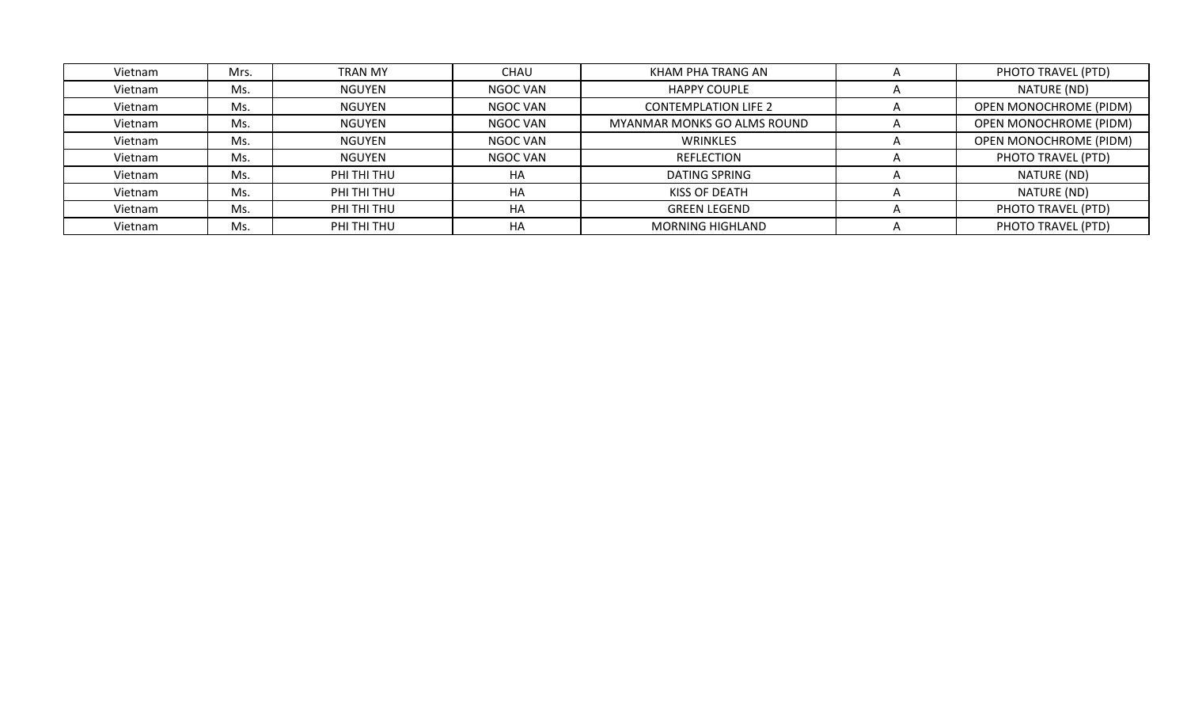| | | | | | | |
|---|---|---|---|---|---|---|
| Vietnam | Mrs. | TRAN MY | CHAU | KHAM PHA TRANG AN | A | PHOTO TRAVEL (PTD) |
| Vietnam | Ms. | NGUYEN | NGOC VAN | HAPPY COUPLE | A | NATURE (ND) |
| Vietnam | Ms. | NGUYEN | NGOC VAN | CONTEMPLATION LIFE 2 | A | OPEN MONOCHROME (PIDM) |
| Vietnam | Ms. | NGUYEN | NGOC VAN | MYANMAR MONKS GO ALMS ROUND | A | OPEN MONOCHROME (PIDM) |
| Vietnam | Ms. | NGUYEN | NGOC VAN | WRINKLES | A | OPEN MONOCHROME (PIDM) |
| Vietnam | Ms. | NGUYEN | NGOC VAN | REFLECTION | A | PHOTO TRAVEL (PTD) |
| Vietnam | Ms. | PHI THI THU | HA | DATING SPRING | A | NATURE (ND) |
| Vietnam | Ms. | PHI THI THU | HA | KISS OF DEATH | A | NATURE (ND) |
| Vietnam | Ms. | PHI THI THU | HA | GREEN LEGEND | A | PHOTO TRAVEL (PTD) |
| Vietnam | Ms. | PHI THI THU | HA | MORNING HIGHLAND | A | PHOTO TRAVEL (PTD) |